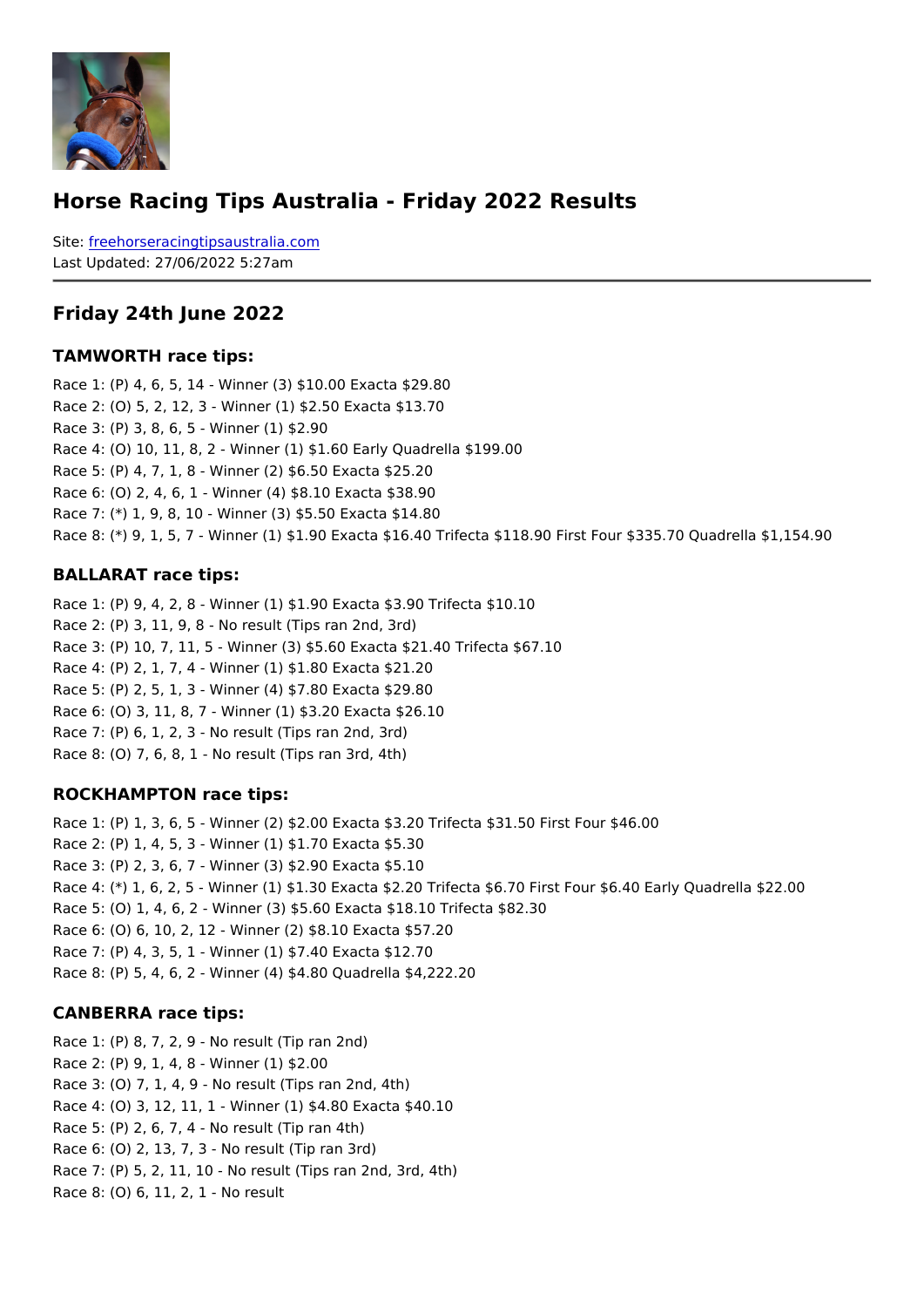# Horse Racing Tips Australia - Friday 2022 Results

Site: freehorseracingtipsaustralia.com
Last Updated: 27/06/2022 5:27am

## Friday 24th June 2022

### TAMWORTH race tips:

Race 1: (P) 4, 6, 5, 14 - Winner (3) $10.00 Exacta $29.80
Race 2: (O) 5, 2, 12, 3 - Winner (1) $2.50 Exacta $13.70
Race 3: (P) 3, 8, 6, 5 - Winner (1) $2.90
Race 4: (O) 10, 11, 8, 2 - Winner (1) $1.60 Early Quadrella $199.00
Race 5: (P) 4, 7, 1, 8 - Winner (2) $6.50 Exacta $25.20
Race 6: (O) 2, 4, 6, 1 - Winner (4) $8.10 Exacta $38.90
Race 7: (*) 1, 9, 8, 10 - Winner (3) $5.50 Exacta $14.80
Race 8: (*) 9, 1, 5, 7 - Winner (1) $1.90 Exacta $16.40 Trifecta $118.90 First Four $335.70 Quadrella $1,154.90

### BALLARAT race tips:

Race 1: (P) 9, 4, 2, 8 - Winner (1) $1.90 Exacta $3.90 Trifecta $10.10
Race 2: (P) 3, 11, 9, 8 - No result (Tips ran 2nd, 3rd)
Race 3: (P) 10, 7, 11, 5 - Winner (3) $5.60 Exacta $21.40 Trifecta $67.10
Race 4: (P) 2, 1, 7, 4 - Winner (1) $1.80 Exacta $21.20
Race 5: (P) 2, 5, 1, 3 - Winner (4) $7.80 Exacta $29.80
Race 6: (O) 3, 11, 8, 7 - Winner (1) $3.20 Exacta $26.10
Race 7: (P) 6, 1, 2, 3 - No result (Tips ran 2nd, 3rd)
Race 8: (O) 7, 6, 8, 1 - No result (Tips ran 3rd, 4th)

### ROCKHAMPTON race tips:

Race 1: (P) 1, 3, 6, 5 - Winner (2) $2.00 Exacta $3.20 Trifecta $31.50 First Four $46.00
Race 2: (P) 1, 4, 5, 3 - Winner (1) $1.70 Exacta $5.30
Race 3: (P) 2, 3, 6, 7 - Winner (3) $2.90 Exacta $5.10
Race 4: (*) 1, 6, 2, 5 - Winner (1) $1.30 Exacta $2.20 Trifecta $6.70 First Four $6.40 Early Quadrella $22.00
Race 5: (O) 1, 4, 6, 2 - Winner (3) $5.60 Exacta $18.10 Trifecta $82.30
Race 6: (O) 6, 10, 2, 12 - Winner (2) $8.10 Exacta $57.20
Race 7: (P) 4, 3, 5, 1 - Winner (1) $7.40 Exacta $12.70
Race 8: (P) 5, 4, 6, 2 - Winner (4) $4.80 Quadrella $4,222.20

### CANBERRA race tips:

Race 1: (P) 8, 7, 2, 9 - No result (Tip ran 2nd)
Race 2: (P) 9, 1, 4, 8 - Winner (1) $2.00
Race 3: (O) 7, 1, 4, 9 - No result (Tips ran 2nd, 4th)
Race 4: (O) 3, 12, 11, 1 - Winner (1) $4.80 Exacta $40.10
Race 5: (P) 2, 6, 7, 4 - No result (Tip ran 4th)
Race 6: (O) 2, 13, 7, 3 - No result (Tip ran 3rd)
Race 7: (P) 5, 2, 11, 10 - No result (Tips ran 2nd, 3rd, 4th)
Race 8: (O) 6, 11, 2, 1 - No result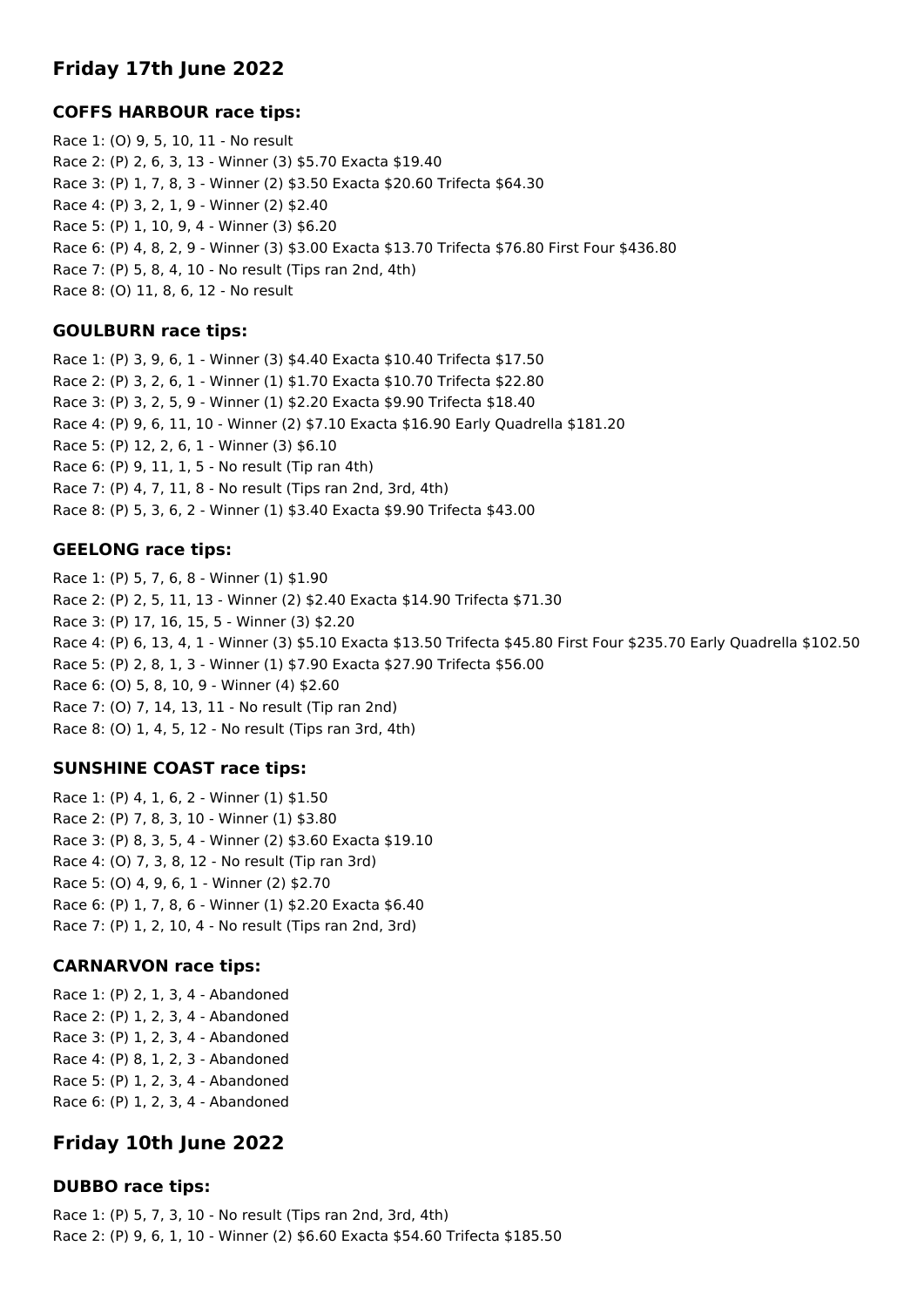## Friday 17th June 2022

### COFFS HARBOUR race tips:

Race 1: (O) 9, 5, 10, 11 - No result
Race 2: (P) 2, 6, 3, 13 - Winner (3) $5.70 Exacta $19.40
Race 3: (P) 1, 7, 8, 3 - Winner (2) $3.50 Exacta $20.60 Trifecta $64.30
Race 4: (P) 3, 2, 1, 9 - Winner (2) $2.40
Race 5: (P) 1, 10, 9, 4 - Winner (3) $6.20
Race 6: (P) 4, 8, 2, 9 - Winner (3) $3.00 Exacta $13.70 Trifecta $76.80 First Four $436.80
Race 7: (P) 5, 8, 4, 10 - No result (Tips ran 2nd, 4th)
Race 8: (O) 11, 8, 6, 12 - No result

### GOULBURN race tips:

Race 1: (P) 3, 9, 6, 1 - Winner (3) $4.40 Exacta $10.40 Trifecta $17.50
Race 2: (P) 3, 2, 6, 1 - Winner (1) $1.70 Exacta $10.70 Trifecta $22.80
Race 3: (P) 3, 2, 5, 9 - Winner (1) $2.20 Exacta $9.90 Trifecta $18.40
Race 4: (P) 9, 6, 11, 10 - Winner (2) $7.10 Exacta $16.90 Early Quadrella $181.20
Race 5: (P) 12, 2, 6, 1 - Winner (3) $6.10
Race 6: (P) 9, 11, 1, 5 - No result (Tip ran 4th)
Race 7: (P) 4, 7, 11, 8 - No result (Tips ran 2nd, 3rd, 4th)
Race 8: (P) 5, 3, 6, 2 - Winner (1) $3.40 Exacta $9.90 Trifecta $43.00

### GEELONG race tips:

Race 1: (P) 5, 7, 6, 8 - Winner (1) $1.90
Race 2: (P) 2, 5, 11, 13 - Winner (2) $2.40 Exacta $14.90 Trifecta $71.30
Race 3: (P) 17, 16, 15, 5 - Winner (3) $2.20
Race 4: (P) 6, 13, 4, 1 - Winner (3) $5.10 Exacta $13.50 Trifecta $45.80 First Four $235.70 Early Quadrella $102.50
Race 5: (P) 2, 8, 1, 3 - Winner (1) $7.90 Exacta $27.90 Trifecta $56.00
Race 6: (O) 5, 8, 10, 9 - Winner (4) $2.60
Race 7: (O) 7, 14, 13, 11 - No result (Tip ran 2nd)
Race 8: (O) 1, 4, 5, 12 - No result (Tips ran 3rd, 4th)

### SUNSHINE COAST race tips:

Race 1: (P) 4, 1, 6, 2 - Winner (1) $1.50
Race 2: (P) 7, 8, 3, 10 - Winner (1) $3.80
Race 3: (P) 8, 3, 5, 4 - Winner (2) $3.60 Exacta $19.10
Race 4: (O) 7, 3, 8, 12 - No result (Tip ran 3rd)
Race 5: (O) 4, 9, 6, 1 - Winner (2) $2.70
Race 6: (P) 1, 7, 8, 6 - Winner (1) $2.20 Exacta $6.40
Race 7: (P) 1, 2, 10, 4 - No result (Tips ran 2nd, 3rd)

### CARNARVON race tips:

Race 1: (P) 2, 1, 3, 4 - Abandoned
Race 2: (P) 1, 2, 3, 4 - Abandoned
Race 3: (P) 1, 2, 3, 4 - Abandoned
Race 4: (P) 8, 1, 2, 3 - Abandoned
Race 5: (P) 1, 2, 3, 4 - Abandoned
Race 6: (P) 1, 2, 3, 4 - Abandoned

## Friday 10th June 2022

### DUBBO race tips:

Race 1: (P) 5, 7, 3, 10 - No result (Tips ran 2nd, 3rd, 4th)
Race 2: (P) 9, 6, 1, 10 - Winner (2) $6.60 Exacta $54.60 Trifecta $185.50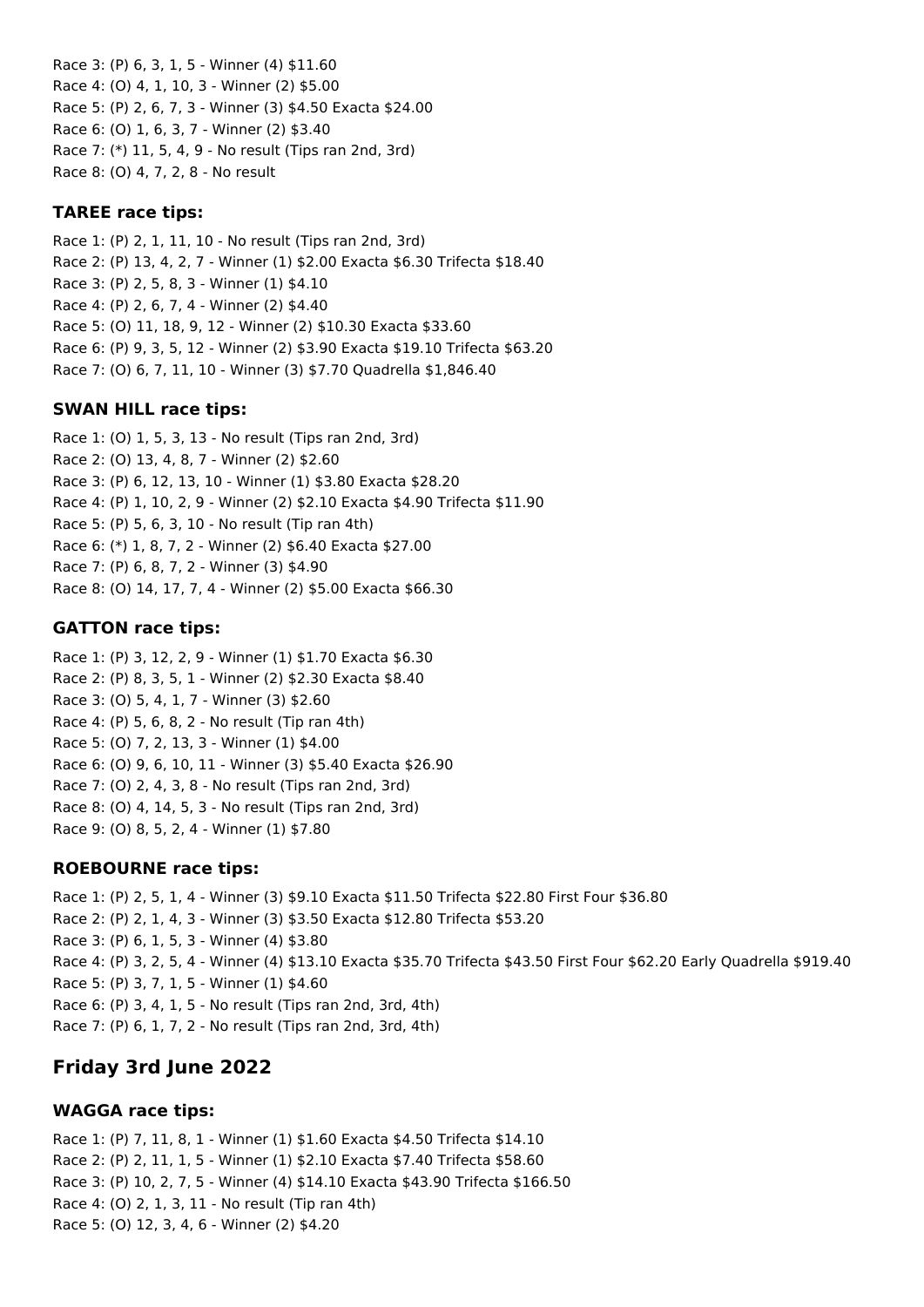Race 3: (P) 6, 3, 1, 5 - Winner (4) $11.60
Race 4: (O) 4, 1, 10, 3 - Winner (2) $5.00
Race 5: (P) 2, 6, 7, 3 - Winner (3) $4.50 Exacta $24.00
Race 6: (O) 1, 6, 3, 7 - Winner (2) $3.40
Race 7: (*) 11, 5, 4, 9 - No result (Tips ran 2nd, 3rd)
Race 8: (O) 4, 7, 2, 8 - No result

### TAREE race tips:

Race 1: (P) 2, 1, 11, 10 - No result (Tips ran 2nd, 3rd)
Race 2: (P) 13, 4, 2, 7 - Winner (1) $2.00 Exacta $6.30 Trifecta $18.40
Race 3: (P) 2, 5, 8, 3 - Winner (1) $4.10
Race 4: (P) 2, 6, 7, 4 - Winner (2) $4.40
Race 5: (O) 11, 18, 9, 12 - Winner (2) $10.30 Exacta $33.60
Race 6: (P) 9, 3, 5, 12 - Winner (2) $3.90 Exacta $19.10 Trifecta $63.20
Race 7: (O) 6, 7, 11, 10 - Winner (3) $7.70 Quadrella $1,846.40

### SWAN HILL race tips:

Race 1: (O) 1, 5, 3, 13 - No result (Tips ran 2nd, 3rd)
Race 2: (O) 13, 4, 8, 7 - Winner (2) $2.60
Race 3: (P) 6, 12, 13, 10 - Winner (1) $3.80 Exacta $28.20
Race 4: (P) 1, 10, 2, 9 - Winner (2) $2.10 Exacta $4.90 Trifecta $11.90
Race 5: (P) 5, 6, 3, 10 - No result (Tip ran 4th)
Race 6: (*) 1, 8, 7, 2 - Winner (2) $6.40 Exacta $27.00
Race 7: (P) 6, 8, 7, 2 - Winner (3) $4.90
Race 8: (O) 14, 17, 7, 4 - Winner (2) $5.00 Exacta $66.30

### GATTON race tips:

Race 1: (P) 3, 12, 2, 9 - Winner (1) $1.70 Exacta $6.30
Race 2: (P) 8, 3, 5, 1 - Winner (2) $2.30 Exacta $8.40
Race 3: (O) 5, 4, 1, 7 - Winner (3) $2.60
Race 4: (P) 5, 6, 8, 2 - No result (Tip ran 4th)
Race 5: (O) 7, 2, 13, 3 - Winner (1) $4.00
Race 6: (O) 9, 6, 10, 11 - Winner (3) $5.40 Exacta $26.90
Race 7: (O) 2, 4, 3, 8 - No result (Tips ran 2nd, 3rd)
Race 8: (O) 4, 14, 5, 3 - No result (Tips ran 2nd, 3rd)
Race 9: (O) 8, 5, 2, 4 - Winner (1) $7.80

### ROEBOURNE race tips:

Race 1: (P) 2, 5, 1, 4 - Winner (3) $9.10 Exacta $11.50 Trifecta $22.80 First Four $36.80
Race 2: (P) 2, 1, 4, 3 - Winner (3) $3.50 Exacta $12.80 Trifecta $53.20
Race 3: (P) 6, 1, 5, 3 - Winner (4) $3.80
Race 4: (P) 3, 2, 5, 4 - Winner (4) $13.10 Exacta $35.70 Trifecta $43.50 First Four $62.20 Early Quadrella $919.40
Race 5: (P) 3, 7, 1, 5 - Winner (1) $4.60
Race 6: (P) 3, 4, 1, 5 - No result (Tips ran 2nd, 3rd, 4th)
Race 7: (P) 6, 1, 7, 2 - No result (Tips ran 2nd, 3rd, 4th)

## Friday 3rd June 2022

### WAGGA race tips:

Race 1: (P) 7, 11, 8, 1 - Winner (1) $1.60 Exacta $4.50 Trifecta $14.10
Race 2: (P) 2, 11, 1, 5 - Winner (1) $2.10 Exacta $7.40 Trifecta $58.60
Race 3: (P) 10, 2, 7, 5 - Winner (4) $14.10 Exacta $43.90 Trifecta $166.50
Race 4: (O) 2, 1, 3, 11 - No result (Tip ran 4th)
Race 5: (O) 12, 3, 4, 6 - Winner (2) $4.20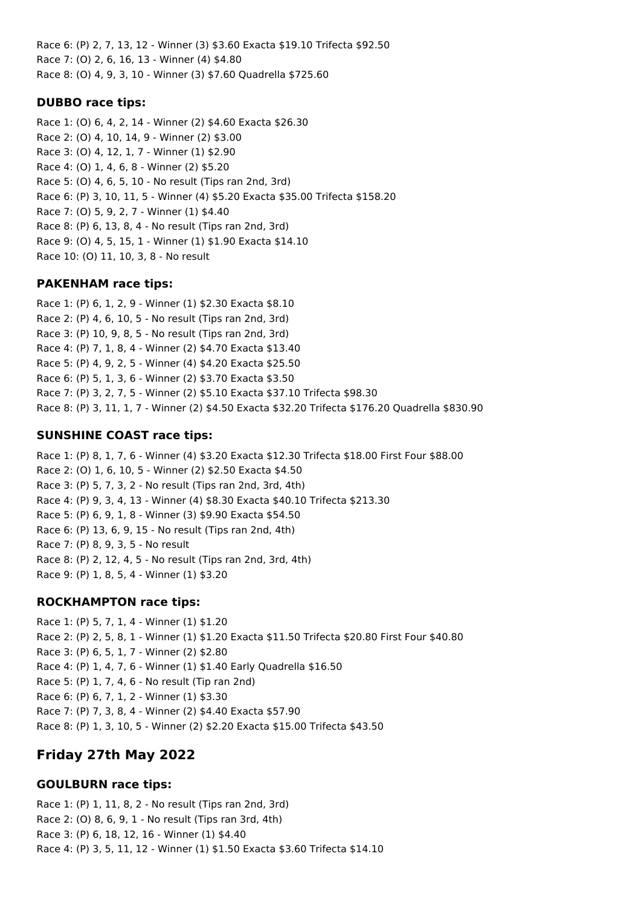Race 6: (P) 2, 7, 13, 12 - Winner (3) $3.60 Exacta $19.10 Trifecta $92.50
Race 7: (O) 2, 6, 16, 13 - Winner (4) $4.80
Race 8: (O) 4, 9, 3, 10 - Winner (3) $7.60 Quadrella $725.60

### DUBBO race tips:

Race 1: (O) 6, 4, 2, 14 - Winner (2) $4.60 Exacta $26.30
Race 2: (O) 4, 10, 14, 9 - Winner (2) $3.00
Race 3: (O) 4, 12, 1, 7 - Winner (1) $2.90
Race 4: (O) 1, 4, 6, 8 - Winner (2) $5.20
Race 5: (O) 4, 6, 5, 10 - No result (Tips ran 2nd, 3rd)
Race 6: (P) 3, 10, 11, 5 - Winner (4) $5.20 Exacta $35.00 Trifecta $158.20
Race 7: (O) 5, 9, 2, 7 - Winner (1) $4.40
Race 8: (P) 6, 13, 8, 4 - No result (Tips ran 2nd, 3rd)
Race 9: (O) 4, 5, 15, 1 - Winner (1) $1.90 Exacta $14.10
Race 10: (O) 11, 10, 3, 8 - No result

### PAKENHAM race tips:

Race 1: (P) 6, 1, 2, 9 - Winner (1) $2.30 Exacta $8.10
Race 2: (P) 4, 6, 10, 5 - No result (Tips ran 2nd, 3rd)
Race 3: (P) 10, 9, 8, 5 - No result (Tips ran 2nd, 3rd)
Race 4: (P) 7, 1, 8, 4 - Winner (2) $4.70 Exacta $13.40
Race 5: (P) 4, 9, 2, 5 - Winner (4) $4.20 Exacta $25.50
Race 6: (P) 5, 1, 3, 6 - Winner (2) $3.70 Exacta $3.50
Race 7: (P) 3, 2, 7, 5 - Winner (2) $5.10 Exacta $37.10 Trifecta $98.30
Race 8: (P) 3, 11, 1, 7 - Winner (2) $4.50 Exacta $32.20 Trifecta $176.20 Quadrella $830.90

### SUNSHINE COAST race tips:

Race 1: (P) 8, 1, 7, 6 - Winner (4) $3.20 Exacta $12.30 Trifecta $18.00 First Four $88.00
Race 2: (O) 1, 6, 10, 5 - Winner (2) $2.50 Exacta $4.50
Race 3: (P) 5, 7, 3, 2 - No result (Tips ran 2nd, 3rd, 4th)
Race 4: (P) 9, 3, 4, 13 - Winner (4) $8.30 Exacta $40.10 Trifecta $213.30
Race 5: (P) 6, 9, 1, 8 - Winner (3) $9.90 Exacta $54.50
Race 6: (P) 13, 6, 9, 15 - No result (Tips ran 2nd, 4th)
Race 7: (P) 8, 9, 3, 5 - No result
Race 8: (P) 2, 12, 4, 5 - No result (Tips ran 2nd, 3rd, 4th)
Race 9: (P) 1, 8, 5, 4 - Winner (1) $3.20

### ROCKHAMPTON race tips:

Race 1: (P) 5, 7, 1, 4 - Winner (1) $1.20
Race 2: (P) 2, 5, 8, 1 - Winner (1) $1.20 Exacta $11.50 Trifecta $20.80 First Four $40.80
Race 3: (P) 6, 5, 1, 7 - Winner (2) $2.80
Race 4: (P) 1, 4, 7, 6 - Winner (1) $1.40 Early Quadrella $16.50
Race 5: (P) 1, 7, 4, 6 - No result (Tip ran 2nd)
Race 6: (P) 6, 7, 1, 2 - Winner (1) $3.30
Race 7: (P) 7, 3, 8, 4 - Winner (2) $4.40 Exacta $57.90
Race 8: (P) 1, 3, 10, 5 - Winner (2) $2.20 Exacta $15.00 Trifecta $43.50

## Friday 27th May 2022

### GOULBURN race tips:

Race 1: (P) 1, 11, 8, 2 - No result (Tips ran 2nd, 3rd)
Race 2: (O) 8, 6, 9, 1 - No result (Tips ran 3rd, 4th)
Race 3: (P) 6, 18, 12, 16 - Winner (1) $4.40
Race 4: (P) 3, 5, 11, 12 - Winner (1) $1.50 Exacta $3.60 Trifecta $14.10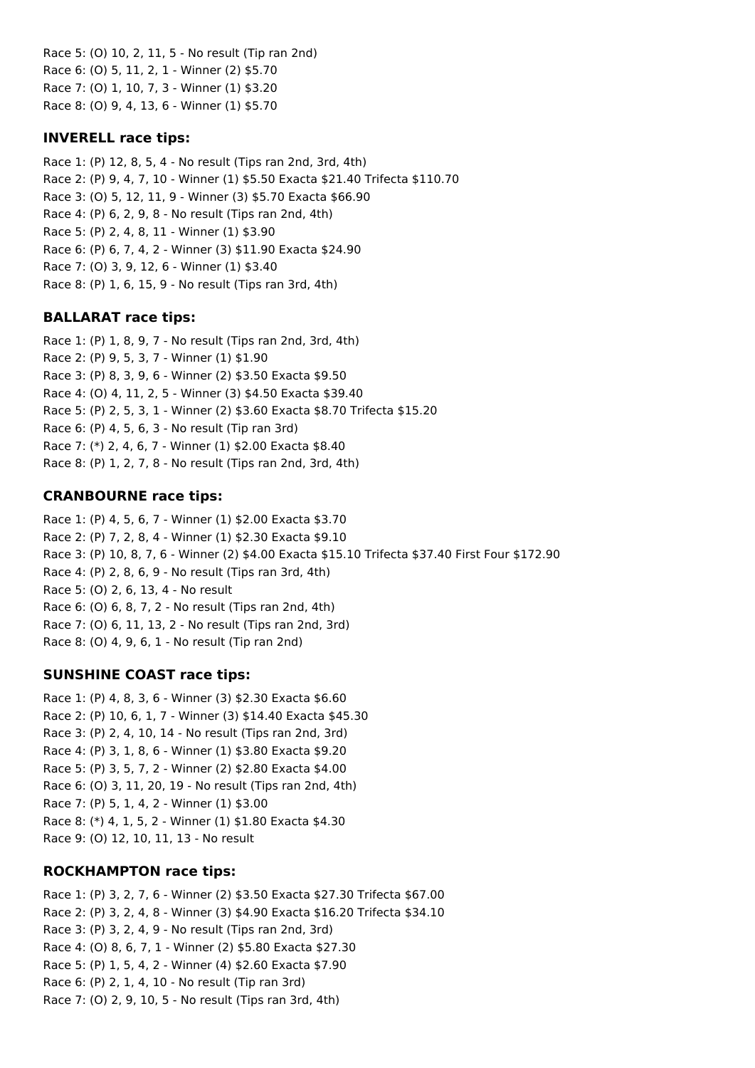Race 5: (O) 10, 2, 11, 5 - No result (Tip ran 2nd)
Race 6: (O) 5, 11, 2, 1 - Winner (2) $5.70
Race 7: (O) 1, 10, 7, 3 - Winner (1) $3.20
Race 8: (O) 9, 4, 13, 6 - Winner (1) $5.70

### INVERELL race tips:

Race 1: (P) 12, 8, 5, 4 - No result (Tips ran 2nd, 3rd, 4th)
Race 2: (P) 9, 4, 7, 10 - Winner (1) $5.50 Exacta $21.40 Trifecta $110.70
Race 3: (O) 5, 12, 11, 9 - Winner (3) $5.70 Exacta $66.90
Race 4: (P) 6, 2, 9, 8 - No result (Tips ran 2nd, 4th)
Race 5: (P) 2, 4, 8, 11 - Winner (1) $3.90
Race 6: (P) 6, 7, 4, 2 - Winner (3) $11.90 Exacta $24.90
Race 7: (O) 3, 9, 12, 6 - Winner (1) $3.40
Race 8: (P) 1, 6, 15, 9 - No result (Tips ran 3rd, 4th)

### BALLARAT race tips:

Race 1: (P) 1, 8, 9, 7 - No result (Tips ran 2nd, 3rd, 4th)
Race 2: (P) 9, 5, 3, 7 - Winner (1) $1.90
Race 3: (P) 8, 3, 9, 6 - Winner (2) $3.50 Exacta $9.50
Race 4: (O) 4, 11, 2, 5 - Winner (3) $4.50 Exacta $39.40
Race 5: (P) 2, 5, 3, 1 - Winner (2) $3.60 Exacta $8.70 Trifecta $15.20
Race 6: (P) 4, 5, 6, 3 - No result (Tip ran 3rd)
Race 7: (*) 2, 4, 6, 7 - Winner (1) $2.00 Exacta $8.40
Race 8: (P) 1, 2, 7, 8 - No result (Tips ran 2nd, 3rd, 4th)

### CRANBOURNE race tips:

Race 1: (P) 4, 5, 6, 7 - Winner (1) $2.00 Exacta $3.70
Race 2: (P) 7, 2, 8, 4 - Winner (1) $2.30 Exacta $9.10
Race 3: (P) 10, 8, 7, 6 - Winner (2) $4.00 Exacta $15.10 Trifecta $37.40 First Four $172.90
Race 4: (P) 2, 8, 6, 9 - No result (Tips ran 3rd, 4th)
Race 5: (O) 2, 6, 13, 4 - No result
Race 6: (O) 6, 8, 7, 2 - No result (Tips ran 2nd, 4th)
Race 7: (O) 6, 11, 13, 2 - No result (Tips ran 2nd, 3rd)
Race 8: (O) 4, 9, 6, 1 - No result (Tip ran 2nd)

### SUNSHINE COAST race tips:

Race 1: (P) 4, 8, 3, 6 - Winner (3) $2.30 Exacta $6.60
Race 2: (P) 10, 6, 1, 7 - Winner (3) $14.40 Exacta $45.30
Race 3: (P) 2, 4, 10, 14 - No result (Tips ran 2nd, 3rd)
Race 4: (P) 3, 1, 8, 6 - Winner (1) $3.80 Exacta $9.20
Race 5: (P) 3, 5, 7, 2 - Winner (2) $2.80 Exacta $4.00
Race 6: (O) 3, 11, 20, 19 - No result (Tips ran 2nd, 4th)
Race 7: (P) 5, 1, 4, 2 - Winner (1) $3.00
Race 8: (*) 4, 1, 5, 2 - Winner (1) $1.80 Exacta $4.30
Race 9: (O) 12, 10, 11, 13 - No result

### ROCKHAMPTON race tips:

Race 1: (P) 3, 2, 7, 6 - Winner (2) $3.50 Exacta $27.30 Trifecta $67.00
Race 2: (P) 3, 2, 4, 8 - Winner (3) $4.90 Exacta $16.20 Trifecta $34.10
Race 3: (P) 3, 2, 4, 9 - No result (Tips ran 2nd, 3rd)
Race 4: (O) 8, 6, 7, 1 - Winner (2) $5.80 Exacta $27.30
Race 5: (P) 1, 5, 4, 2 - Winner (4) $2.60 Exacta $7.90
Race 6: (P) 2, 1, 4, 10 - No result (Tip ran 3rd)
Race 7: (O) 2, 9, 10, 5 - No result (Tips ran 3rd, 4th)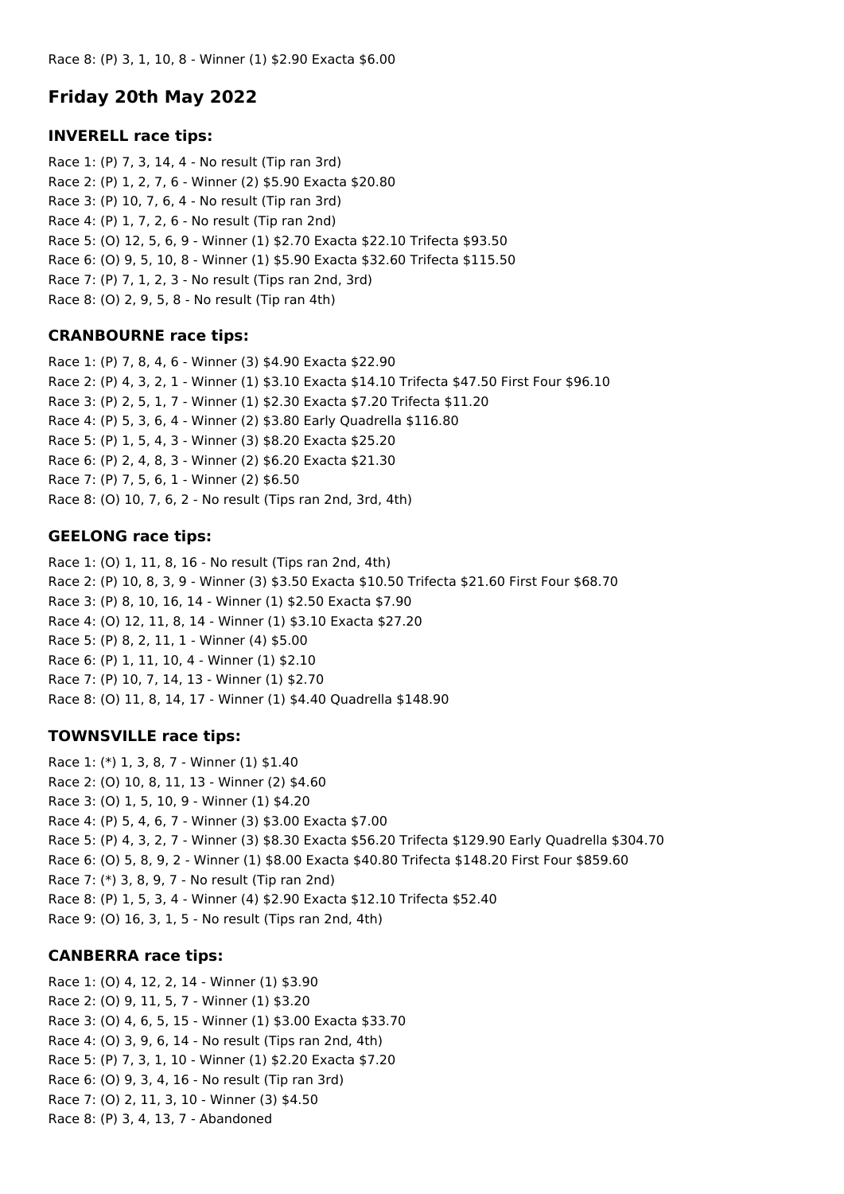Race 8: (P) 3, 1, 10, 8 - Winner (1) $2.90 Exacta $6.00

## Friday 20th May 2022

### INVERELL race tips:

Race 1: (P) 7, 3, 14, 4 - No result (Tip ran 3rd)
Race 2: (P) 1, 2, 7, 6 - Winner (2) $5.90 Exacta $20.80
Race 3: (P) 10, 7, 6, 4 - No result (Tip ran 3rd)
Race 4: (P) 1, 7, 2, 6 - No result (Tip ran 2nd)
Race 5: (O) 12, 5, 6, 9 - Winner (1) $2.70 Exacta $22.10 Trifecta $93.50
Race 6: (O) 9, 5, 10, 8 - Winner (1) $5.90 Exacta $32.60 Trifecta $115.50
Race 7: (P) 7, 1, 2, 3 - No result (Tips ran 2nd, 3rd)
Race 8: (O) 2, 9, 5, 8 - No result (Tip ran 4th)

### CRANBOURNE race tips:

Race 1: (P) 7, 8, 4, 6 - Winner (3) $4.90 Exacta $22.90
Race 2: (P) 4, 3, 2, 1 - Winner (1) $3.10 Exacta $14.10 Trifecta $47.50 First Four $96.10
Race 3: (P) 2, 5, 1, 7 - Winner (1) $2.30 Exacta $7.20 Trifecta $11.20
Race 4: (P) 5, 3, 6, 4 - Winner (2) $3.80 Early Quadrella $116.80
Race 5: (P) 1, 5, 4, 3 - Winner (3) $8.20 Exacta $25.20
Race 6: (P) 2, 4, 8, 3 - Winner (2) $6.20 Exacta $21.30
Race 7: (P) 7, 5, 6, 1 - Winner (2) $6.50
Race 8: (O) 10, 7, 6, 2 - No result (Tips ran 2nd, 3rd, 4th)

### GEELONG race tips:

Race 1: (O) 1, 11, 8, 16 - No result (Tips ran 2nd, 4th)
Race 2: (P) 10, 8, 3, 9 - Winner (3) $3.50 Exacta $10.50 Trifecta $21.60 First Four $68.70
Race 3: (P) 8, 10, 16, 14 - Winner (1) $2.50 Exacta $7.90
Race 4: (O) 12, 11, 8, 14 - Winner (1) $3.10 Exacta $27.20
Race 5: (P) 8, 2, 11, 1 - Winner (4) $5.00
Race 6: (P) 1, 11, 10, 4 - Winner (1) $2.10
Race 7: (P) 10, 7, 14, 13 - Winner (1) $2.70
Race 8: (O) 11, 8, 14, 17 - Winner (1) $4.40 Quadrella $148.90

### TOWNSVILLE race tips:

Race 1: (*) 1, 3, 8, 7 - Winner (1) $1.40
Race 2: (O) 10, 8, 11, 13 - Winner (2) $4.60
Race 3: (O) 1, 5, 10, 9 - Winner (1) $4.20
Race 4: (P) 5, 4, 6, 7 - Winner (3) $3.00 Exacta $7.00
Race 5: (P) 4, 3, 2, 7 - Winner (3) $8.30 Exacta $56.20 Trifecta $129.90 Early Quadrella $304.70
Race 6: (O) 5, 8, 9, 2 - Winner (1) $8.00 Exacta $40.80 Trifecta $148.20 First Four $859.60
Race 7: (*) 3, 8, 9, 7 - No result (Tip ran 2nd)
Race 8: (P) 1, 5, 3, 4 - Winner (4) $2.90 Exacta $12.10 Trifecta $52.40
Race 9: (O) 16, 3, 1, 5 - No result (Tips ran 2nd, 4th)

### CANBERRA race tips:

Race 1: (O) 4, 12, 2, 14 - Winner (1) $3.90
Race 2: (O) 9, 11, 5, 7 - Winner (1) $3.20
Race 3: (O) 4, 6, 5, 15 - Winner (1) $3.00 Exacta $33.70
Race 4: (O) 3, 9, 6, 14 - No result (Tips ran 2nd, 4th)
Race 5: (P) 7, 3, 1, 10 - Winner (1) $2.20 Exacta $7.20
Race 6: (O) 9, 3, 4, 16 - No result (Tip ran 3rd)
Race 7: (O) 2, 11, 3, 10 - Winner (3) $4.50
Race 8: (P) 3, 4, 13, 7 - Abandoned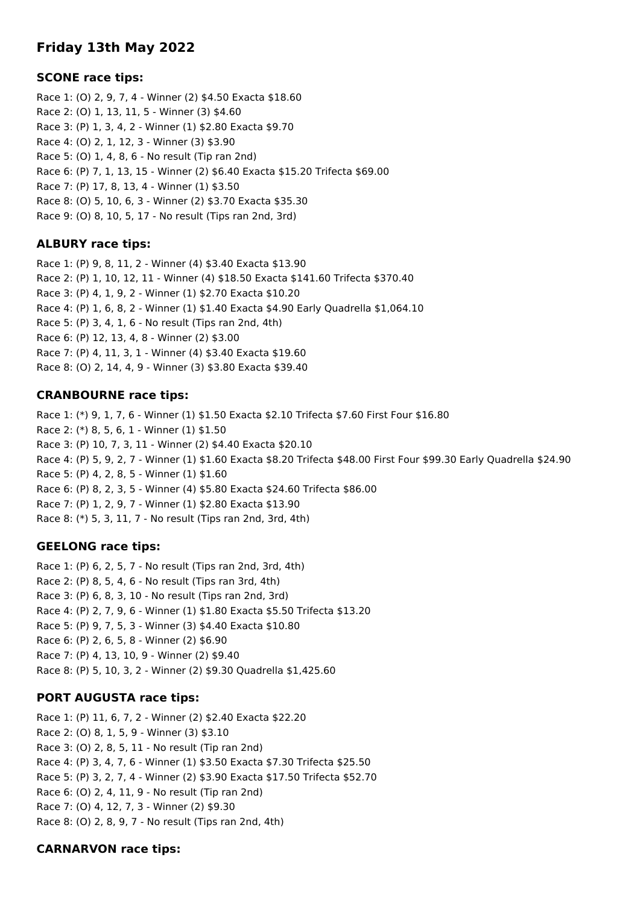## Friday 13th May 2022

### SCONE race tips:

Race 1: (O) 2, 9, 7, 4 - Winner (2) $4.50 Exacta $18.60
Race 2: (O) 1, 13, 11, 5 - Winner (3) $4.60
Race 3: (P) 1, 3, 4, 2 - Winner (1) $2.80 Exacta $9.70
Race 4: (O) 2, 1, 12, 3 - Winner (3) $3.90
Race 5: (O) 1, 4, 8, 6 - No result (Tip ran 2nd)
Race 6: (P) 7, 1, 13, 15 - Winner (2) $6.40 Exacta $15.20 Trifecta $69.00
Race 7: (P) 17, 8, 13, 4 - Winner (1) $3.50
Race 8: (O) 5, 10, 6, 3 - Winner (2) $3.70 Exacta $35.30
Race 9: (O) 8, 10, 5, 17 - No result (Tips ran 2nd, 3rd)

### ALBURY race tips:

Race 1: (P) 9, 8, 11, 2 - Winner (4) $3.40 Exacta $13.90
Race 2: (P) 1, 10, 12, 11 - Winner (4) $18.50 Exacta $141.60 Trifecta $370.40
Race 3: (P) 4, 1, 9, 2 - Winner (1) $2.70 Exacta $10.20
Race 4: (P) 1, 6, 8, 2 - Winner (1) $1.40 Exacta $4.90 Early Quadrella $1,064.10
Race 5: (P) 3, 4, 1, 6 - No result (Tips ran 2nd, 4th)
Race 6: (P) 12, 13, 4, 8 - Winner (2) $3.00
Race 7: (P) 4, 11, 3, 1 - Winner (4) $3.40 Exacta $19.60
Race 8: (O) 2, 14, 4, 9 - Winner (3) $3.80 Exacta $39.40

### CRANBOURNE race tips:

Race 1: (*) 9, 1, 7, 6 - Winner (1) $1.50 Exacta $2.10 Trifecta $7.60 First Four $16.80
Race 2: (*) 8, 5, 6, 1 - Winner (1) $1.50
Race 3: (P) 10, 7, 3, 11 - Winner (2) $4.40 Exacta $20.10
Race 4: (P) 5, 9, 2, 7 - Winner (1) $1.60 Exacta $8.20 Trifecta $48.00 First Four $99.30 Early Quadrella $24.90
Race 5: (P) 4, 2, 8, 5 - Winner (1) $1.60
Race 6: (P) 8, 2, 3, 5 - Winner (4) $5.80 Exacta $24.60 Trifecta $86.00
Race 7: (P) 1, 2, 9, 7 - Winner (1) $2.80 Exacta $13.90
Race 8: (*) 5, 3, 11, 7 - No result (Tips ran 2nd, 3rd, 4th)

### GEELONG race tips:

Race 1: (P) 6, 2, 5, 7 - No result (Tips ran 2nd, 3rd, 4th)
Race 2: (P) 8, 5, 4, 6 - No result (Tips ran 3rd, 4th)
Race 3: (P) 6, 8, 3, 10 - No result (Tips ran 2nd, 3rd)
Race 4: (P) 2, 7, 9, 6 - Winner (1) $1.80 Exacta $5.50 Trifecta $13.20
Race 5: (P) 9, 7, 5, 3 - Winner (3) $4.40 Exacta $10.80
Race 6: (P) 2, 6, 5, 8 - Winner (2) $6.90
Race 7: (P) 4, 13, 10, 9 - Winner (2) $9.40
Race 8: (P) 5, 10, 3, 2 - Winner (2) $9.30 Quadrella $1,425.60

### PORT AUGUSTA race tips:

Race 1: (P) 11, 6, 7, 2 - Winner (2) $2.40 Exacta $22.20
Race 2: (O) 8, 1, 5, 9 - Winner (3) $3.10
Race 3: (O) 2, 8, 5, 11 - No result (Tip ran 2nd)
Race 4: (P) 3, 4, 7, 6 - Winner (1) $3.50 Exacta $7.30 Trifecta $25.50
Race 5: (P) 3, 2, 7, 4 - Winner (2) $3.90 Exacta $17.50 Trifecta $52.70
Race 6: (O) 2, 4, 11, 9 - No result (Tip ran 2nd)
Race 7: (O) 4, 12, 7, 3 - Winner (2) $9.30
Race 8: (O) 2, 8, 9, 7 - No result (Tips ran 2nd, 4th)

### CARNARVON race tips: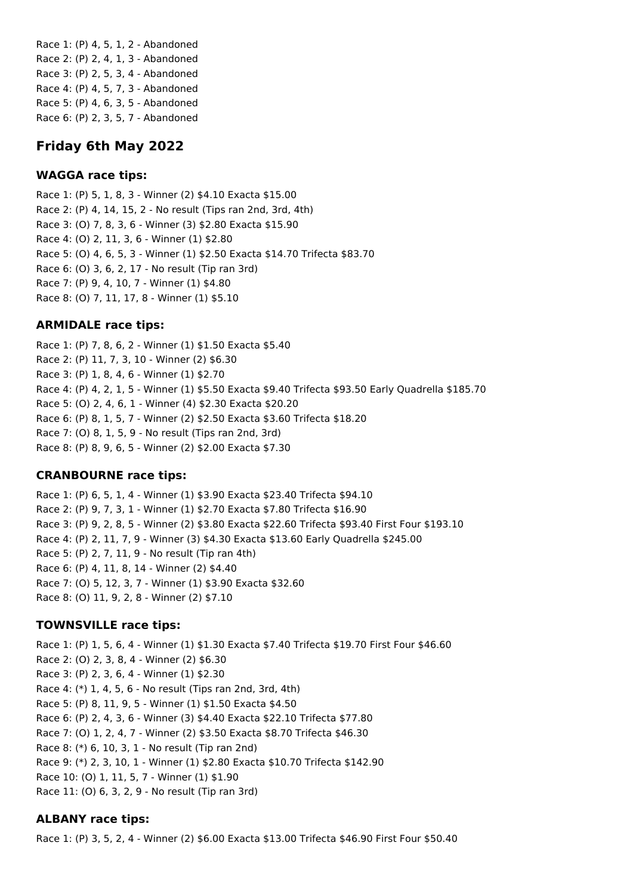Race 1: (P) 4, 5, 1, 2 - Abandoned
Race 2: (P) 2, 4, 1, 3 - Abandoned
Race 3: (P) 2, 5, 3, 4 - Abandoned
Race 4: (P) 4, 5, 7, 3 - Abandoned
Race 5: (P) 4, 6, 3, 5 - Abandoned
Race 6: (P) 2, 3, 5, 7 - Abandoned

## Friday 6th May 2022

### WAGGA race tips:

Race 1: (P) 5, 1, 8, 3 - Winner (2) $4.10 Exacta $15.00
Race 2: (P) 4, 14, 15, 2 - No result (Tips ran 2nd, 3rd, 4th)
Race 3: (O) 7, 8, 3, 6 - Winner (3) $2.80 Exacta $15.90
Race 4: (O) 2, 11, 3, 6 - Winner (1) $2.80
Race 5: (O) 4, 6, 5, 3 - Winner (1) $2.50 Exacta $14.70 Trifecta $83.70
Race 6: (O) 3, 6, 2, 17 - No result (Tip ran 3rd)
Race 7: (P) 9, 4, 10, 7 - Winner (1) $4.80
Race 8: (O) 7, 11, 17, 8 - Winner (1) $5.10

### ARMIDALE race tips:

Race 1: (P) 7, 8, 6, 2 - Winner (1) $1.50 Exacta $5.40
Race 2: (P) 11, 7, 3, 10 - Winner (2) $6.30
Race 3: (P) 1, 8, 4, 6 - Winner (1) $2.70
Race 4: (P) 4, 2, 1, 5 - Winner (1) $5.50 Exacta $9.40 Trifecta $93.50 Early Quadrella $185.70
Race 5: (O) 2, 4, 6, 1 - Winner (4) $2.30 Exacta $20.20
Race 6: (P) 8, 1, 5, 7 - Winner (2) $2.50 Exacta $3.60 Trifecta $18.20
Race 7: (O) 8, 1, 5, 9 - No result (Tips ran 2nd, 3rd)
Race 8: (P) 8, 9, 6, 5 - Winner (2) $2.00 Exacta $7.30

### CRANBOURNE race tips:

Race 1: (P) 6, 5, 1, 4 - Winner (1) $3.90 Exacta $23.40 Trifecta $94.10
Race 2: (P) 9, 7, 3, 1 - Winner (1) $2.70 Exacta $7.80 Trifecta $16.90
Race 3: (P) 9, 2, 8, 5 - Winner (2) $3.80 Exacta $22.60 Trifecta $93.40 First Four $193.10
Race 4: (P) 2, 11, 7, 9 - Winner (3) $4.30 Exacta $13.60 Early Quadrella $245.00
Race 5: (P) 2, 7, 11, 9 - No result (Tip ran 4th)
Race 6: (P) 4, 11, 8, 14 - Winner (2) $4.40
Race 7: (O) 5, 12, 3, 7 - Winner (1) $3.90 Exacta $32.60
Race 8: (O) 11, 9, 2, 8 - Winner (2) $7.10

### TOWNSVILLE race tips:

Race 1: (P) 1, 5, 6, 4 - Winner (1) $1.30 Exacta $7.40 Trifecta $19.70 First Four $46.60
Race 2: (O) 2, 3, 8, 4 - Winner (2) $6.30
Race 3: (P) 2, 3, 6, 4 - Winner (1) $2.30
Race 4: (*) 1, 4, 5, 6 - No result (Tips ran 2nd, 3rd, 4th)
Race 5: (P) 8, 11, 9, 5 - Winner (1) $1.50 Exacta $4.50
Race 6: (P) 2, 4, 3, 6 - Winner (3) $4.40 Exacta $22.10 Trifecta $77.80
Race 7: (O) 1, 2, 4, 7 - Winner (2) $3.50 Exacta $8.70 Trifecta $46.30
Race 8: (*) 6, 10, 3, 1 - No result (Tip ran 2nd)
Race 9: (*) 2, 3, 10, 1 - Winner (1) $2.80 Exacta $10.70 Trifecta $142.90
Race 10: (O) 1, 11, 5, 7 - Winner (1) $1.90
Race 11: (O) 6, 3, 2, 9 - No result (Tip ran 3rd)

### ALBANY race tips:

Race 1: (P) 3, 5, 2, 4 - Winner (2) $6.00 Exacta $13.00 Trifecta $46.90 First Four $50.40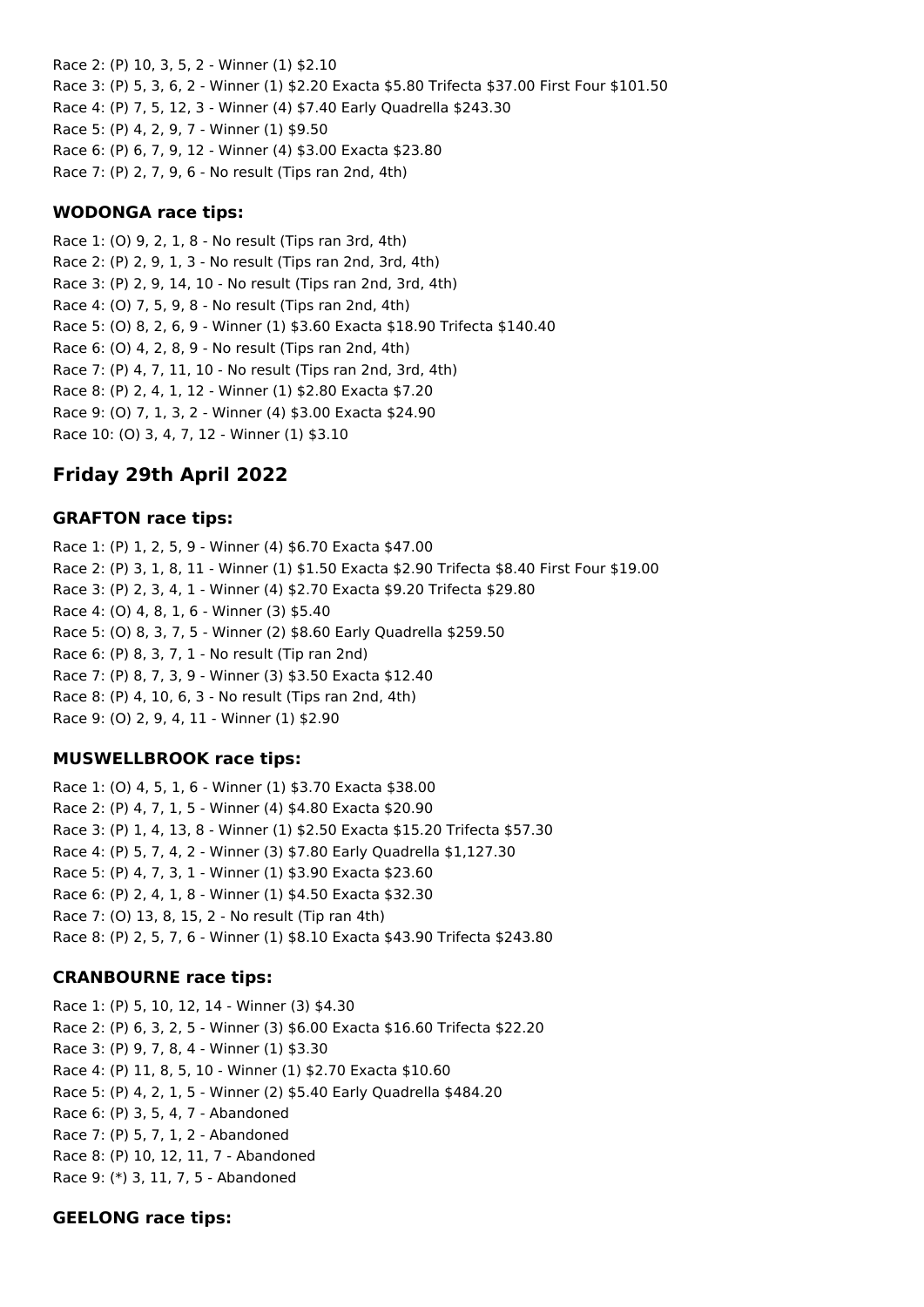Race 2: (P) 10, 3, 5, 2 - Winner (1) $2.10
Race 3: (P) 5, 3, 6, 2 - Winner (1) $2.20 Exacta $5.80 Trifecta $37.00 First Four $101.50
Race 4: (P) 7, 5, 12, 3 - Winner (4) $7.40 Early Quadrella $243.30
Race 5: (P) 4, 2, 9, 7 - Winner (1) $9.50
Race 6: (P) 6, 7, 9, 12 - Winner (4) $3.00 Exacta $23.80
Race 7: (P) 2, 7, 9, 6 - No result (Tips ran 2nd, 4th)

### WODONGA race tips:

Race 1: (O) 9, 2, 1, 8 - No result (Tips ran 3rd, 4th)
Race 2: (P) 2, 9, 1, 3 - No result (Tips ran 2nd, 3rd, 4th)
Race 3: (P) 2, 9, 14, 10 - No result (Tips ran 2nd, 3rd, 4th)
Race 4: (O) 7, 5, 9, 8 - No result (Tips ran 2nd, 4th)
Race 5: (O) 8, 2, 6, 9 - Winner (1) $3.60 Exacta $18.90 Trifecta $140.40
Race 6: (O) 4, 2, 8, 9 - No result (Tips ran 2nd, 4th)
Race 7: (P) 4, 7, 11, 10 - No result (Tips ran 2nd, 3rd, 4th)
Race 8: (P) 2, 4, 1, 12 - Winner (1) $2.80 Exacta $7.20
Race 9: (O) 7, 1, 3, 2 - Winner (4) $3.00 Exacta $24.90
Race 10: (O) 3, 4, 7, 12 - Winner (1) $3.10

## Friday 29th April 2022

### GRAFTON race tips:

Race 1: (P) 1, 2, 5, 9 - Winner (4) $6.70 Exacta $47.00
Race 2: (P) 3, 1, 8, 11 - Winner (1) $1.50 Exacta $2.90 Trifecta $8.40 First Four $19.00
Race 3: (P) 2, 3, 4, 1 - Winner (4) $2.70 Exacta $9.20 Trifecta $29.80
Race 4: (O) 4, 8, 1, 6 - Winner (3) $5.40
Race 5: (O) 8, 3, 7, 5 - Winner (2) $8.60 Early Quadrella $259.50
Race 6: (P) 8, 3, 7, 1 - No result (Tip ran 2nd)
Race 7: (P) 8, 7, 3, 9 - Winner (3) $3.50 Exacta $12.40
Race 8: (P) 4, 10, 6, 3 - No result (Tips ran 2nd, 4th)
Race 9: (O) 2, 9, 4, 11 - Winner (1) $2.90

### MUSWELLBROOK race tips:

Race 1: (O) 4, 5, 1, 6 - Winner (1) $3.70 Exacta $38.00
Race 2: (P) 4, 7, 1, 5 - Winner (4) $4.80 Exacta $20.90
Race 3: (P) 1, 4, 13, 8 - Winner (1) $2.50 Exacta $15.20 Trifecta $57.30
Race 4: (P) 5, 7, 4, 2 - Winner (3) $7.80 Early Quadrella $1,127.30
Race 5: (P) 4, 7, 3, 1 - Winner (1) $3.90 Exacta $23.60
Race 6: (P) 2, 4, 1, 8 - Winner (1) $4.50 Exacta $32.30
Race 7: (O) 13, 8, 15, 2 - No result (Tip ran 4th)
Race 8: (P) 2, 5, 7, 6 - Winner (1) $8.10 Exacta $43.90 Trifecta $243.80

### CRANBOURNE race tips:

Race 1: (P) 5, 10, 12, 14 - Winner (3) $4.30
Race 2: (P) 6, 3, 2, 5 - Winner (3) $6.00 Exacta $16.60 Trifecta $22.20
Race 3: (P) 9, 7, 8, 4 - Winner (1) $3.30
Race 4: (P) 11, 8, 5, 10 - Winner (1) $2.70 Exacta $10.60
Race 5: (P) 4, 2, 1, 5 - Winner (2) $5.40 Early Quadrella $484.20
Race 6: (P) 3, 5, 4, 7 - Abandoned
Race 7: (P) 5, 7, 1, 2 - Abandoned
Race 8: (P) 10, 12, 11, 7 - Abandoned
Race 9: (*) 3, 11, 7, 5 - Abandoned

### GEELONG race tips: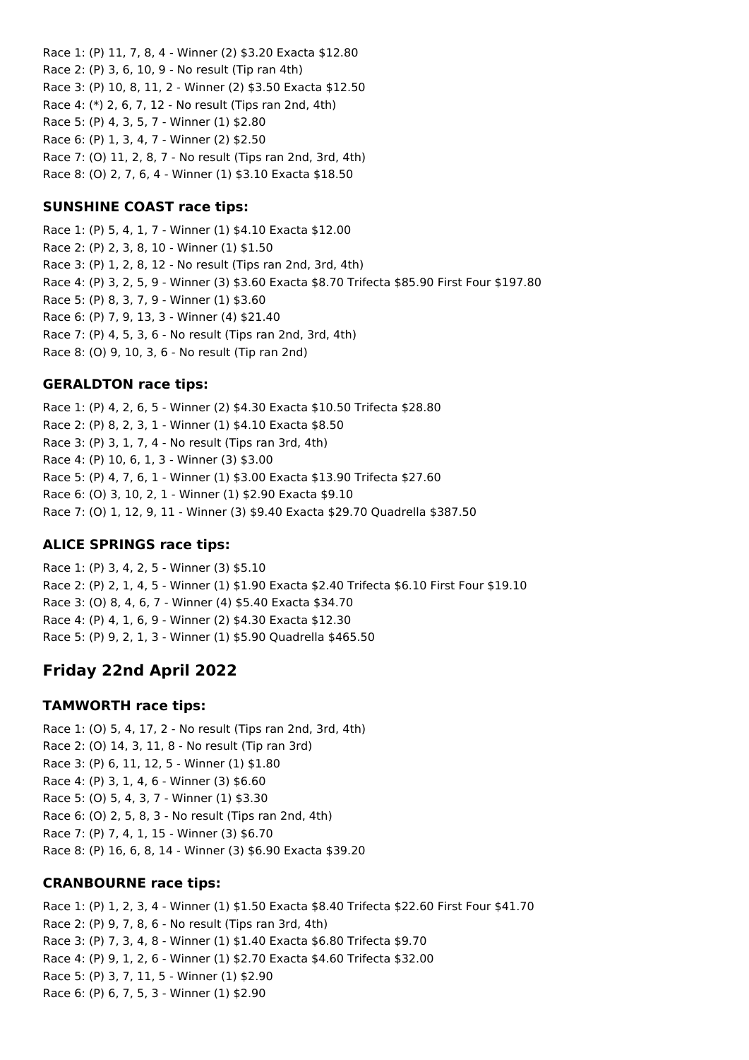Race 1: (P) 11, 7, 8, 4 - Winner (2) $3.20 Exacta $12.80
Race 2: (P) 3, 6, 10, 9 - No result (Tip ran 4th)
Race 3: (P) 10, 8, 11, 2 - Winner (2) $3.50 Exacta $12.50
Race 4: (*) 2, 6, 7, 12 - No result (Tips ran 2nd, 4th)
Race 5: (P) 4, 3, 5, 7 - Winner (1) $2.80
Race 6: (P) 1, 3, 4, 7 - Winner (2) $2.50
Race 7: (O) 11, 2, 8, 7 - No result (Tips ran 2nd, 3rd, 4th)
Race 8: (O) 2, 7, 6, 4 - Winner (1) $3.10 Exacta $18.50

### SUNSHINE COAST race tips:

Race 1: (P) 5, 4, 1, 7 - Winner (1) $4.10 Exacta $12.00
Race 2: (P) 2, 3, 8, 10 - Winner (1) $1.50
Race 3: (P) 1, 2, 8, 12 - No result (Tips ran 2nd, 3rd, 4th)
Race 4: (P) 3, 2, 5, 9 - Winner (3) $3.60 Exacta $8.70 Trifecta $85.90 First Four $197.80
Race 5: (P) 8, 3, 7, 9 - Winner (1) $3.60
Race 6: (P) 7, 9, 13, 3 - Winner (4) $21.40
Race 7: (P) 4, 5, 3, 6 - No result (Tips ran 2nd, 3rd, 4th)
Race 8: (O) 9, 10, 3, 6 - No result (Tip ran 2nd)

### GERALDTON race tips:

Race 1: (P) 4, 2, 6, 5 - Winner (2) $4.30 Exacta $10.50 Trifecta $28.80
Race 2: (P) 8, 2, 3, 1 - Winner (1) $4.10 Exacta $8.50
Race 3: (P) 3, 1, 7, 4 - No result (Tips ran 3rd, 4th)
Race 4: (P) 10, 6, 1, 3 - Winner (3) $3.00
Race 5: (P) 4, 7, 6, 1 - Winner (1) $3.00 Exacta $13.90 Trifecta $27.60
Race 6: (O) 3, 10, 2, 1 - Winner (1) $2.90 Exacta $9.10
Race 7: (O) 1, 12, 9, 11 - Winner (3) $9.40 Exacta $29.70 Quadrella $387.50

### ALICE SPRINGS race tips:

Race 1: (P) 3, 4, 2, 5 - Winner (3) $5.10
Race 2: (P) 2, 1, 4, 5 - Winner (1) $1.90 Exacta $2.40 Trifecta $6.10 First Four $19.10
Race 3: (O) 8, 4, 6, 7 - Winner (4) $5.40 Exacta $34.70
Race 4: (P) 4, 1, 6, 9 - Winner (2) $4.30 Exacta $12.30
Race 5: (P) 9, 2, 1, 3 - Winner (1) $5.90 Quadrella $465.50

## Friday 22nd April 2022

### TAMWORTH race tips:

Race 1: (O) 5, 4, 17, 2 - No result (Tips ran 2nd, 3rd, 4th)
Race 2: (O) 14, 3, 11, 8 - No result (Tip ran 3rd)
Race 3: (P) 6, 11, 12, 5 - Winner (1) $1.80
Race 4: (P) 3, 1, 4, 6 - Winner (3) $6.60
Race 5: (O) 5, 4, 3, 7 - Winner (1) $3.30
Race 6: (O) 2, 5, 8, 3 - No result (Tips ran 2nd, 4th)
Race 7: (P) 7, 4, 1, 15 - Winner (3) $6.70
Race 8: (P) 16, 6, 8, 14 - Winner (3) $6.90 Exacta $39.20

### CRANBOURNE race tips:

Race 1: (P) 1, 2, 3, 4 - Winner (1) $1.50 Exacta $8.40 Trifecta $22.60 First Four $41.70
Race 2: (P) 9, 7, 8, 6 - No result (Tips ran 3rd, 4th)
Race 3: (P) 7, 3, 4, 8 - Winner (1) $1.40 Exacta $6.80 Trifecta $9.70
Race 4: (P) 9, 1, 2, 6 - Winner (1) $2.70 Exacta $4.60 Trifecta $32.00
Race 5: (P) 3, 7, 11, 5 - Winner (1) $2.90
Race 6: (P) 6, 7, 5, 3 - Winner (1) $2.90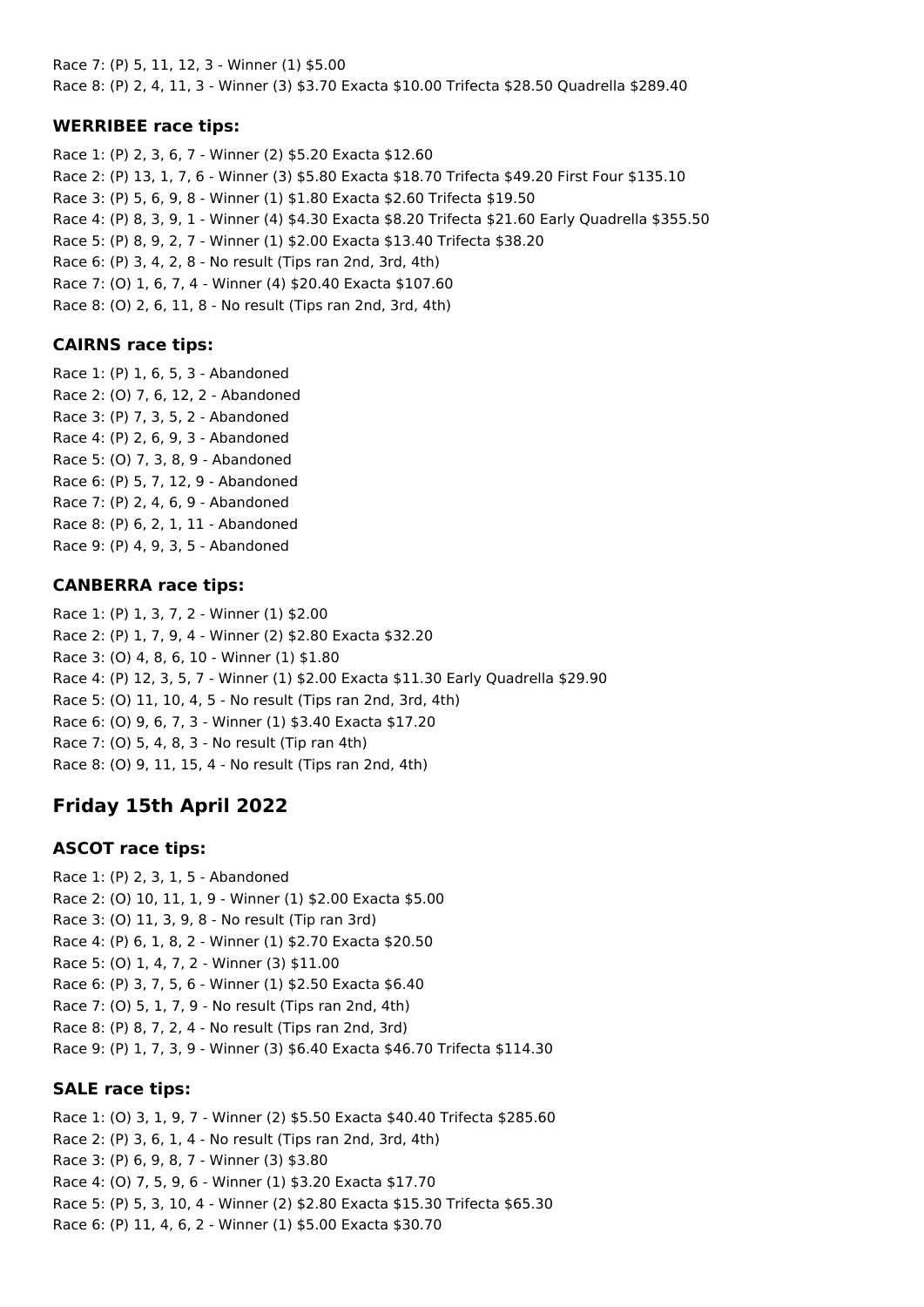Race 7: (P) 5, 11, 12, 3 - Winner (1) $5.00
Race 8: (P) 2, 4, 11, 3 - Winner (3) $3.70 Exacta $10.00 Trifecta $28.50 Quadrella $289.40

### WERRIBEE race tips:

Race 1: (P) 2, 3, 6, 7 - Winner (2) $5.20 Exacta $12.60
Race 2: (P) 13, 1, 7, 6 - Winner (3) $5.80 Exacta $18.70 Trifecta $49.20 First Four $135.10
Race 3: (P) 5, 6, 9, 8 - Winner (1) $1.80 Exacta $2.60 Trifecta $19.50
Race 4: (P) 8, 3, 9, 1 - Winner (4) $4.30 Exacta $8.20 Trifecta $21.60 Early Quadrella $355.50
Race 5: (P) 8, 9, 2, 7 - Winner (1) $2.00 Exacta $13.40 Trifecta $38.20
Race 6: (P) 3, 4, 2, 8 - No result (Tips ran 2nd, 3rd, 4th)
Race 7: (O) 1, 6, 7, 4 - Winner (4) $20.40 Exacta $107.60
Race 8: (O) 2, 6, 11, 8 - No result (Tips ran 2nd, 3rd, 4th)

### CAIRNS race tips:

Race 1: (P) 1, 6, 5, 3 - Abandoned
Race 2: (O) 7, 6, 12, 2 - Abandoned
Race 3: (P) 7, 3, 5, 2 - Abandoned
Race 4: (P) 2, 6, 9, 3 - Abandoned
Race 5: (O) 7, 3, 8, 9 - Abandoned
Race 6: (P) 5, 7, 12, 9 - Abandoned
Race 7: (P) 2, 4, 6, 9 - Abandoned
Race 8: (P) 6, 2, 1, 11 - Abandoned
Race 9: (P) 4, 9, 3, 5 - Abandoned

### CANBERRA race tips:

Race 1: (P) 1, 3, 7, 2 - Winner (1) $2.00
Race 2: (P) 1, 7, 9, 4 - Winner (2) $2.80 Exacta $32.20
Race 3: (O) 4, 8, 6, 10 - Winner (1) $1.80
Race 4: (P) 12, 3, 5, 7 - Winner (1) $2.00 Exacta $11.30 Early Quadrella $29.90
Race 5: (O) 11, 10, 4, 5 - No result (Tips ran 2nd, 3rd, 4th)
Race 6: (O) 9, 6, 7, 3 - Winner (1) $3.40 Exacta $17.20
Race 7: (O) 5, 4, 8, 3 - No result (Tip ran 4th)
Race 8: (O) 9, 11, 15, 4 - No result (Tips ran 2nd, 4th)

## Friday 15th April 2022

### ASCOT race tips:

Race 1: (P) 2, 3, 1, 5 - Abandoned
Race 2: (O) 10, 11, 1, 9 - Winner (1) $2.00 Exacta $5.00
Race 3: (O) 11, 3, 9, 8 - No result (Tip ran 3rd)
Race 4: (P) 6, 1, 8, 2 - Winner (1) $2.70 Exacta $20.50
Race 5: (O) 1, 4, 7, 2 - Winner (3) $11.00
Race 6: (P) 3, 7, 5, 6 - Winner (1) $2.50 Exacta $6.40
Race 7: (O) 5, 1, 7, 9 - No result (Tips ran 2nd, 4th)
Race 8: (P) 8, 7, 2, 4 - No result (Tips ran 2nd, 3rd)
Race 9: (P) 1, 7, 3, 9 - Winner (3) $6.40 Exacta $46.70 Trifecta $114.30

### SALE race tips:

Race 1: (O) 3, 1, 9, 7 - Winner (2) $5.50 Exacta $40.40 Trifecta $285.60
Race 2: (P) 3, 6, 1, 4 - No result (Tips ran 2nd, 3rd, 4th)
Race 3: (P) 6, 9, 8, 7 - Winner (3) $3.80
Race 4: (O) 7, 5, 9, 6 - Winner (1) $3.20 Exacta $17.70
Race 5: (P) 5, 3, 10, 4 - Winner (2) $2.80 Exacta $15.30 Trifecta $65.30
Race 6: (P) 11, 4, 6, 2 - Winner (1) $5.00 Exacta $30.70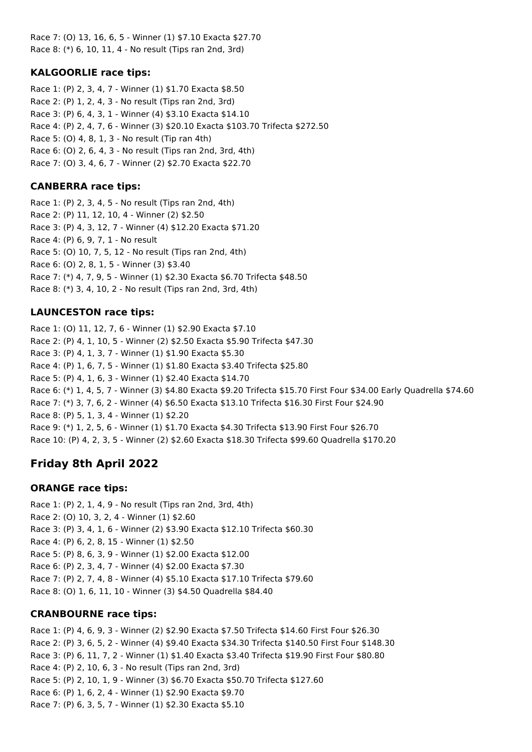Race 7: (O) 13, 16, 6, 5 - Winner (1) $7.10 Exacta $27.70
Race 8: (*) 6, 10, 11, 4 - No result (Tips ran 2nd, 3rd)

### KALGOORLIE race tips:

Race 1: (P) 2, 3, 4, 7 - Winner (1) $1.70 Exacta $8.50
Race 2: (P) 1, 2, 4, 3 - No result (Tips ran 2nd, 3rd)
Race 3: (P) 6, 4, 3, 1 - Winner (4) $3.10 Exacta $14.10
Race 4: (P) 2, 4, 7, 6 - Winner (3) $20.10 Exacta $103.70 Trifecta $272.50
Race 5: (O) 4, 8, 1, 3 - No result (Tip ran 4th)
Race 6: (O) 2, 6, 4, 3 - No result (Tips ran 2nd, 3rd, 4th)
Race 7: (O) 3, 4, 6, 7 - Winner (2) $2.70 Exacta $22.70

### CANBERRA race tips:

Race 1: (P) 2, 3, 4, 5 - No result (Tips ran 2nd, 4th)
Race 2: (P) 11, 12, 10, 4 - Winner (2) $2.50
Race 3: (P) 4, 3, 12, 7 - Winner (4) $12.20 Exacta $71.20
Race 4: (P) 6, 9, 7, 1 - No result
Race 5: (O) 10, 7, 5, 12 - No result (Tips ran 2nd, 4th)
Race 6: (O) 2, 8, 1, 5 - Winner (3) $3.40
Race 7: (*) 4, 7, 9, 5 - Winner (1) $2.30 Exacta $6.70 Trifecta $48.50
Race 8: (*) 3, 4, 10, 2 - No result (Tips ran 2nd, 3rd, 4th)

### LAUNCESTON race tips:

Race 1: (O) 11, 12, 7, 6 - Winner (1) $2.90 Exacta $7.10
Race 2: (P) 4, 1, 10, 5 - Winner (2) $2.50 Exacta $5.90 Trifecta $47.30
Race 3: (P) 4, 1, 3, 7 - Winner (1) $1.90 Exacta $5.30
Race 4: (P) 1, 6, 7, 5 - Winner (1) $1.80 Exacta $3.40 Trifecta $25.80
Race 5: (P) 4, 1, 6, 3 - Winner (1) $2.40 Exacta $14.70
Race 6: (*) 1, 4, 5, 7 - Winner (3) $4.80 Exacta $9.20 Trifecta $15.70 First Four $34.00 Early Quadrella $74.60
Race 7: (*) 3, 7, 6, 2 - Winner (4) $6.50 Exacta $13.10 Trifecta $16.30 First Four $24.90
Race 8: (P) 5, 1, 3, 4 - Winner (1) $2.20
Race 9: (*) 1, 2, 5, 6 - Winner (1) $1.70 Exacta $4.30 Trifecta $13.90 First Four $26.70
Race 10: (P) 4, 2, 3, 5 - Winner (2) $2.60 Exacta $18.30 Trifecta $99.60 Quadrella $170.20

## Friday 8th April 2022

### ORANGE race tips:

Race 1: (P) 2, 1, 4, 9 - No result (Tips ran 2nd, 3rd, 4th)
Race 2: (O) 10, 3, 2, 4 - Winner (1) $2.60
Race 3: (P) 3, 4, 1, 6 - Winner (2) $3.90 Exacta $12.10 Trifecta $60.30
Race 4: (P) 6, 2, 8, 15 - Winner (1) $2.50
Race 5: (P) 8, 6, 3, 9 - Winner (1) $2.00 Exacta $12.00
Race 6: (P) 2, 3, 4, 7 - Winner (4) $2.00 Exacta $7.30
Race 7: (P) 2, 7, 4, 8 - Winner (4) $5.10 Exacta $17.10 Trifecta $79.60
Race 8: (O) 1, 6, 11, 10 - Winner (3) $4.50 Quadrella $84.40

### CRANBOURNE race tips:

Race 1: (P) 4, 6, 9, 3 - Winner (2) $2.90 Exacta $7.50 Trifecta $14.60 First Four $26.30
Race 2: (P) 3, 6, 5, 2 - Winner (4) $9.40 Exacta $34.30 Trifecta $140.50 First Four $148.30
Race 3: (P) 6, 11, 7, 2 - Winner (1) $1.40 Exacta $3.40 Trifecta $19.90 First Four $80.80
Race 4: (P) 2, 10, 6, 3 - No result (Tips ran 2nd, 3rd)
Race 5: (P) 2, 10, 1, 9 - Winner (3) $6.70 Exacta $50.70 Trifecta $127.60
Race 6: (P) 1, 6, 2, 4 - Winner (1) $2.90 Exacta $9.70
Race 7: (P) 6, 3, 5, 7 - Winner (1) $2.30 Exacta $5.10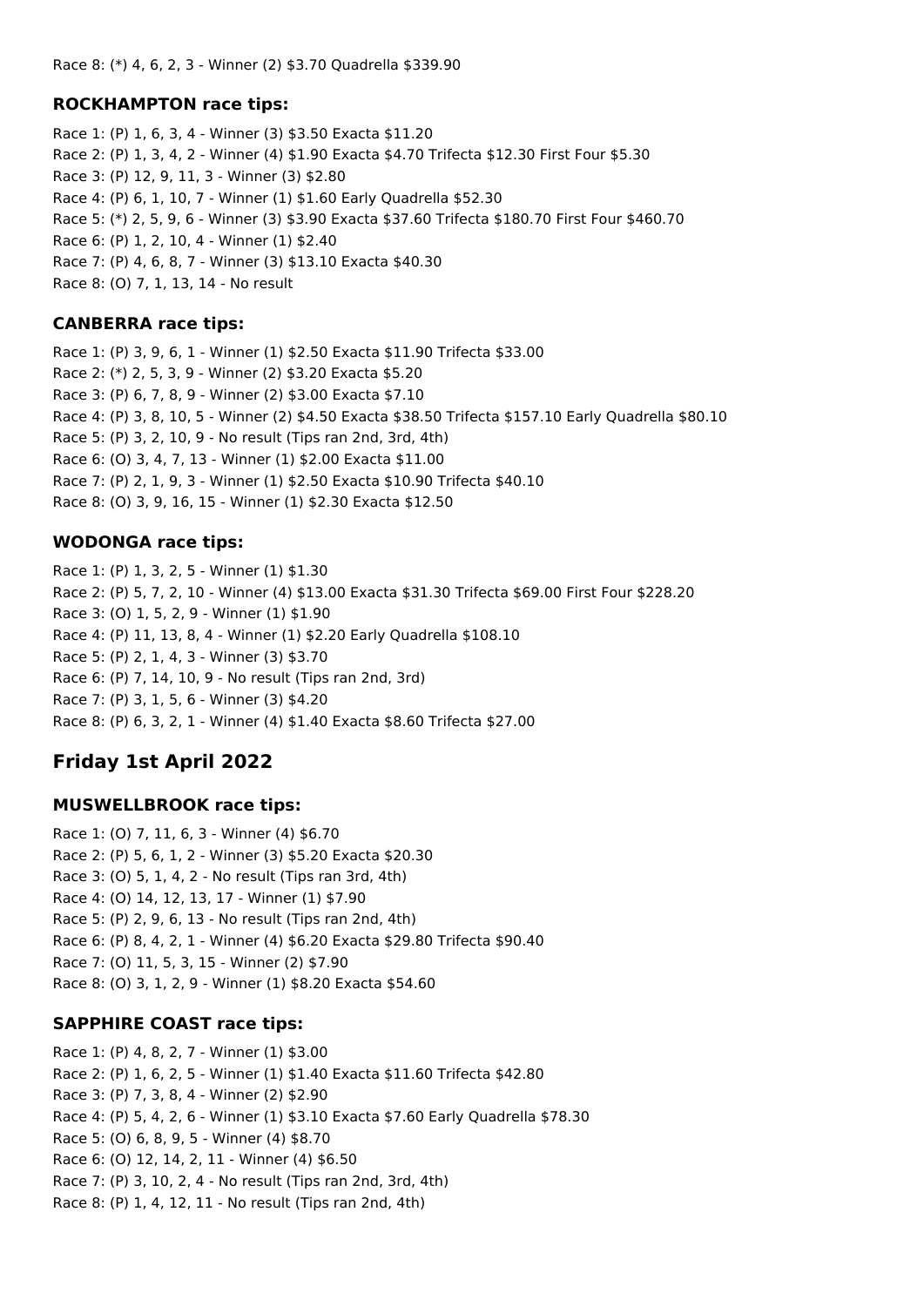Race 8: (*) 4, 6, 2, 3 - Winner (2) $3.70 Quadrella $339.90

### ROCKHAMPTON race tips:

Race 1: (P) 1, 6, 3, 4 - Winner (3) $3.50 Exacta $11.20
Race 2: (P) 1, 3, 4, 2 - Winner (4) $1.90 Exacta $4.70 Trifecta $12.30 First Four $5.30
Race 3: (P) 12, 9, 11, 3 - Winner (3) $2.80
Race 4: (P) 6, 1, 10, 7 - Winner (1) $1.60 Early Quadrella $52.30
Race 5: (*) 2, 5, 9, 6 - Winner (3) $3.90 Exacta $37.60 Trifecta $180.70 First Four $460.70
Race 6: (P) 1, 2, 10, 4 - Winner (1) $2.40
Race 7: (P) 4, 6, 8, 7 - Winner (3) $13.10 Exacta $40.30
Race 8: (O) 7, 1, 13, 14 - No result

### CANBERRA race tips:

Race 1: (P) 3, 9, 6, 1 - Winner (1) $2.50 Exacta $11.90 Trifecta $33.00
Race 2: (*) 2, 5, 3, 9 - Winner (2) $3.20 Exacta $5.20
Race 3: (P) 6, 7, 8, 9 - Winner (2) $3.00 Exacta $7.10
Race 4: (P) 3, 8, 10, 5 - Winner (2) $4.50 Exacta $38.50 Trifecta $157.10 Early Quadrella $80.10
Race 5: (P) 3, 2, 10, 9 - No result (Tips ran 2nd, 3rd, 4th)
Race 6: (O) 3, 4, 7, 13 - Winner (1) $2.00 Exacta $11.00
Race 7: (P) 2, 1, 9, 3 - Winner (1) $2.50 Exacta $10.90 Trifecta $40.10
Race 8: (O) 3, 9, 16, 15 - Winner (1) $2.30 Exacta $12.50

### WODONGA race tips:

Race 1: (P) 1, 3, 2, 5 - Winner (1) $1.30
Race 2: (P) 5, 7, 2, 10 - Winner (4) $13.00 Exacta $31.30 Trifecta $69.00 First Four $228.20
Race 3: (O) 1, 5, 2, 9 - Winner (1) $1.90
Race 4: (P) 11, 13, 8, 4 - Winner (1) $2.20 Early Quadrella $108.10
Race 5: (P) 2, 1, 4, 3 - Winner (3) $3.70
Race 6: (P) 7, 14, 10, 9 - No result (Tips ran 2nd, 3rd)
Race 7: (P) 3, 1, 5, 6 - Winner (3) $4.20
Race 8: (P) 6, 3, 2, 1 - Winner (4) $1.40 Exacta $8.60 Trifecta $27.00

## Friday 1st April 2022

### MUSWELLBROOK race tips:

Race 1: (O) 7, 11, 6, 3 - Winner (4) $6.70
Race 2: (P) 5, 6, 1, 2 - Winner (3) $5.20 Exacta $20.30
Race 3: (O) 5, 1, 4, 2 - No result (Tips ran 3rd, 4th)
Race 4: (O) 14, 12, 13, 17 - Winner (1) $7.90
Race 5: (P) 2, 9, 6, 13 - No result (Tips ran 2nd, 4th)
Race 6: (P) 8, 4, 2, 1 - Winner (4) $6.20 Exacta $29.80 Trifecta $90.40
Race 7: (O) 11, 5, 3, 15 - Winner (2) $7.90
Race 8: (O) 3, 1, 2, 9 - Winner (1) $8.20 Exacta $54.60

### SAPPHIRE COAST race tips:

Race 1: (P) 4, 8, 2, 7 - Winner (1) $3.00
Race 2: (P) 1, 6, 2, 5 - Winner (1) $1.40 Exacta $11.60 Trifecta $42.80
Race 3: (P) 7, 3, 8, 4 - Winner (2) $2.90
Race 4: (P) 5, 4, 2, 6 - Winner (1) $3.10 Exacta $7.60 Early Quadrella $78.30
Race 5: (O) 6, 8, 9, 5 - Winner (4) $8.70
Race 6: (O) 12, 14, 2, 11 - Winner (4) $6.50
Race 7: (P) 3, 10, 2, 4 - No result (Tips ran 2nd, 3rd, 4th)
Race 8: (P) 1, 4, 12, 11 - No result (Tips ran 2nd, 4th)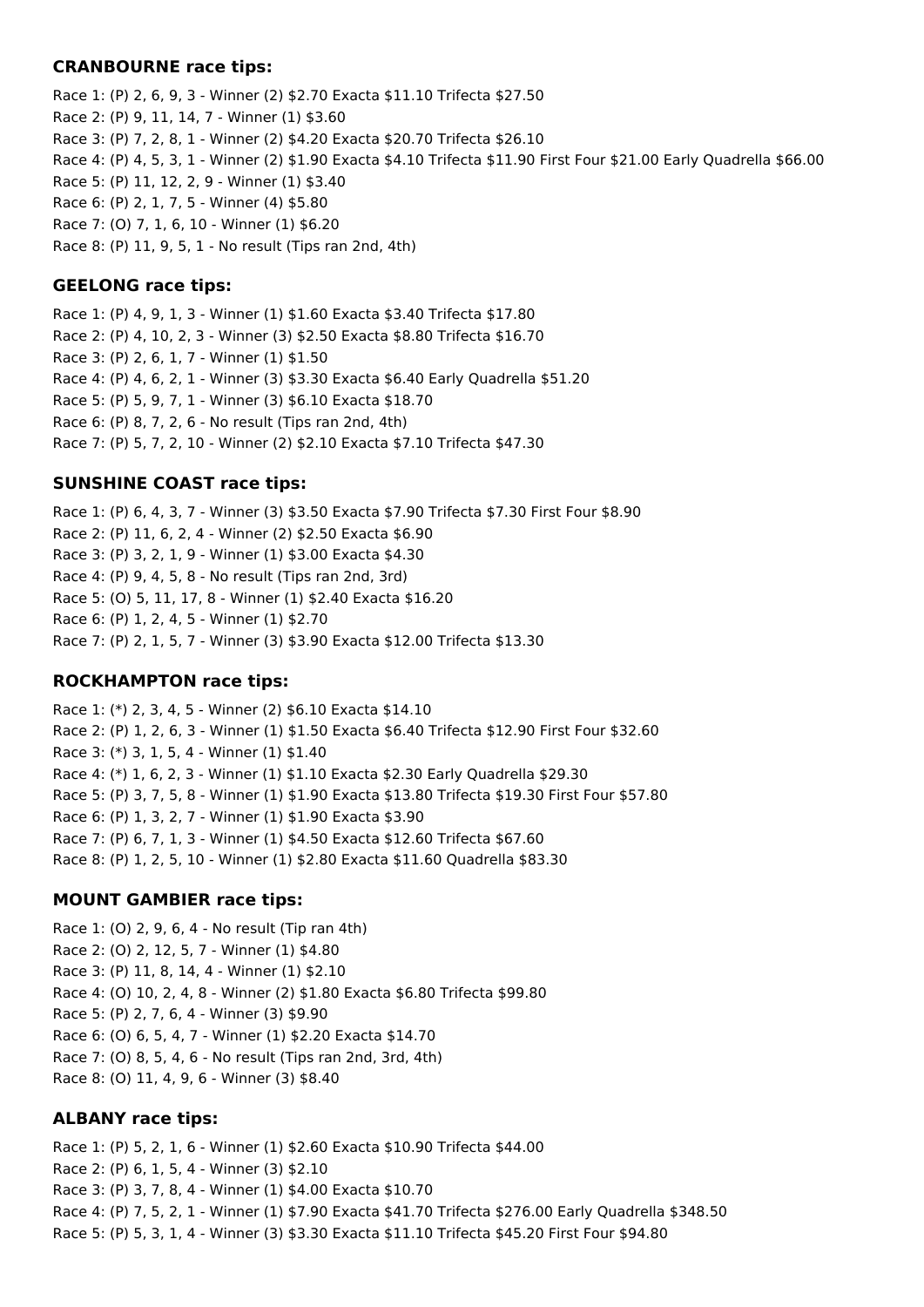### CRANBOURNE race tips:

Race 1: (P) 2, 6, 9, 3 - Winner (2) $2.70 Exacta $11.10 Trifecta $27.50
Race 2: (P) 9, 11, 14, 7 - Winner (1) $3.60
Race 3: (P) 7, 2, 8, 1 - Winner (2) $4.20 Exacta $20.70 Trifecta $26.10
Race 4: (P) 4, 5, 3, 1 - Winner (2) $1.90 Exacta $4.10 Trifecta $11.90 First Four $21.00 Early Quadrella $66.00
Race 5: (P) 11, 12, 2, 9 - Winner (1) $3.40
Race 6: (P) 2, 1, 7, 5 - Winner (4) $5.80
Race 7: (O) 7, 1, 6, 10 - Winner (1) $6.20
Race 8: (P) 11, 9, 5, 1 - No result (Tips ran 2nd, 4th)

### GEELONG race tips:

Race 1: (P) 4, 9, 1, 3 - Winner (1) $1.60 Exacta $3.40 Trifecta $17.80
Race 2: (P) 4, 10, 2, 3 - Winner (3) $2.50 Exacta $8.80 Trifecta $16.70
Race 3: (P) 2, 6, 1, 7 - Winner (1) $1.50
Race 4: (P) 4, 6, 2, 1 - Winner (3) $3.30 Exacta $6.40 Early Quadrella $51.20
Race 5: (P) 5, 9, 7, 1 - Winner (3) $6.10 Exacta $18.70
Race 6: (P) 8, 7, 2, 6 - No result (Tips ran 2nd, 4th)
Race 7: (P) 5, 7, 2, 10 - Winner (2) $2.10 Exacta $7.10 Trifecta $47.30

### SUNSHINE COAST race tips:

Race 1: (P) 6, 4, 3, 7 - Winner (3) $3.50 Exacta $7.90 Trifecta $7.30 First Four $8.90
Race 2: (P) 11, 6, 2, 4 - Winner (2) $2.50 Exacta $6.90
Race 3: (P) 3, 2, 1, 9 - Winner (1) $3.00 Exacta $4.30
Race 4: (P) 9, 4, 5, 8 - No result (Tips ran 2nd, 3rd)
Race 5: (O) 5, 11, 17, 8 - Winner (1) $2.40 Exacta $16.20
Race 6: (P) 1, 2, 4, 5 - Winner (1) $2.70
Race 7: (P) 2, 1, 5, 7 - Winner (3) $3.90 Exacta $12.00 Trifecta $13.30

### ROCKHAMPTON race tips:

Race 1: (*) 2, 3, 4, 5 - Winner (2) $6.10 Exacta $14.10
Race 2: (P) 1, 2, 6, 3 - Winner (1) $1.50 Exacta $6.40 Trifecta $12.90 First Four $32.60
Race 3: (*) 3, 1, 5, 4 - Winner (1) $1.40
Race 4: (*) 1, 6, 2, 3 - Winner (1) $1.10 Exacta $2.30 Early Quadrella $29.30
Race 5: (P) 3, 7, 5, 8 - Winner (1) $1.90 Exacta $13.80 Trifecta $19.30 First Four $57.80
Race 6: (P) 1, 3, 2, 7 - Winner (1) $1.90 Exacta $3.90
Race 7: (P) 6, 7, 1, 3 - Winner (1) $4.50 Exacta $12.60 Trifecta $67.60
Race 8: (P) 1, 2, 5, 10 - Winner (1) $2.80 Exacta $11.60 Quadrella $83.30

### MOUNT GAMBIER race tips:

Race 1: (O) 2, 9, 6, 4 - No result (Tip ran 4th)
Race 2: (O) 2, 12, 5, 7 - Winner (1) $4.80
Race 3: (P) 11, 8, 14, 4 - Winner (1) $2.10
Race 4: (O) 10, 2, 4, 8 - Winner (2) $1.80 Exacta $6.80 Trifecta $99.80
Race 5: (P) 2, 7, 6, 4 - Winner (3) $9.90
Race 6: (O) 6, 5, 4, 7 - Winner (1) $2.20 Exacta $14.70
Race 7: (O) 8, 5, 4, 6 - No result (Tips ran 2nd, 3rd, 4th)
Race 8: (O) 11, 4, 9, 6 - Winner (3) $8.40

### ALBANY race tips:

Race 1: (P) 5, 2, 1, 6 - Winner (1) $2.60 Exacta $10.90 Trifecta $44.00
Race 2: (P) 6, 1, 5, 4 - Winner (3) $2.10
Race 3: (P) 3, 7, 8, 4 - Winner (1) $4.00 Exacta $10.70
Race 4: (P) 7, 5, 2, 1 - Winner (1) $7.90 Exacta $41.70 Trifecta $276.00 Early Quadrella $348.50
Race 5: (P) 5, 3, 1, 4 - Winner (3) $3.30 Exacta $11.10 Trifecta $45.20 First Four $94.80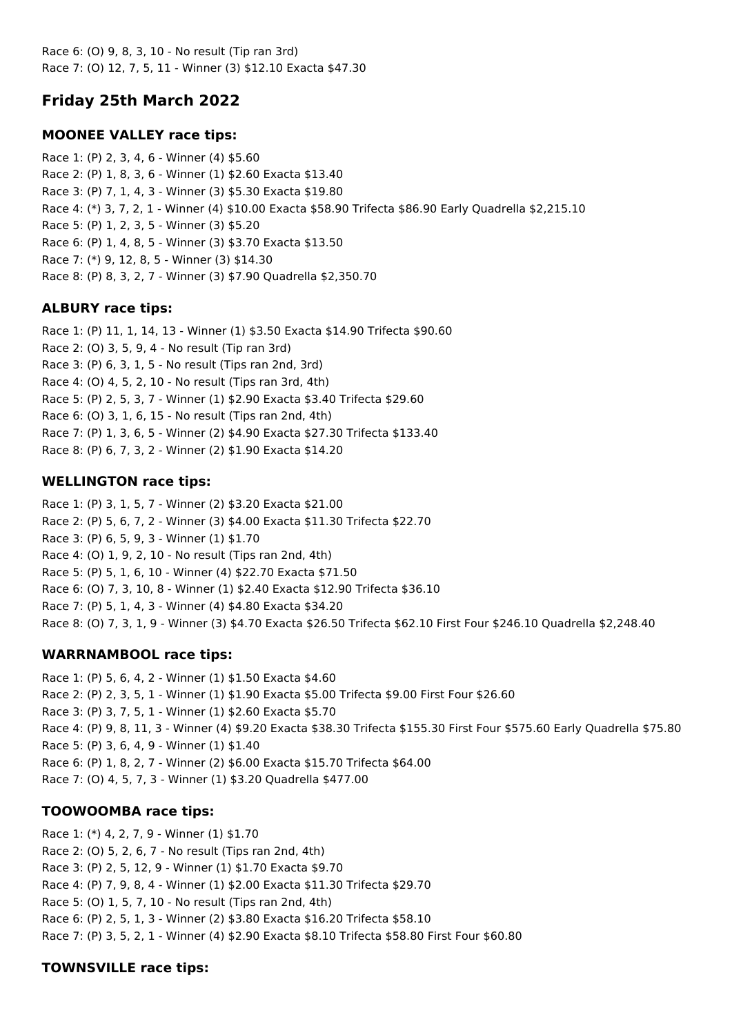Race 6: (O) 9, 8, 3, 10 - No result (Tip ran 3rd)
Race 7: (O) 12, 7, 5, 11 - Winner (3) $12.10 Exacta $47.30

## Friday 25th March 2022

### MOONEE VALLEY race tips:

Race 1: (P) 2, 3, 4, 6 - Winner (4) $5.60
Race 2: (P) 1, 8, 3, 6 - Winner (1) $2.60 Exacta $13.40
Race 3: (P) 7, 1, 4, 3 - Winner (3) $5.30 Exacta $19.80
Race 4: (*) 3, 7, 2, 1 - Winner (4) $10.00 Exacta $58.90 Trifecta $86.90 Early Quadrella $2,215.10
Race 5: (P) 1, 2, 3, 5 - Winner (3) $5.20
Race 6: (P) 1, 4, 8, 5 - Winner (3) $3.70 Exacta $13.50
Race 7: (*) 9, 12, 8, 5 - Winner (3) $14.30
Race 8: (P) 8, 3, 2, 7 - Winner (3) $7.90 Quadrella $2,350.70

### ALBURY race tips:

Race 1: (P) 11, 1, 14, 13 - Winner (1) $3.50 Exacta $14.90 Trifecta $90.60
Race 2: (O) 3, 5, 9, 4 - No result (Tip ran 3rd)
Race 3: (P) 6, 3, 1, 5 - No result (Tips ran 2nd, 3rd)
Race 4: (O) 4, 5, 2, 10 - No result (Tips ran 3rd, 4th)
Race 5: (P) 2, 5, 3, 7 - Winner (1) $2.90 Exacta $3.40 Trifecta $29.60
Race 6: (O) 3, 1, 6, 15 - No result (Tips ran 2nd, 4th)
Race 7: (P) 1, 3, 6, 5 - Winner (2) $4.90 Exacta $27.30 Trifecta $133.40
Race 8: (P) 6, 7, 3, 2 - Winner (2) $1.90 Exacta $14.20

### WELLINGTON race tips:

Race 1: (P) 3, 1, 5, 7 - Winner (2) $3.20 Exacta $21.00
Race 2: (P) 5, 6, 7, 2 - Winner (3) $4.00 Exacta $11.30 Trifecta $22.70
Race 3: (P) 6, 5, 9, 3 - Winner (1) $1.70
Race 4: (O) 1, 9, 2, 10 - No result (Tips ran 2nd, 4th)
Race 5: (P) 5, 1, 6, 10 - Winner (4) $22.70 Exacta $71.50
Race 6: (O) 7, 3, 10, 8 - Winner (1) $2.40 Exacta $12.90 Trifecta $36.10
Race 7: (P) 5, 1, 4, 3 - Winner (4) $4.80 Exacta $34.20
Race 8: (O) 7, 3, 1, 9 - Winner (3) $4.70 Exacta $26.50 Trifecta $62.10 First Four $246.10 Quadrella $2,248.40

### WARRNAMBOOL race tips:

Race 1: (P) 5, 6, 4, 2 - Winner (1) $1.50 Exacta $4.60
Race 2: (P) 2, 3, 5, 1 - Winner (1) $1.90 Exacta $5.00 Trifecta $9.00 First Four $26.60
Race 3: (P) 3, 7, 5, 1 - Winner (1) $2.60 Exacta $5.70
Race 4: (P) 9, 8, 11, 3 - Winner (4) $9.20 Exacta $38.30 Trifecta $155.30 First Four $575.60 Early Quadrella $75.80
Race 5: (P) 3, 6, 4, 9 - Winner (1) $1.40
Race 6: (P) 1, 8, 2, 7 - Winner (2) $6.00 Exacta $15.70 Trifecta $64.00
Race 7: (O) 4, 5, 7, 3 - Winner (1) $3.20 Quadrella $477.00

### TOOWOOMBA race tips:

Race 1: (*) 4, 2, 7, 9 - Winner (1) $1.70
Race 2: (O) 5, 2, 6, 7 - No result (Tips ran 2nd, 4th)
Race 3: (P) 2, 5, 12, 9 - Winner (1) $1.70 Exacta $9.70
Race 4: (P) 7, 9, 8, 4 - Winner (1) $2.00 Exacta $11.30 Trifecta $29.70
Race 5: (O) 1, 5, 7, 10 - No result (Tips ran 2nd, 4th)
Race 6: (P) 2, 5, 1, 3 - Winner (2) $3.80 Exacta $16.20 Trifecta $58.10
Race 7: (P) 3, 5, 2, 1 - Winner (4) $2.90 Exacta $8.10 Trifecta $58.80 First Four $60.80

### TOWNSVILLE race tips: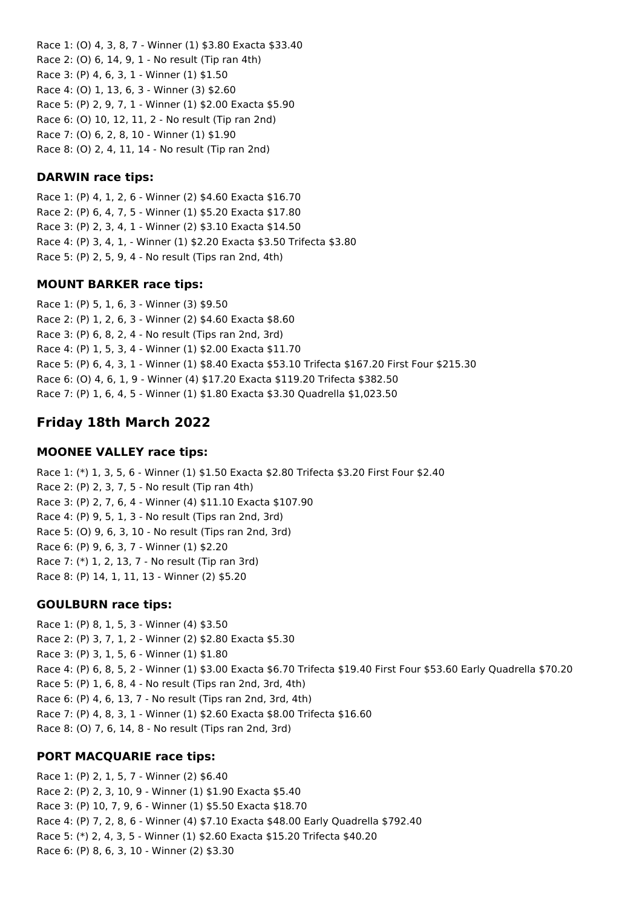Race 1: (O) 4, 3, 8, 7 - Winner (1) $3.80 Exacta $33.40
Race 2: (O) 6, 14, 9, 1 - No result (Tip ran 4th)
Race 3: (P) 4, 6, 3, 1 - Winner (1) $1.50
Race 4: (O) 1, 13, 6, 3 - Winner (3) $2.60
Race 5: (P) 2, 9, 7, 1 - Winner (1) $2.00 Exacta $5.90
Race 6: (O) 10, 12, 11, 2 - No result (Tip ran 2nd)
Race 7: (O) 6, 2, 8, 10 - Winner (1) $1.90
Race 8: (O) 2, 4, 11, 14 - No result (Tip ran 2nd)

### DARWIN race tips:

Race 1: (P) 4, 1, 2, 6 - Winner (2) $4.60 Exacta $16.70
Race 2: (P) 6, 4, 7, 5 - Winner (1) $5.20 Exacta $17.80
Race 3: (P) 2, 3, 4, 1 - Winner (2) $3.10 Exacta $14.50
Race 4: (P) 3, 4, 1, - Winner (1) $2.20 Exacta $3.50 Trifecta $3.80
Race 5: (P) 2, 5, 9, 4 - No result (Tips ran 2nd, 4th)

### MOUNT BARKER race tips:

Race 1: (P) 5, 1, 6, 3 - Winner (3) $9.50
Race 2: (P) 1, 2, 6, 3 - Winner (2) $4.60 Exacta $8.60
Race 3: (P) 6, 8, 2, 4 - No result (Tips ran 2nd, 3rd)
Race 4: (P) 1, 5, 3, 4 - Winner (1) $2.00 Exacta $11.70
Race 5: (P) 6, 4, 3, 1 - Winner (1) $8.40 Exacta $53.10 Trifecta $167.20 First Four $215.30
Race 6: (O) 4, 6, 1, 9 - Winner (4) $17.20 Exacta $119.20 Trifecta $382.50
Race 7: (P) 1, 6, 4, 5 - Winner (1) $1.80 Exacta $3.30 Quadrella $1,023.50

## Friday 18th March 2022

### MOONEE VALLEY race tips:

Race 1: (*) 1, 3, 5, 6 - Winner (1) $1.50 Exacta $2.80 Trifecta $3.20 First Four $2.40
Race 2: (P) 2, 3, 7, 5 - No result (Tip ran 4th)
Race 3: (P) 2, 7, 6, 4 - Winner (4) $11.10 Exacta $107.90
Race 4: (P) 9, 5, 1, 3 - No result (Tips ran 2nd, 3rd)
Race 5: (O) 9, 6, 3, 10 - No result (Tips ran 2nd, 3rd)
Race 6: (P) 9, 6, 3, 7 - Winner (1) $2.20
Race 7: (*) 1, 2, 13, 7 - No result (Tip ran 3rd)
Race 8: (P) 14, 1, 11, 13 - Winner (2) $5.20

### GOULBURN race tips:

Race 1: (P) 8, 1, 5, 3 - Winner (4) $3.50
Race 2: (P) 3, 7, 1, 2 - Winner (2) $2.80 Exacta $5.30
Race 3: (P) 3, 1, 5, 6 - Winner (1) $1.80
Race 4: (P) 6, 8, 5, 2 - Winner (1) $3.00 Exacta $6.70 Trifecta $19.40 First Four $53.60 Early Quadrella $70.20
Race 5: (P) 1, 6, 8, 4 - No result (Tips ran 2nd, 3rd, 4th)
Race 6: (P) 4, 6, 13, 7 - No result (Tips ran 2nd, 3rd, 4th)
Race 7: (P) 4, 8, 3, 1 - Winner (1) $2.60 Exacta $8.00 Trifecta $16.60
Race 8: (O) 7, 6, 14, 8 - No result (Tips ran 2nd, 3rd)

### PORT MACQUARIE race tips:

Race 1: (P) 2, 1, 5, 7 - Winner (2) $6.40
Race 2: (P) 2, 3, 10, 9 - Winner (1) $1.90 Exacta $5.40
Race 3: (P) 10, 7, 9, 6 - Winner (1) $5.50 Exacta $18.70
Race 4: (P) 7, 2, 8, 6 - Winner (4) $7.10 Exacta $48.00 Early Quadrella $792.40
Race 5: (*) 2, 4, 3, 5 - Winner (1) $2.60 Exacta $15.20 Trifecta $40.20
Race 6: (P) 8, 6, 3, 10 - Winner (2) $3.30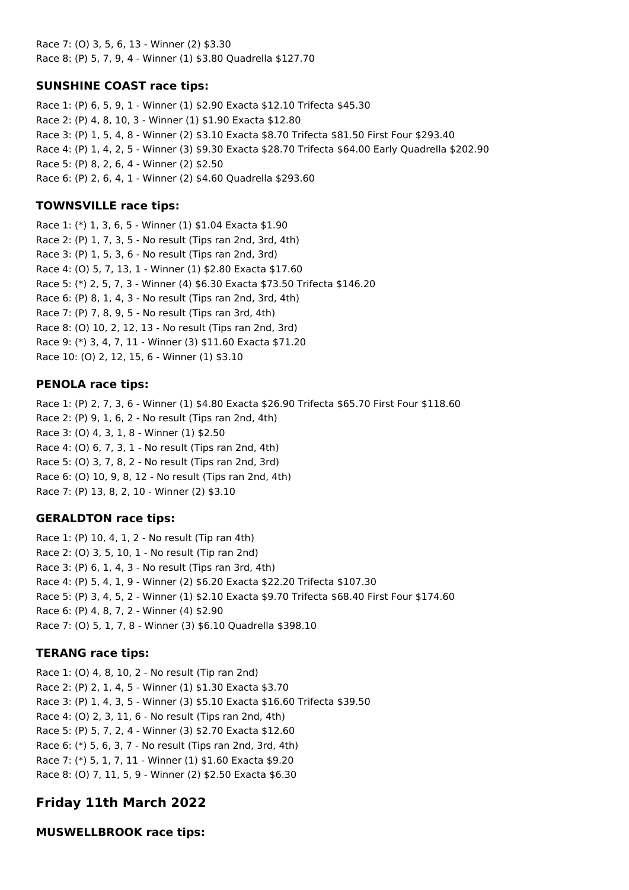Race 7: (O) 3, 5, 6, 13 - Winner (2) $3.30
Race 8: (P) 5, 7, 9, 4 - Winner (1) $3.80 Quadrella $127.70

### SUNSHINE COAST race tips:

Race 1: (P) 6, 5, 9, 1 - Winner (1) $2.90 Exacta $12.10 Trifecta $45.30
Race 2: (P) 4, 8, 10, 3 - Winner (1) $1.90 Exacta $12.80
Race 3: (P) 1, 5, 4, 8 - Winner (2) $3.10 Exacta $8.70 Trifecta $81.50 First Four $293.40
Race 4: (P) 1, 4, 2, 5 - Winner (3) $9.30 Exacta $28.70 Trifecta $64.00 Early Quadrella $202.90
Race 5: (P) 8, 2, 6, 4 - Winner (2) $2.50
Race 6: (P) 2, 6, 4, 1 - Winner (2) $4.60 Quadrella $293.60

### TOWNSVILLE race tips:

Race 1: (*) 1, 3, 6, 5 - Winner (1) $1.04 Exacta $1.90
Race 2: (P) 1, 7, 3, 5 - No result (Tips ran 2nd, 3rd, 4th)
Race 3: (P) 1, 5, 3, 6 - No result (Tips ran 2nd, 3rd)
Race 4: (O) 5, 7, 13, 1 - Winner (1) $2.80 Exacta $17.60
Race 5: (*) 2, 5, 7, 3 - Winner (4) $6.30 Exacta $73.50 Trifecta $146.20
Race 6: (P) 8, 1, 4, 3 - No result (Tips ran 2nd, 3rd, 4th)
Race 7: (P) 7, 8, 9, 5 - No result (Tips ran 3rd, 4th)
Race 8: (O) 10, 2, 12, 13 - No result (Tips ran 2nd, 3rd)
Race 9: (*) 3, 4, 7, 11 - Winner (3) $11.60 Exacta $71.20
Race 10: (O) 2, 12, 15, 6 - Winner (1) $3.10

### PENOLA race tips:

Race 1: (P) 2, 7, 3, 6 - Winner (1) $4.80 Exacta $26.90 Trifecta $65.70 First Four $118.60
Race 2: (P) 9, 1, 6, 2 - No result (Tips ran 2nd, 4th)
Race 3: (O) 4, 3, 1, 8 - Winner (1) $2.50
Race 4: (O) 6, 7, 3, 1 - No result (Tips ran 2nd, 4th)
Race 5: (O) 3, 7, 8, 2 - No result (Tips ran 2nd, 3rd)
Race 6: (O) 10, 9, 8, 12 - No result (Tips ran 2nd, 4th)
Race 7: (P) 13, 8, 2, 10 - Winner (2) $3.10

### GERALDTON race tips:

Race 1: (P) 10, 4, 1, 2 - No result (Tip ran 4th)
Race 2: (O) 3, 5, 10, 1 - No result (Tip ran 2nd)
Race 3: (P) 6, 1, 4, 3 - No result (Tips ran 3rd, 4th)
Race 4: (P) 5, 4, 1, 9 - Winner (2) $6.20 Exacta $22.20 Trifecta $107.30
Race 5: (P) 3, 4, 5, 2 - Winner (1) $2.10 Exacta $9.70 Trifecta $68.40 First Four $174.60
Race 6: (P) 4, 8, 7, 2 - Winner (4) $2.90
Race 7: (O) 5, 1, 7, 8 - Winner (3) $6.10 Quadrella $398.10

### TERANG race tips:

Race 1: (O) 4, 8, 10, 2 - No result (Tip ran 2nd)
Race 2: (P) 2, 1, 4, 5 - Winner (1) $1.30 Exacta $3.70
Race 3: (P) 1, 4, 3, 5 - Winner (3) $5.10 Exacta $16.60 Trifecta $39.50
Race 4: (O) 2, 3, 11, 6 - No result (Tips ran 2nd, 4th)
Race 5: (P) 5, 7, 2, 4 - Winner (3) $2.70 Exacta $12.60
Race 6: (*) 5, 6, 3, 7 - No result (Tips ran 2nd, 3rd, 4th)
Race 7: (*) 5, 1, 7, 11 - Winner (1) $1.60 Exacta $9.20
Race 8: (O) 7, 11, 5, 9 - Winner (2) $2.50 Exacta $6.30

## Friday 11th March 2022

### MUSWELLBROOK race tips: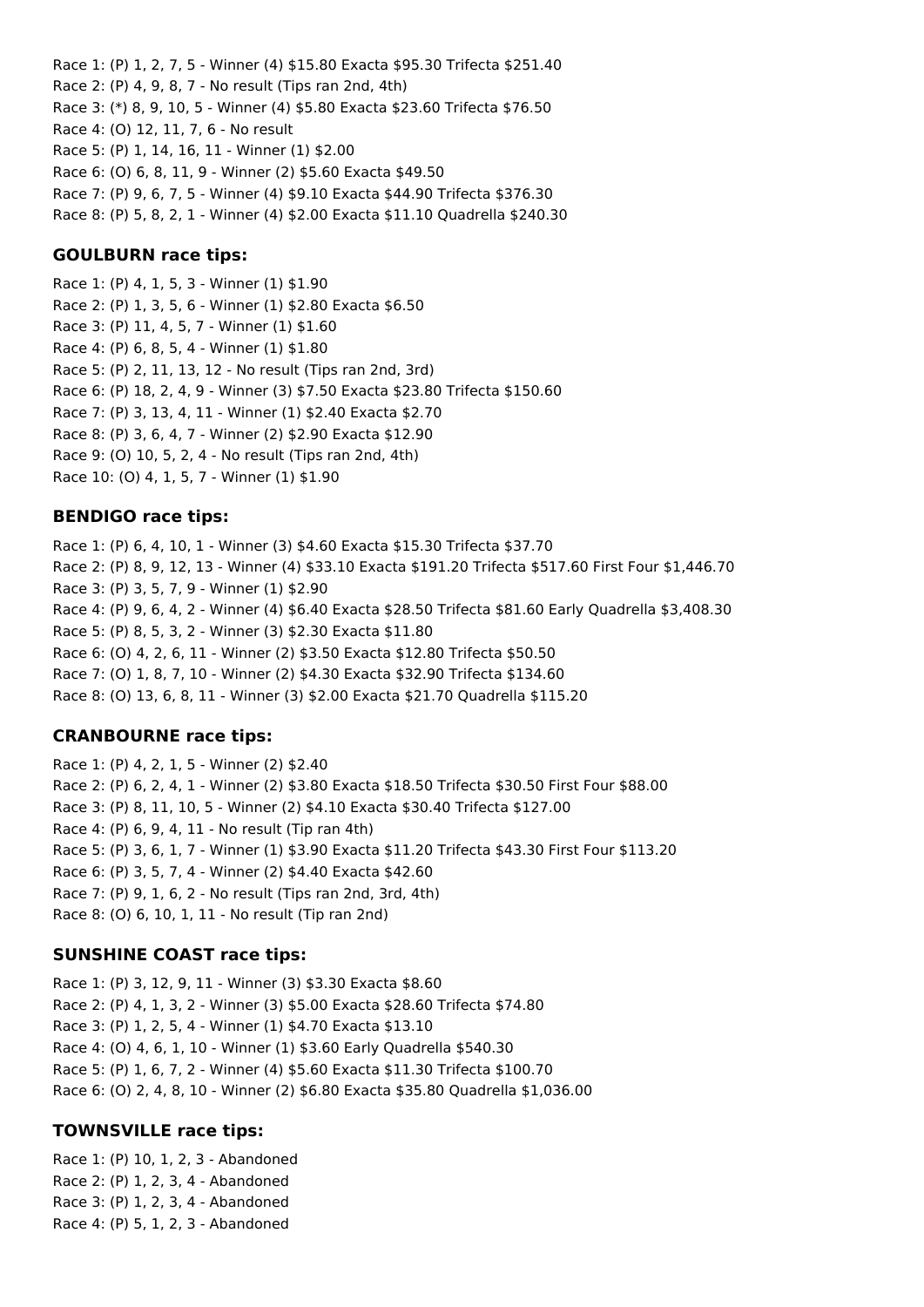Race 1: (P) 1, 2, 7, 5 - Winner (4) $15.80 Exacta $95.30 Trifecta $251.40
Race 2: (P) 4, 9, 8, 7 - No result (Tips ran 2nd, 4th)
Race 3: (*) 8, 9, 10, 5 - Winner (4) $5.80 Exacta $23.60 Trifecta $76.50
Race 4: (O) 12, 11, 7, 6 - No result
Race 5: (P) 1, 14, 16, 11 - Winner (1) $2.00
Race 6: (O) 6, 8, 11, 9 - Winner (2) $5.60 Exacta $49.50
Race 7: (P) 9, 6, 7, 5 - Winner (4) $9.10 Exacta $44.90 Trifecta $376.30
Race 8: (P) 5, 8, 2, 1 - Winner (4) $2.00 Exacta $11.10 Quadrella $240.30

### GOULBURN race tips:

Race 1: (P) 4, 1, 5, 3 - Winner (1) $1.90
Race 2: (P) 1, 3, 5, 6 - Winner (1) $2.80 Exacta $6.50
Race 3: (P) 11, 4, 5, 7 - Winner (1) $1.60
Race 4: (P) 6, 8, 5, 4 - Winner (1) $1.80
Race 5: (P) 2, 11, 13, 12 - No result (Tips ran 2nd, 3rd)
Race 6: (P) 18, 2, 4, 9 - Winner (3) $7.50 Exacta $23.80 Trifecta $150.60
Race 7: (P) 3, 13, 4, 11 - Winner (1) $2.40 Exacta $2.70
Race 8: (P) 3, 6, 4, 7 - Winner (2) $2.90 Exacta $12.90
Race 9: (O) 10, 5, 2, 4 - No result (Tips ran 2nd, 4th)
Race 10: (O) 4, 1, 5, 7 - Winner (1) $1.90

### BENDIGO race tips:

Race 1: (P) 6, 4, 10, 1 - Winner (3) $4.60 Exacta $15.30 Trifecta $37.70
Race 2: (P) 8, 9, 12, 13 - Winner (4) $33.10 Exacta $191.20 Trifecta $517.60 First Four $1,446.70
Race 3: (P) 3, 5, 7, 9 - Winner (1) $2.90
Race 4: (P) 9, 6, 4, 2 - Winner (4) $6.40 Exacta $28.50 Trifecta $81.60 Early Quadrella $3,408.30
Race 5: (P) 8, 5, 3, 2 - Winner (3) $2.30 Exacta $11.80
Race 6: (O) 4, 2, 6, 11 - Winner (2) $3.50 Exacta $12.80 Trifecta $50.50
Race 7: (O) 1, 8, 7, 10 - Winner (2) $4.30 Exacta $32.90 Trifecta $134.60
Race 8: (O) 13, 6, 8, 11 - Winner (3) $2.00 Exacta $21.70 Quadrella $115.20

### CRANBOURNE race tips:

Race 1: (P) 4, 2, 1, 5 - Winner (2) $2.40
Race 2: (P) 6, 2, 4, 1 - Winner (2) $3.80 Exacta $18.50 Trifecta $30.50 First Four $88.00
Race 3: (P) 8, 11, 10, 5 - Winner (2) $4.10 Exacta $30.40 Trifecta $127.00
Race 4: (P) 6, 9, 4, 11 - No result (Tip ran 4th)
Race 5: (P) 3, 6, 1, 7 - Winner (1) $3.90 Exacta $11.20 Trifecta $43.30 First Four $113.20
Race 6: (P) 3, 5, 7, 4 - Winner (2) $4.40 Exacta $42.60
Race 7: (P) 9, 1, 6, 2 - No result (Tips ran 2nd, 3rd, 4th)
Race 8: (O) 6, 10, 1, 11 - No result (Tip ran 2nd)

### SUNSHINE COAST race tips:

Race 1: (P) 3, 12, 9, 11 - Winner (3) $3.30 Exacta $8.60
Race 2: (P) 4, 1, 3, 2 - Winner (3) $5.00 Exacta $28.60 Trifecta $74.80
Race 3: (P) 1, 2, 5, 4 - Winner (1) $4.70 Exacta $13.10
Race 4: (O) 4, 6, 1, 10 - Winner (1) $3.60 Early Quadrella $540.30
Race 5: (P) 1, 6, 7, 2 - Winner (4) $5.60 Exacta $11.30 Trifecta $100.70
Race 6: (O) 2, 4, 8, 10 - Winner (2) $6.80 Exacta $35.80 Quadrella $1,036.00

### TOWNSVILLE race tips:

Race 1: (P) 10, 1, 2, 3 - Abandoned
Race 2: (P) 1, 2, 3, 4 - Abandoned
Race 3: (P) 1, 2, 3, 4 - Abandoned
Race 4: (P) 5, 1, 2, 3 - Abandoned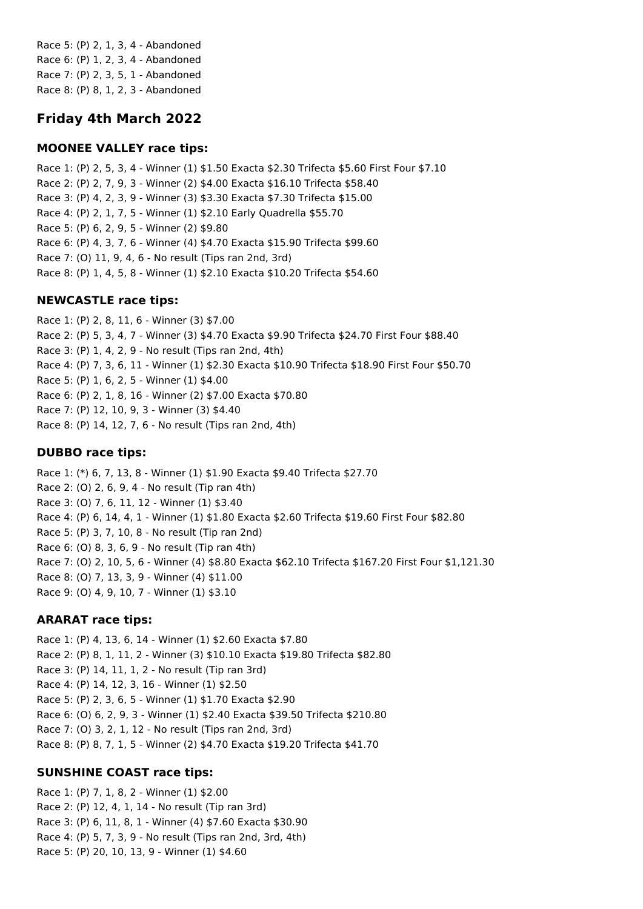Race 5: (P) 2, 1, 3, 4 - Abandoned
Race 6: (P) 1, 2, 3, 4 - Abandoned
Race 7: (P) 2, 3, 5, 1 - Abandoned
Race 8: (P) 8, 1, 2, 3 - Abandoned

## Friday 4th March 2022

### MOONEE VALLEY race tips:

Race 1: (P) 2, 5, 3, 4 - Winner (1) $1.50 Exacta $2.30 Trifecta $5.60 First Four $7.10
Race 2: (P) 2, 7, 9, 3 - Winner (2) $4.00 Exacta $16.10 Trifecta $58.40
Race 3: (P) 4, 2, 3, 9 - Winner (3) $3.30 Exacta $7.30 Trifecta $15.00
Race 4: (P) 2, 1, 7, 5 - Winner (1) $2.10 Early Quadrella $55.70
Race 5: (P) 6, 2, 9, 5 - Winner (2) $9.80
Race 6: (P) 4, 3, 7, 6 - Winner (4) $4.70 Exacta $15.90 Trifecta $99.60
Race 7: (O) 11, 9, 4, 6 - No result (Tips ran 2nd, 3rd)
Race 8: (P) 1, 4, 5, 8 - Winner (1) $2.10 Exacta $10.20 Trifecta $54.60

### NEWCASTLE race tips:

Race 1: (P) 2, 8, 11, 6 - Winner (3) $7.00
Race 2: (P) 5, 3, 4, 7 - Winner (3) $4.70 Exacta $9.90 Trifecta $24.70 First Four $88.40
Race 3: (P) 1, 4, 2, 9 - No result (Tips ran 2nd, 4th)
Race 4: (P) 7, 3, 6, 11 - Winner (1) $2.30 Exacta $10.90 Trifecta $18.90 First Four $50.70
Race 5: (P) 1, 6, 2, 5 - Winner (1) $4.00
Race 6: (P) 2, 1, 8, 16 - Winner (2) $7.00 Exacta $70.80
Race 7: (P) 12, 10, 9, 3 - Winner (3) $4.40
Race 8: (P) 14, 12, 7, 6 - No result (Tips ran 2nd, 4th)

### DUBBO race tips:

Race 1: (*) 6, 7, 13, 8 - Winner (1) $1.90 Exacta $9.40 Trifecta $27.70
Race 2: (O) 2, 6, 9, 4 - No result (Tip ran 4th)
Race 3: (O) 7, 6, 11, 12 - Winner (1) $3.40
Race 4: (P) 6, 14, 4, 1 - Winner (1) $1.80 Exacta $2.60 Trifecta $19.60 First Four $82.80
Race 5: (P) 3, 7, 10, 8 - No result (Tip ran 2nd)
Race 6: (O) 8, 3, 6, 9 - No result (Tip ran 4th)
Race 7: (O) 2, 10, 5, 6 - Winner (4) $8.80 Exacta $62.10 Trifecta $167.20 First Four $1,121.30
Race 8: (O) 7, 13, 3, 9 - Winner (4) $11.00
Race 9: (O) 4, 9, 10, 7 - Winner (1) $3.10

### ARARAT race tips:

Race 1: (P) 4, 13, 6, 14 - Winner (1) $2.60 Exacta $7.80
Race 2: (P) 8, 1, 11, 2 - Winner (3) $10.10 Exacta $19.80 Trifecta $82.80
Race 3: (P) 14, 11, 1, 2 - No result (Tip ran 3rd)
Race 4: (P) 14, 12, 3, 16 - Winner (1) $2.50
Race 5: (P) 2, 3, 6, 5 - Winner (1) $1.70 Exacta $2.90
Race 6: (O) 6, 2, 9, 3 - Winner (1) $2.40 Exacta $39.50 Trifecta $210.80
Race 7: (O) 3, 2, 1, 12 - No result (Tips ran 2nd, 3rd)
Race 8: (P) 8, 7, 1, 5 - Winner (2) $4.70 Exacta $19.20 Trifecta $41.70

### SUNSHINE COAST race tips:

Race 1: (P) 7, 1, 8, 2 - Winner (1) $2.00
Race 2: (P) 12, 4, 1, 14 - No result (Tip ran 3rd)
Race 3: (P) 6, 11, 8, 1 - Winner (4) $7.60 Exacta $30.90
Race 4: (P) 5, 7, 3, 9 - No result (Tips ran 2nd, 3rd, 4th)
Race 5: (P) 20, 10, 13, 9 - Winner (1) $4.60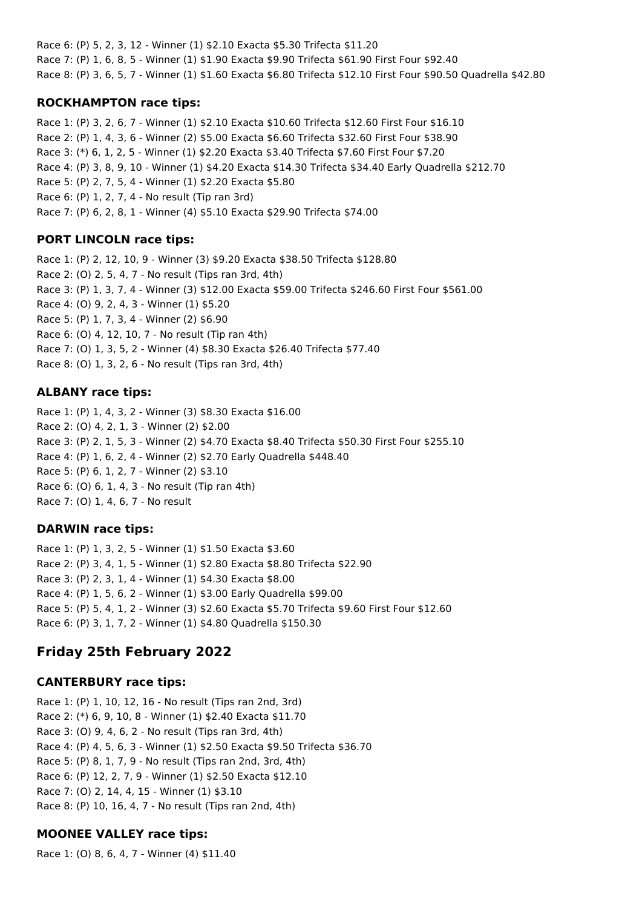Race 6: (P) 5, 2, 3, 12 - Winner (1) $2.10 Exacta $5.30 Trifecta $11.20
Race 7: (P) 1, 6, 8, 5 - Winner (1) $1.90 Exacta $9.90 Trifecta $61.90 First Four $92.40
Race 8: (P) 3, 6, 5, 7 - Winner (1) $1.60 Exacta $6.80 Trifecta $12.10 First Four $90.50 Quadrella $42.80

### ROCKHAMPTON race tips:

Race 1: (P) 3, 2, 6, 7 - Winner (1) $2.10 Exacta $10.60 Trifecta $12.60 First Four $16.10
Race 2: (P) 1, 4, 3, 6 - Winner (2) $5.00 Exacta $6.60 Trifecta $32.60 First Four $38.90
Race 3: (*) 6, 1, 2, 5 - Winner (1) $2.20 Exacta $3.40 Trifecta $7.60 First Four $7.20
Race 4: (P) 3, 8, 9, 10 - Winner (1) $4.20 Exacta $14.30 Trifecta $34.40 Early Quadrella $212.70
Race 5: (P) 2, 7, 5, 4 - Winner (1) $2.20 Exacta $5.80
Race 6: (P) 1, 2, 7, 4 - No result (Tip ran 3rd)
Race 7: (P) 6, 2, 8, 1 - Winner (4) $5.10 Exacta $29.90 Trifecta $74.00

### PORT LINCOLN race tips:

Race 1: (P) 2, 12, 10, 9 - Winner (3) $9.20 Exacta $38.50 Trifecta $128.80
Race 2: (O) 2, 5, 4, 7 - No result (Tips ran 3rd, 4th)
Race 3: (P) 1, 3, 7, 4 - Winner (3) $12.00 Exacta $59.00 Trifecta $246.60 First Four $561.00
Race 4: (O) 9, 2, 4, 3 - Winner (1) $5.20
Race 5: (P) 1, 7, 3, 4 - Winner (2) $6.90
Race 6: (O) 4, 12, 10, 7 - No result (Tip ran 4th)
Race 7: (O) 1, 3, 5, 2 - Winner (4) $8.30 Exacta $26.40 Trifecta $77.40
Race 8: (O) 1, 3, 2, 6 - No result (Tips ran 3rd, 4th)

### ALBANY race tips:

Race 1: (P) 1, 4, 3, 2 - Winner (3) $8.30 Exacta $16.00
Race 2: (O) 4, 2, 1, 3 - Winner (2) $2.00
Race 3: (P) 2, 1, 5, 3 - Winner (2) $4.70 Exacta $8.40 Trifecta $50.30 First Four $255.10
Race 4: (P) 1, 6, 2, 4 - Winner (2) $2.70 Early Quadrella $448.40
Race 5: (P) 6, 1, 2, 7 - Winner (2) $3.10
Race 6: (O) 6, 1, 4, 3 - No result (Tip ran 4th)
Race 7: (O) 1, 4, 6, 7 - No result

### DARWIN race tips:

Race 1: (P) 1, 3, 2, 5 - Winner (1) $1.50 Exacta $3.60
Race 2: (P) 3, 4, 1, 5 - Winner (1) $2.80 Exacta $8.80 Trifecta $22.90
Race 3: (P) 2, 3, 1, 4 - Winner (1) $4.30 Exacta $8.00
Race 4: (P) 1, 5, 6, 2 - Winner (1) $3.00 Early Quadrella $99.00
Race 5: (P) 5, 4, 1, 2 - Winner (3) $2.60 Exacta $5.70 Trifecta $9.60 First Four $12.60
Race 6: (P) 3, 1, 7, 2 - Winner (1) $4.80 Quadrella $150.30

## Friday 25th February 2022

### CANTERBURY race tips:

Race 1: (P) 1, 10, 12, 16 - No result (Tips ran 2nd, 3rd)
Race 2: (*) 6, 9, 10, 8 - Winner (1) $2.40 Exacta $11.70
Race 3: (O) 9, 4, 6, 2 - No result (Tips ran 3rd, 4th)
Race 4: (P) 4, 5, 6, 3 - Winner (1) $2.50 Exacta $9.50 Trifecta $36.70
Race 5: (P) 8, 1, 7, 9 - No result (Tips ran 2nd, 3rd, 4th)
Race 6: (P) 12, 2, 7, 9 - Winner (1) $2.50 Exacta $12.10
Race 7: (O) 2, 14, 4, 15 - Winner (1) $3.10
Race 8: (P) 10, 16, 4, 7 - No result (Tips ran 2nd, 4th)

### MOONEE VALLEY race tips:

Race 1: (O) 8, 6, 4, 7 - Winner (4) $11.40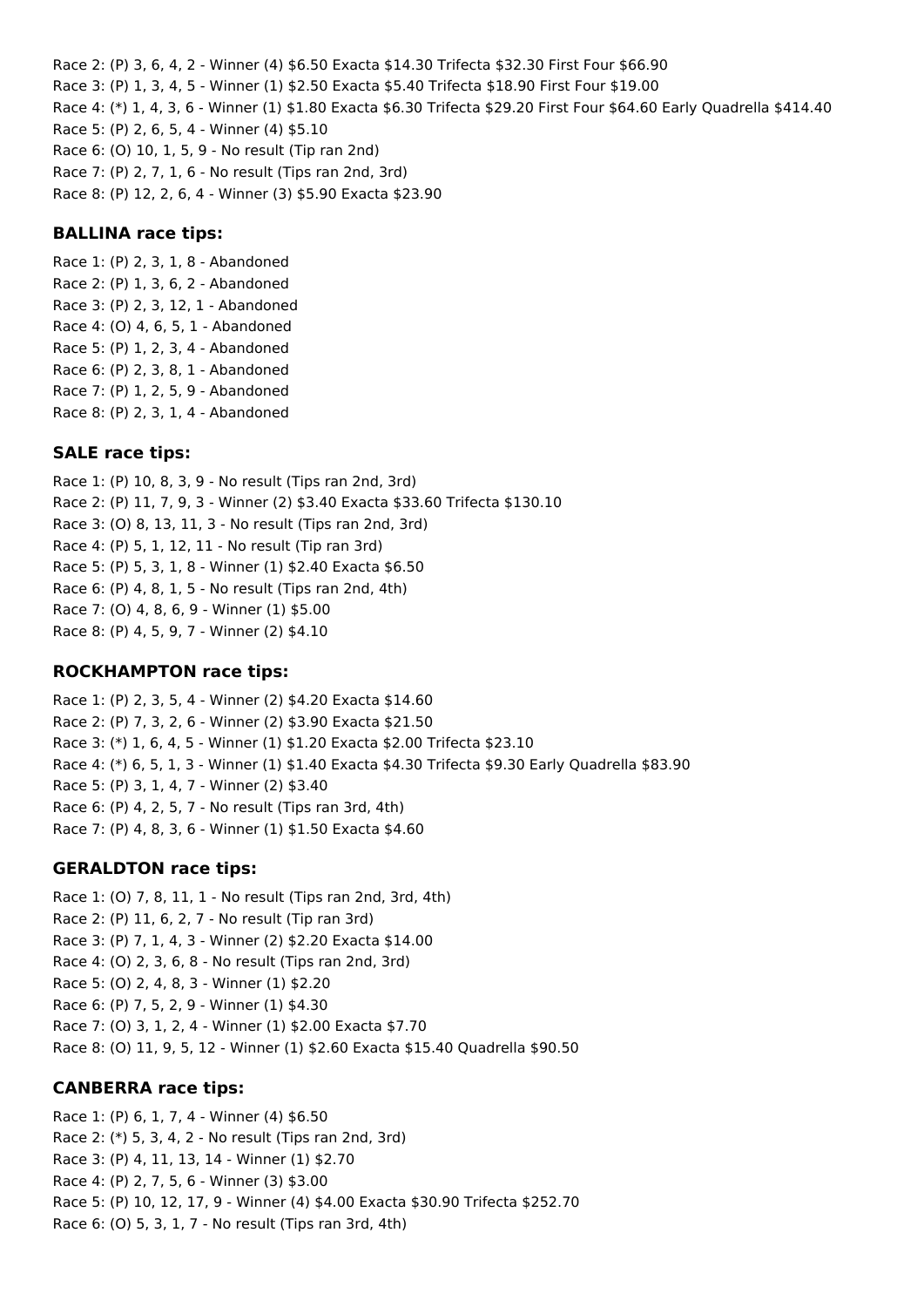Race 2: (P) 3, 6, 4, 2 - Winner (4) $6.50 Exacta $14.30 Trifecta $32.30 First Four $66.90
Race 3: (P) 1, 3, 4, 5 - Winner (1) $2.50 Exacta $5.40 Trifecta $18.90 First Four $19.00
Race 4: (*) 1, 4, 3, 6 - Winner (1) $1.80 Exacta $6.30 Trifecta $29.20 First Four $64.60 Early Quadrella $414.40
Race 5: (P) 2, 6, 5, 4 - Winner (4) $5.10
Race 6: (O) 10, 1, 5, 9 - No result (Tip ran 2nd)
Race 7: (P) 2, 7, 1, 6 - No result (Tips ran 2nd, 3rd)
Race 8: (P) 12, 2, 6, 4 - Winner (3) $5.90 Exacta $23.90

### BALLINA race tips:

Race 1: (P) 2, 3, 1, 8 - Abandoned
Race 2: (P) 1, 3, 6, 2 - Abandoned
Race 3: (P) 2, 3, 12, 1 - Abandoned
Race 4: (O) 4, 6, 5, 1 - Abandoned
Race 5: (P) 1, 2, 3, 4 - Abandoned
Race 6: (P) 2, 3, 8, 1 - Abandoned
Race 7: (P) 1, 2, 5, 9 - Abandoned
Race 8: (P) 2, 3, 1, 4 - Abandoned

### SALE race tips:

Race 1: (P) 10, 8, 3, 9 - No result (Tips ran 2nd, 3rd)
Race 2: (P) 11, 7, 9, 3 - Winner (2) $3.40 Exacta $33.60 Trifecta $130.10
Race 3: (O) 8, 13, 11, 3 - No result (Tips ran 2nd, 3rd)
Race 4: (P) 5, 1, 12, 11 - No result (Tip ran 3rd)
Race 5: (P) 5, 3, 1, 8 - Winner (1) $2.40 Exacta $6.50
Race 6: (P) 4, 8, 1, 5 - No result (Tips ran 2nd, 4th)
Race 7: (O) 4, 8, 6, 9 - Winner (1) $5.00
Race 8: (P) 4, 5, 9, 7 - Winner (2) $4.10

### ROCKHAMPTON race tips:

Race 1: (P) 2, 3, 5, 4 - Winner (2) $4.20 Exacta $14.60
Race 2: (P) 7, 3, 2, 6 - Winner (2) $3.90 Exacta $21.50
Race 3: (*) 1, 6, 4, 5 - Winner (1) $1.20 Exacta $2.00 Trifecta $23.10
Race 4: (*) 6, 5, 1, 3 - Winner (1) $1.40 Exacta $4.30 Trifecta $9.30 Early Quadrella $83.90
Race 5: (P) 3, 1, 4, 7 - Winner (2) $3.40
Race 6: (P) 4, 2, 5, 7 - No result (Tips ran 3rd, 4th)
Race 7: (P) 4, 8, 3, 6 - Winner (1) $1.50 Exacta $4.60

### GERALDTON race tips:

Race 1: (O) 7, 8, 11, 1 - No result (Tips ran 2nd, 3rd, 4th)
Race 2: (P) 11, 6, 2, 7 - No result (Tip ran 3rd)
Race 3: (P) 7, 1, 4, 3 - Winner (2) $2.20 Exacta $14.00
Race 4: (O) 2, 3, 6, 8 - No result (Tips ran 2nd, 3rd)
Race 5: (O) 2, 4, 8, 3 - Winner (1) $2.20
Race 6: (P) 7, 5, 2, 9 - Winner (1) $4.30
Race 7: (O) 3, 1, 2, 4 - Winner (1) $2.00 Exacta $7.70
Race 8: (O) 11, 9, 5, 12 - Winner (1) $2.60 Exacta $15.40 Quadrella $90.50

### CANBERRA race tips:

Race 1: (P) 6, 1, 7, 4 - Winner (4) $6.50
Race 2: (*) 5, 3, 4, 2 - No result (Tips ran 2nd, 3rd)
Race 3: (P) 4, 11, 13, 14 - Winner (1) $2.70
Race 4: (P) 2, 7, 5, 6 - Winner (3) $3.00
Race 5: (P) 10, 12, 17, 9 - Winner (4) $4.00 Exacta $30.90 Trifecta $252.70
Race 6: (O) 5, 3, 1, 7 - No result (Tips ran 3rd, 4th)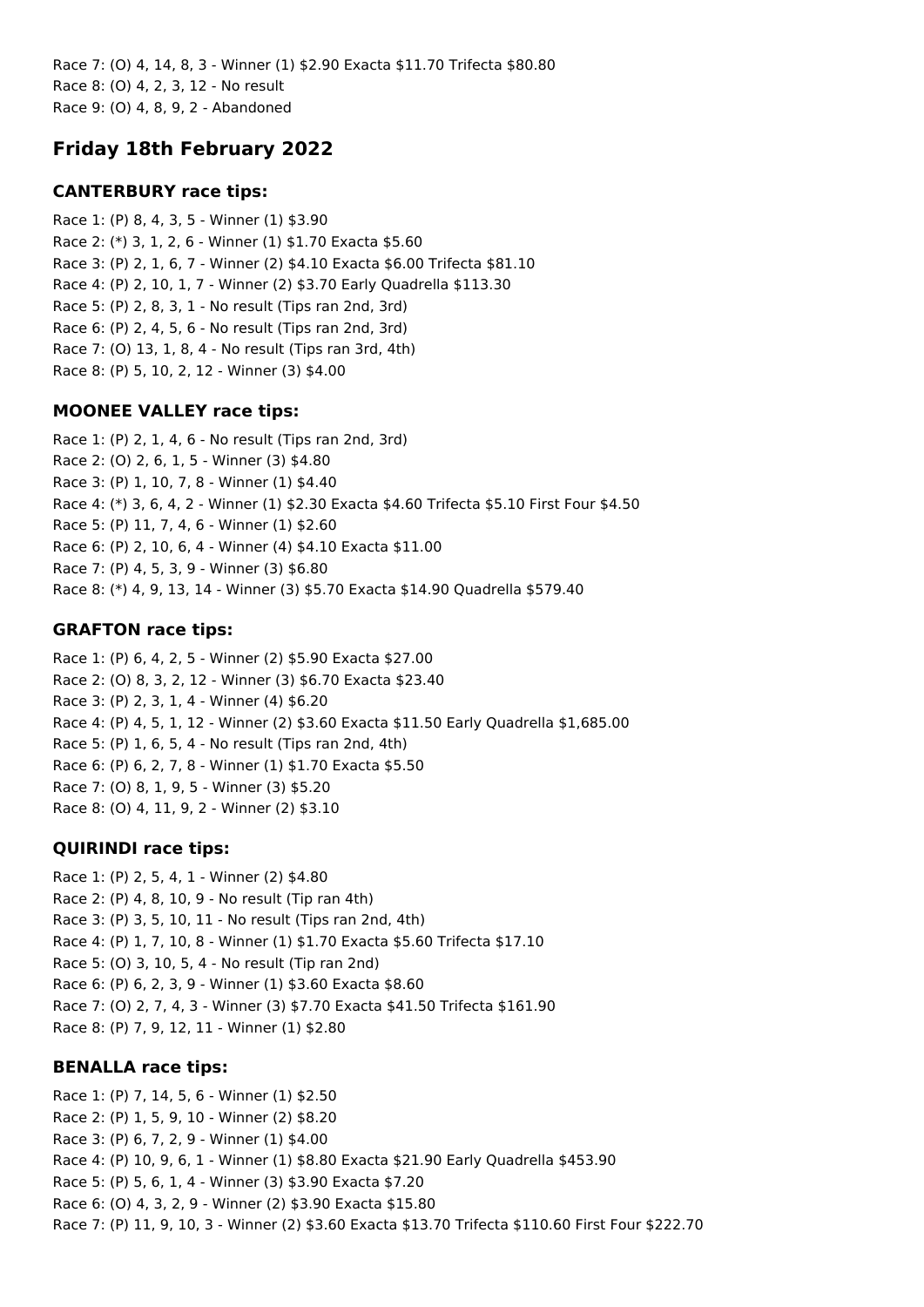Race 7: (O) 4, 14, 8, 3 - Winner (1) $2.90 Exacta $11.70 Trifecta $80.80
Race 8: (O) 4, 2, 3, 12 - No result
Race 9: (O) 4, 8, 9, 2 - Abandoned

## Friday 18th February 2022

### CANTERBURY race tips:

Race 1: (P) 8, 4, 3, 5 - Winner (1) $3.90
Race 2: (*) 3, 1, 2, 6 - Winner (1) $1.70 Exacta $5.60
Race 3: (P) 2, 1, 6, 7 - Winner (2) $4.10 Exacta $6.00 Trifecta $81.10
Race 4: (P) 2, 10, 1, 7 - Winner (2) $3.70 Early Quadrella $113.30
Race 5: (P) 2, 8, 3, 1 - No result (Tips ran 2nd, 3rd)
Race 6: (P) 2, 4, 5, 6 - No result (Tips ran 2nd, 3rd)
Race 7: (O) 13, 1, 8, 4 - No result (Tips ran 3rd, 4th)
Race 8: (P) 5, 10, 2, 12 - Winner (3) $4.00

### MOONEE VALLEY race tips:

Race 1: (P) 2, 1, 4, 6 - No result (Tips ran 2nd, 3rd)
Race 2: (O) 2, 6, 1, 5 - Winner (3) $4.80
Race 3: (P) 1, 10, 7, 8 - Winner (1) $4.40
Race 4: (*) 3, 6, 4, 2 - Winner (1) $2.30 Exacta $4.60 Trifecta $5.10 First Four $4.50
Race 5: (P) 11, 7, 4, 6 - Winner (1) $2.60
Race 6: (P) 2, 10, 6, 4 - Winner (4) $4.10 Exacta $11.00
Race 7: (P) 4, 5, 3, 9 - Winner (3) $6.80
Race 8: (*) 4, 9, 13, 14 - Winner (3) $5.70 Exacta $14.90 Quadrella $579.40

### GRAFTON race tips:

Race 1: (P) 6, 4, 2, 5 - Winner (2) $5.90 Exacta $27.00
Race 2: (O) 8, 3, 2, 12 - Winner (3) $6.70 Exacta $23.40
Race 3: (P) 2, 3, 1, 4 - Winner (4) $6.20
Race 4: (P) 4, 5, 1, 12 - Winner (2) $3.60 Exacta $11.50 Early Quadrella $1,685.00
Race 5: (P) 1, 6, 5, 4 - No result (Tips ran 2nd, 4th)
Race 6: (P) 6, 2, 7, 8 - Winner (1) $1.70 Exacta $5.50
Race 7: (O) 8, 1, 9, 5 - Winner (3) $5.20
Race 8: (O) 4, 11, 9, 2 - Winner (2) $3.10

### QUIRINDI race tips:

Race 1: (P) 2, 5, 4, 1 - Winner (2) $4.80
Race 2: (P) 4, 8, 10, 9 - No result (Tip ran 4th)
Race 3: (P) 3, 5, 10, 11 - No result (Tips ran 2nd, 4th)
Race 4: (P) 1, 7, 10, 8 - Winner (1) $1.70 Exacta $5.60 Trifecta $17.10
Race 5: (O) 3, 10, 5, 4 - No result (Tip ran 2nd)
Race 6: (P) 6, 2, 3, 9 - Winner (1) $3.60 Exacta $8.60
Race 7: (O) 2, 7, 4, 3 - Winner (3) $7.70 Exacta $41.50 Trifecta $161.90
Race 8: (P) 7, 9, 12, 11 - Winner (1) $2.80

### BENALLA race tips:

Race 1: (P) 7, 14, 5, 6 - Winner (1) $2.50
Race 2: (P) 1, 5, 9, 10 - Winner (2) $8.20
Race 3: (P) 6, 7, 2, 9 - Winner (1) $4.00
Race 4: (P) 10, 9, 6, 1 - Winner (1) $8.80 Exacta $21.90 Early Quadrella $453.90
Race 5: (P) 5, 6, 1, 4 - Winner (3) $3.90 Exacta $7.20
Race 6: (O) 4, 3, 2, 9 - Winner (2) $3.90 Exacta $15.80
Race 7: (P) 11, 9, 10, 3 - Winner (2) $3.60 Exacta $13.70 Trifecta $110.60 First Four $222.70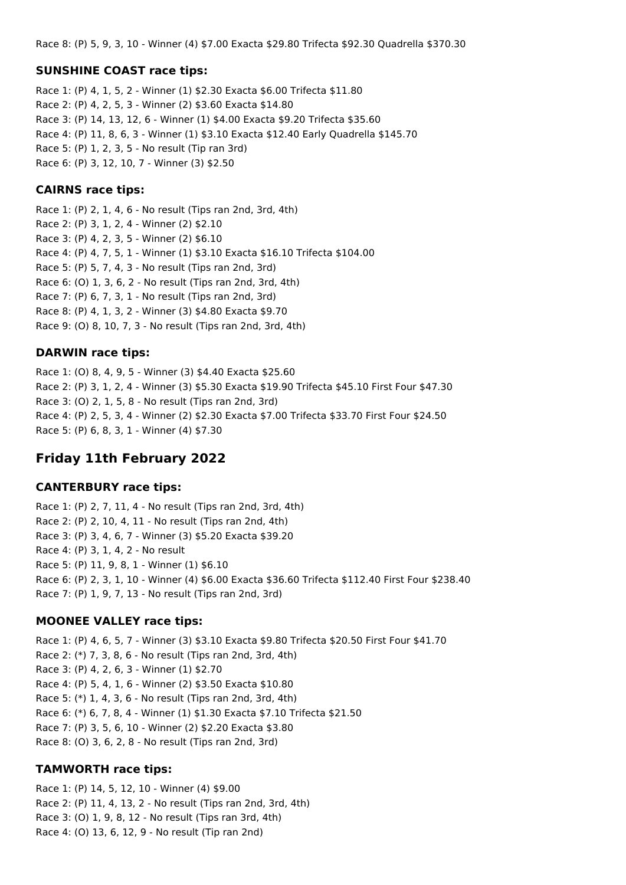Race 8: (P) 5, 9, 3, 10 - Winner (4) $7.00 Exacta $29.80 Trifecta $92.30 Quadrella $370.30

### SUNSHINE COAST race tips:

Race 1: (P) 4, 1, 5, 2 - Winner (1) $2.30 Exacta $6.00 Trifecta $11.80
Race 2: (P) 4, 2, 5, 3 - Winner (2) $3.60 Exacta $14.80
Race 3: (P) 14, 13, 12, 6 - Winner (1) $4.00 Exacta $9.20 Trifecta $35.60
Race 4: (P) 11, 8, 6, 3 - Winner (1) $3.10 Exacta $12.40 Early Quadrella $145.70
Race 5: (P) 1, 2, 3, 5 - No result (Tip ran 3rd)
Race 6: (P) 3, 12, 10, 7 - Winner (3) $2.50

### CAIRNS race tips:

Race 1: (P) 2, 1, 4, 6 - No result (Tips ran 2nd, 3rd, 4th)
Race 2: (P) 3, 1, 2, 4 - Winner (2) $2.10
Race 3: (P) 4, 2, 3, 5 - Winner (2) $6.10
Race 4: (P) 4, 7, 5, 1 - Winner (1) $3.10 Exacta $16.10 Trifecta $104.00
Race 5: (P) 5, 7, 4, 3 - No result (Tips ran 2nd, 3rd)
Race 6: (O) 1, 3, 6, 2 - No result (Tips ran 2nd, 3rd, 4th)
Race 7: (P) 6, 7, 3, 1 - No result (Tips ran 2nd, 3rd)
Race 8: (P) 4, 1, 3, 2 - Winner (3) $4.80 Exacta $9.70
Race 9: (O) 8, 10, 7, 3 - No result (Tips ran 2nd, 3rd, 4th)

### DARWIN race tips:

Race 1: (O) 8, 4, 9, 5 - Winner (3) $4.40 Exacta $25.60
Race 2: (P) 3, 1, 2, 4 - Winner (3) $5.30 Exacta $19.90 Trifecta $45.10 First Four $47.30
Race 3: (O) 2, 1, 5, 8 - No result (Tips ran 2nd, 3rd)
Race 4: (P) 2, 5, 3, 4 - Winner (2) $2.30 Exacta $7.00 Trifecta $33.70 First Four $24.50
Race 5: (P) 6, 8, 3, 1 - Winner (4) $7.30

## Friday 11th February 2022

### CANTERBURY race tips:

Race 1: (P) 2, 7, 11, 4 - No result (Tips ran 2nd, 3rd, 4th)
Race 2: (P) 2, 10, 4, 11 - No result (Tips ran 2nd, 4th)
Race 3: (P) 3, 4, 6, 7 - Winner (3) $5.20 Exacta $39.20
Race 4: (P) 3, 1, 4, 2 - No result
Race 5: (P) 11, 9, 8, 1 - Winner (1) $6.10
Race 6: (P) 2, 3, 1, 10 - Winner (4) $6.00 Exacta $36.60 Trifecta $112.40 First Four $238.40
Race 7: (P) 1, 9, 7, 13 - No result (Tips ran 2nd, 3rd)

### MOONEE VALLEY race tips:

Race 1: (P) 4, 6, 5, 7 - Winner (3) $3.10 Exacta $9.80 Trifecta $20.50 First Four $41.70
Race 2: (*) 7, 3, 8, 6 - No result (Tips ran 2nd, 3rd, 4th)
Race 3: (P) 4, 2, 6, 3 - Winner (1) $2.70
Race 4: (P) 5, 4, 1, 6 - Winner (2) $3.50 Exacta $10.80
Race 5: (*) 1, 4, 3, 6 - No result (Tips ran 2nd, 3rd, 4th)
Race 6: (*) 6, 7, 8, 4 - Winner (1) $1.30 Exacta $7.10 Trifecta $21.50
Race 7: (P) 3, 5, 6, 10 - Winner (2) $2.20 Exacta $3.80
Race 8: (O) 3, 6, 2, 8 - No result (Tips ran 2nd, 3rd)

### TAMWORTH race tips:

Race 1: (P) 14, 5, 12, 10 - Winner (4) $9.00
Race 2: (P) 11, 4, 13, 2 - No result (Tips ran 2nd, 3rd, 4th)
Race 3: (O) 1, 9, 8, 12 - No result (Tips ran 3rd, 4th)
Race 4: (O) 13, 6, 12, 9 - No result (Tip ran 2nd)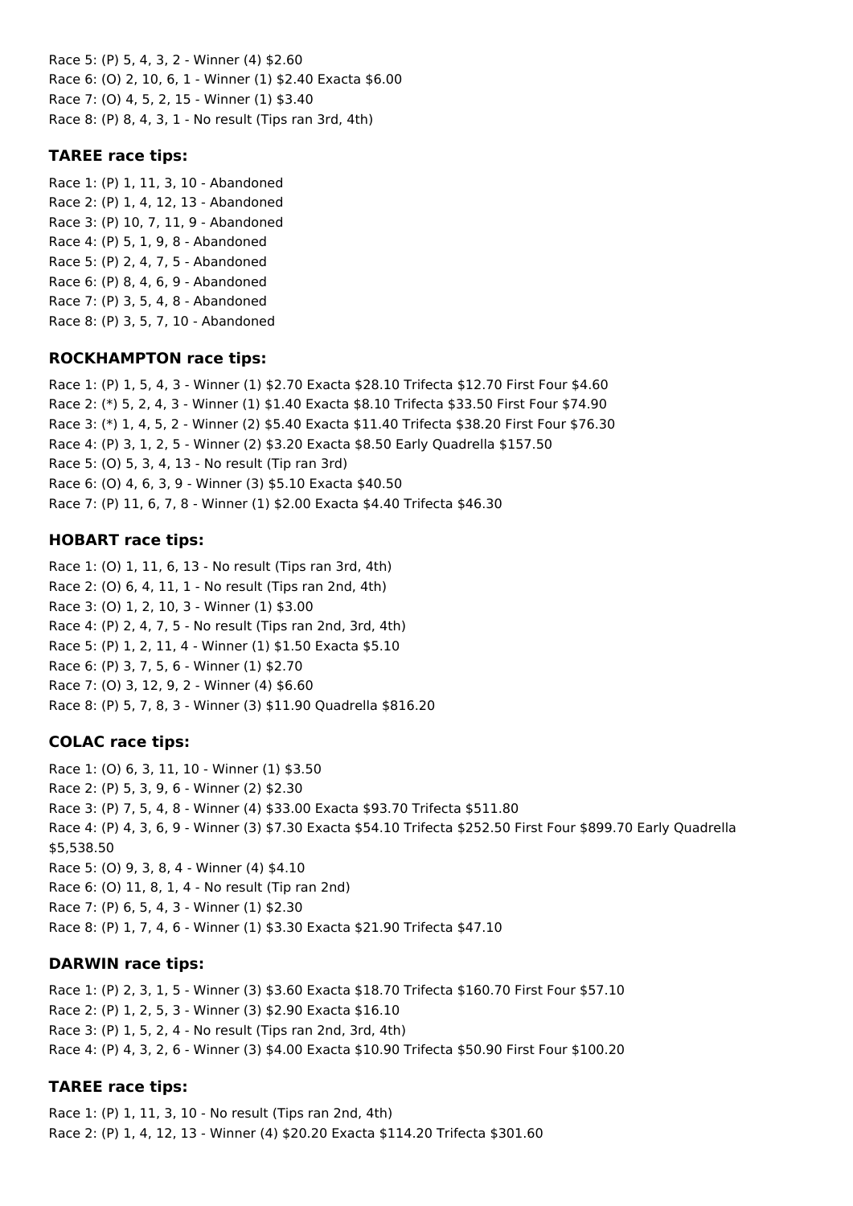Race 5: (P) 5, 4, 3, 2 - Winner (4) $2.60
Race 6: (O) 2, 10, 6, 1 - Winner (1) $2.40 Exacta $6.00
Race 7: (O) 4, 5, 2, 15 - Winner (1) $3.40
Race 8: (P) 8, 4, 3, 1 - No result (Tips ran 3rd, 4th)

### TAREE race tips:

Race 1: (P) 1, 11, 3, 10 - Abandoned
Race 2: (P) 1, 4, 12, 13 - Abandoned
Race 3: (P) 10, 7, 11, 9 - Abandoned
Race 4: (P) 5, 1, 9, 8 - Abandoned
Race 5: (P) 2, 4, 7, 5 - Abandoned
Race 6: (P) 8, 4, 6, 9 - Abandoned
Race 7: (P) 3, 5, 4, 8 - Abandoned
Race 8: (P) 3, 5, 7, 10 - Abandoned

### ROCKHAMPTON race tips:

Race 1: (P) 1, 5, 4, 3 - Winner (1) $2.70 Exacta $28.10 Trifecta $12.70 First Four $4.60
Race 2: (*) 5, 2, 4, 3 - Winner (1) $1.40 Exacta $8.10 Trifecta $33.50 First Four $74.90
Race 3: (*) 1, 4, 5, 2 - Winner (2) $5.40 Exacta $11.40 Trifecta $38.20 First Four $76.30
Race 4: (P) 3, 1, 2, 5 - Winner (2) $3.20 Exacta $8.50 Early Quadrella $157.50
Race 5: (O) 5, 3, 4, 13 - No result (Tip ran 3rd)
Race 6: (O) 4, 6, 3, 9 - Winner (3) $5.10 Exacta $40.50
Race 7: (P) 11, 6, 7, 8 - Winner (1) $2.00 Exacta $4.40 Trifecta $46.30

### HOBART race tips:

Race 1: (O) 1, 11, 6, 13 - No result (Tips ran 3rd, 4th)
Race 2: (O) 6, 4, 11, 1 - No result (Tips ran 2nd, 4th)
Race 3: (O) 1, 2, 10, 3 - Winner (1) $3.00
Race 4: (P) 2, 4, 7, 5 - No result (Tips ran 2nd, 3rd, 4th)
Race 5: (P) 1, 2, 11, 4 - Winner (1) $1.50 Exacta $5.10
Race 6: (P) 3, 7, 5, 6 - Winner (1) $2.70
Race 7: (O) 3, 12, 9, 2 - Winner (4) $6.60
Race 8: (P) 5, 7, 8, 3 - Winner (3) $11.90 Quadrella $816.20

### COLAC race tips:

Race 1: (O) 6, 3, 11, 10 - Winner (1) $3.50
Race 2: (P) 5, 3, 9, 6 - Winner (2) $2.30
Race 3: (P) 7, 5, 4, 8 - Winner (4) $33.00 Exacta $93.70 Trifecta $511.80
Race 4: (P) 4, 3, 6, 9 - Winner (3) $7.30 Exacta $54.10 Trifecta $252.50 First Four $899.70 Early Quadrella $5,538.50
Race 5: (O) 9, 3, 8, 4 - Winner (4) $4.10
Race 6: (O) 11, 8, 1, 4 - No result (Tip ran 2nd)
Race 7: (P) 6, 5, 4, 3 - Winner (1) $2.30
Race 8: (P) 1, 7, 4, 6 - Winner (1) $3.30 Exacta $21.90 Trifecta $47.10

### DARWIN race tips:

Race 1: (P) 2, 3, 1, 5 - Winner (3) $3.60 Exacta $18.70 Trifecta $160.70 First Four $57.10
Race 2: (P) 1, 2, 5, 3 - Winner (3) $2.90 Exacta $16.10
Race 3: (P) 1, 5, 2, 4 - No result (Tips ran 2nd, 3rd, 4th)
Race 4: (P) 4, 3, 2, 6 - Winner (3) $4.00 Exacta $10.90 Trifecta $50.90 First Four $100.20

### TAREE race tips:

Race 1: (P) 1, 11, 3, 10 - No result (Tips ran 2nd, 4th)
Race 2: (P) 1, 4, 12, 13 - Winner (4) $20.20 Exacta $114.20 Trifecta $301.60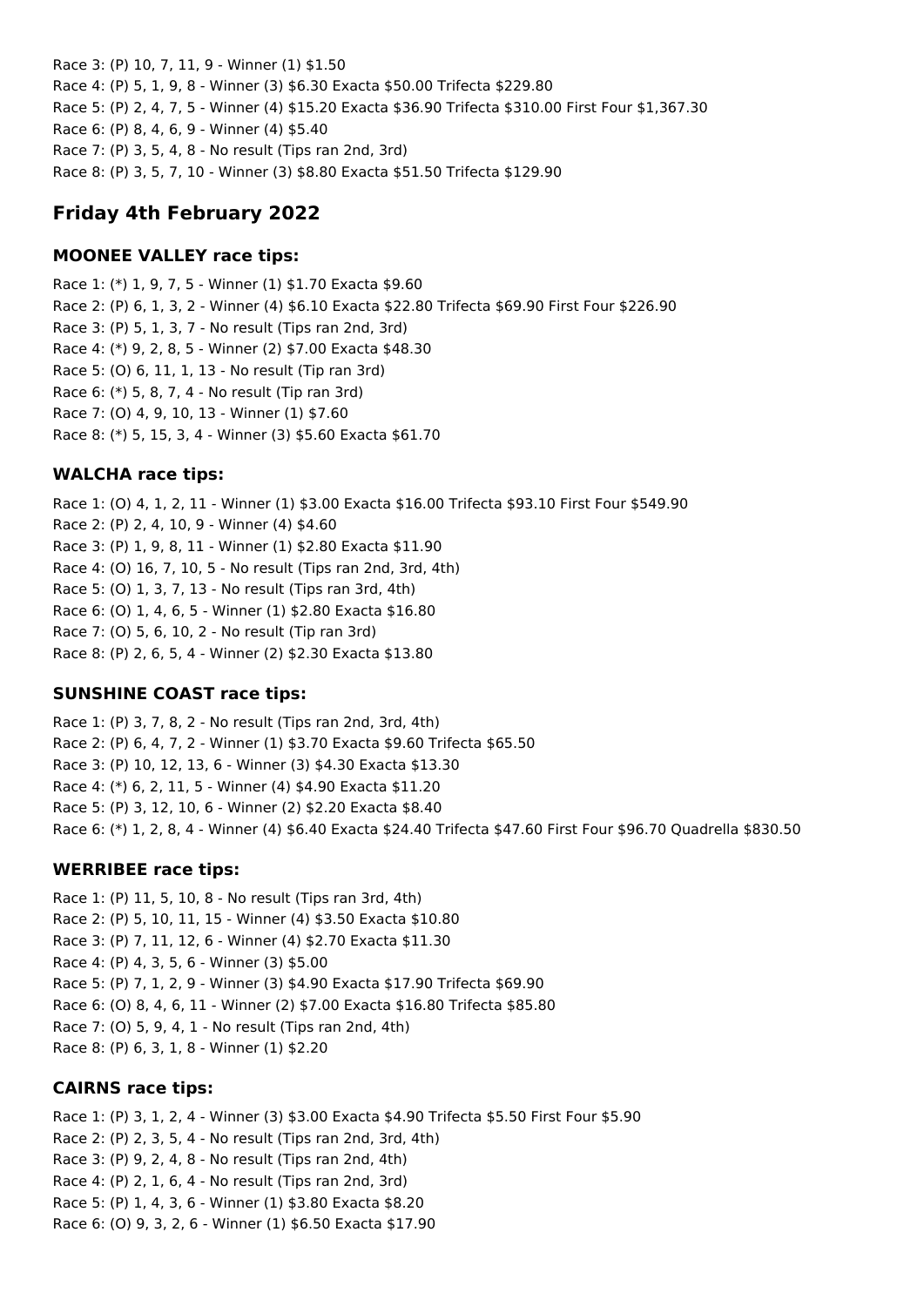Race 3: (P) 10, 7, 11, 9 - Winner (1) $1.50
Race 4: (P) 5, 1, 9, 8 - Winner (3) $6.30 Exacta $50.00 Trifecta $229.80
Race 5: (P) 2, 4, 7, 5 - Winner (4) $15.20 Exacta $36.90 Trifecta $310.00 First Four $1,367.30
Race 6: (P) 8, 4, 6, 9 - Winner (4) $5.40
Race 7: (P) 3, 5, 4, 8 - No result (Tips ran 2nd, 3rd)
Race 8: (P) 3, 5, 7, 10 - Winner (3) $8.80 Exacta $51.50 Trifecta $129.90

## Friday 4th February 2022

### MOONEE VALLEY race tips:

Race 1: (*) 1, 9, 7, 5 - Winner (1) $1.70 Exacta $9.60
Race 2: (P) 6, 1, 3, 2 - Winner (4) $6.10 Exacta $22.80 Trifecta $69.90 First Four $226.90
Race 3: (P) 5, 1, 3, 7 - No result (Tips ran 2nd, 3rd)
Race 4: (*) 9, 2, 8, 5 - Winner (2) $7.00 Exacta $48.30
Race 5: (O) 6, 11, 1, 13 - No result (Tip ran 3rd)
Race 6: (*) 5, 8, 7, 4 - No result (Tip ran 3rd)
Race 7: (O) 4, 9, 10, 13 - Winner (1) $7.60
Race 8: (*) 5, 15, 3, 4 - Winner (3) $5.60 Exacta $61.70

### WALCHA race tips:

Race 1: (O) 4, 1, 2, 11 - Winner (1) $3.00 Exacta $16.00 Trifecta $93.10 First Four $549.90
Race 2: (P) 2, 4, 10, 9 - Winner (4) $4.60
Race 3: (P) 1, 9, 8, 11 - Winner (1) $2.80 Exacta $11.90
Race 4: (O) 16, 7, 10, 5 - No result (Tips ran 2nd, 3rd, 4th)
Race 5: (O) 1, 3, 7, 13 - No result (Tips ran 3rd, 4th)
Race 6: (O) 1, 4, 6, 5 - Winner (1) $2.80 Exacta $16.80
Race 7: (O) 5, 6, 10, 2 - No result (Tip ran 3rd)
Race 8: (P) 2, 6, 5, 4 - Winner (2) $2.30 Exacta $13.80

### SUNSHINE COAST race tips:

Race 1: (P) 3, 7, 8, 2 - No result (Tips ran 2nd, 3rd, 4th)
Race 2: (P) 6, 4, 7, 2 - Winner (1) $3.70 Exacta $9.60 Trifecta $65.50
Race 3: (P) 10, 12, 13, 6 - Winner (3) $4.30 Exacta $13.30
Race 4: (*) 6, 2, 11, 5 - Winner (4) $4.90 Exacta $11.20
Race 5: (P) 3, 12, 10, 6 - Winner (2) $2.20 Exacta $8.40
Race 6: (*) 1, 2, 8, 4 - Winner (4) $6.40 Exacta $24.40 Trifecta $47.60 First Four $96.70 Quadrella $830.50

### WERRIBEE race tips:

Race 1: (P) 11, 5, 10, 8 - No result (Tips ran 3rd, 4th)
Race 2: (P) 5, 10, 11, 15 - Winner (4) $3.50 Exacta $10.80
Race 3: (P) 7, 11, 12, 6 - Winner (4) $2.70 Exacta $11.30
Race 4: (P) 4, 3, 5, 6 - Winner (3) $5.00
Race 5: (P) 7, 1, 2, 9 - Winner (3) $4.90 Exacta $17.90 Trifecta $69.90
Race 6: (O) 8, 4, 6, 11 - Winner (2) $7.00 Exacta $16.80 Trifecta $85.80
Race 7: (O) 5, 9, 4, 1 - No result (Tips ran 2nd, 4th)
Race 8: (P) 6, 3, 1, 8 - Winner (1) $2.20

### CAIRNS race tips:

Race 1: (P) 3, 1, 2, 4 - Winner (3) $3.00 Exacta $4.90 Trifecta $5.50 First Four $5.90
Race 2: (P) 2, 3, 5, 4 - No result (Tips ran 2nd, 3rd, 4th)
Race 3: (P) 9, 2, 4, 8 - No result (Tips ran 2nd, 4th)
Race 4: (P) 2, 1, 6, 4 - No result (Tips ran 2nd, 3rd)
Race 5: (P) 1, 4, 3, 6 - Winner (1) $3.80 Exacta $8.20
Race 6: (O) 9, 3, 2, 6 - Winner (1) $6.50 Exacta $17.90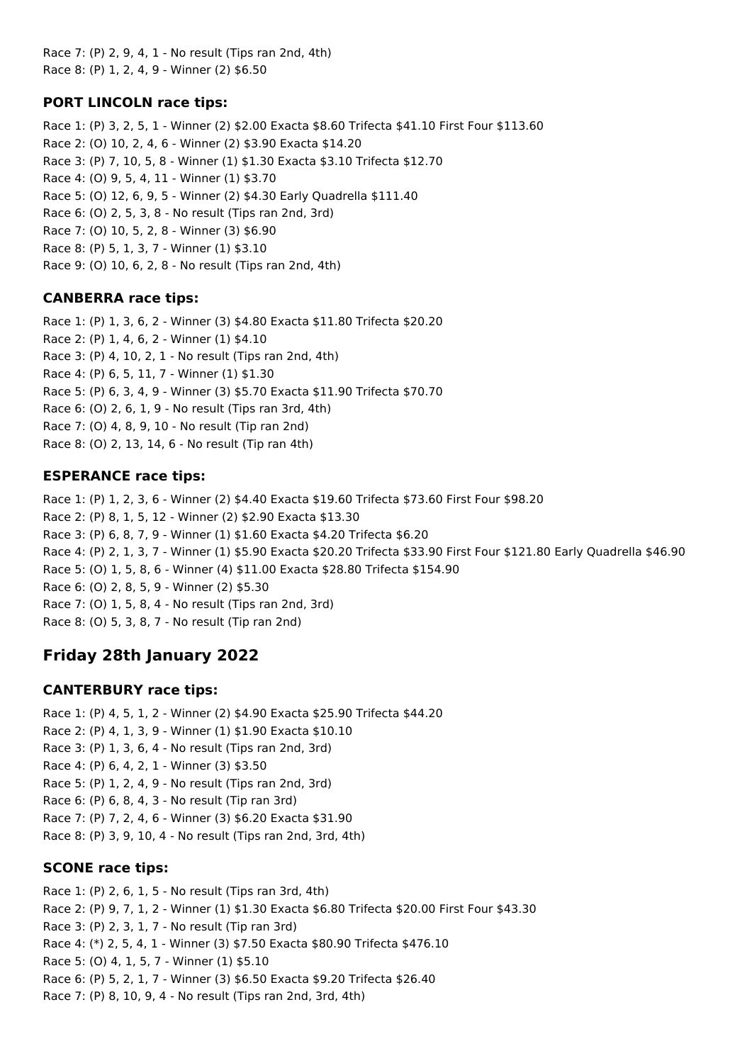Race 7: (P) 2, 9, 4, 1 - No result (Tips ran 2nd, 4th)
Race 8: (P) 1, 2, 4, 9 - Winner (2) $6.50

### PORT LINCOLN race tips:

Race 1: (P) 3, 2, 5, 1 - Winner (2) $2.00 Exacta $8.60 Trifecta $41.10 First Four $113.60
Race 2: (O) 10, 2, 4, 6 - Winner (2) $3.90 Exacta $14.20
Race 3: (P) 7, 10, 5, 8 - Winner (1) $1.30 Exacta $3.10 Trifecta $12.70
Race 4: (O) 9, 5, 4, 11 - Winner (1) $3.70
Race 5: (O) 12, 6, 9, 5 - Winner (2) $4.30 Early Quadrella $111.40
Race 6: (O) 2, 5, 3, 8 - No result (Tips ran 2nd, 3rd)
Race 7: (O) 10, 5, 2, 8 - Winner (3) $6.90
Race 8: (P) 5, 1, 3, 7 - Winner (1) $3.10
Race 9: (O) 10, 6, 2, 8 - No result (Tips ran 2nd, 4th)

### CANBERRA race tips:

Race 1: (P) 1, 3, 6, 2 - Winner (3) $4.80 Exacta $11.80 Trifecta $20.20
Race 2: (P) 1, 4, 6, 2 - Winner (1) $4.10
Race 3: (P) 4, 10, 2, 1 - No result (Tips ran 2nd, 4th)
Race 4: (P) 6, 5, 11, 7 - Winner (1) $1.30
Race 5: (P) 6, 3, 4, 9 - Winner (3) $5.70 Exacta $11.90 Trifecta $70.70
Race 6: (O) 2, 6, 1, 9 - No result (Tips ran 3rd, 4th)
Race 7: (O) 4, 8, 9, 10 - No result (Tip ran 2nd)
Race 8: (O) 2, 13, 14, 6 - No result (Tip ran 4th)

### ESPERANCE race tips:

Race 1: (P) 1, 2, 3, 6 - Winner (2) $4.40 Exacta $19.60 Trifecta $73.60 First Four $98.20
Race 2: (P) 8, 1, 5, 12 - Winner (2) $2.90 Exacta $13.30
Race 3: (P) 6, 8, 7, 9 - Winner (1) $1.60 Exacta $4.20 Trifecta $6.20
Race 4: (P) 2, 1, 3, 7 - Winner (1) $5.90 Exacta $20.20 Trifecta $33.90 First Four $121.80 Early Quadrella $46.90
Race 5: (O) 1, 5, 8, 6 - Winner (4) $11.00 Exacta $28.80 Trifecta $154.90
Race 6: (O) 2, 8, 5, 9 - Winner (2) $5.30
Race 7: (O) 1, 5, 8, 4 - No result (Tips ran 2nd, 3rd)
Race 8: (O) 5, 3, 8, 7 - No result (Tip ran 2nd)

## Friday 28th January 2022

### CANTERBURY race tips:

Race 1: (P) 4, 5, 1, 2 - Winner (2) $4.90 Exacta $25.90 Trifecta $44.20
Race 2: (P) 4, 1, 3, 9 - Winner (1) $1.90 Exacta $10.10
Race 3: (P) 1, 3, 6, 4 - No result (Tips ran 2nd, 3rd)
Race 4: (P) 6, 4, 2, 1 - Winner (3) $3.50
Race 5: (P) 1, 2, 4, 9 - No result (Tips ran 2nd, 3rd)
Race 6: (P) 6, 8, 4, 3 - No result (Tip ran 3rd)
Race 7: (P) 7, 2, 4, 6 - Winner (3) $6.20 Exacta $31.90
Race 8: (P) 3, 9, 10, 4 - No result (Tips ran 2nd, 3rd, 4th)

### SCONE race tips:

Race 1: (P) 2, 6, 1, 5 - No result (Tips ran 3rd, 4th)
Race 2: (P) 9, 7, 1, 2 - Winner (1) $1.30 Exacta $6.80 Trifecta $20.00 First Four $43.30
Race 3: (P) 2, 3, 1, 7 - No result (Tip ran 3rd)
Race 4: (*) 2, 5, 4, 1 - Winner (3) $7.50 Exacta $80.90 Trifecta $476.10
Race 5: (O) 4, 1, 5, 7 - Winner (1) $5.10
Race 6: (P) 5, 2, 1, 7 - Winner (3) $6.50 Exacta $9.20 Trifecta $26.40
Race 7: (P) 8, 10, 9, 4 - No result (Tips ran 2nd, 3rd, 4th)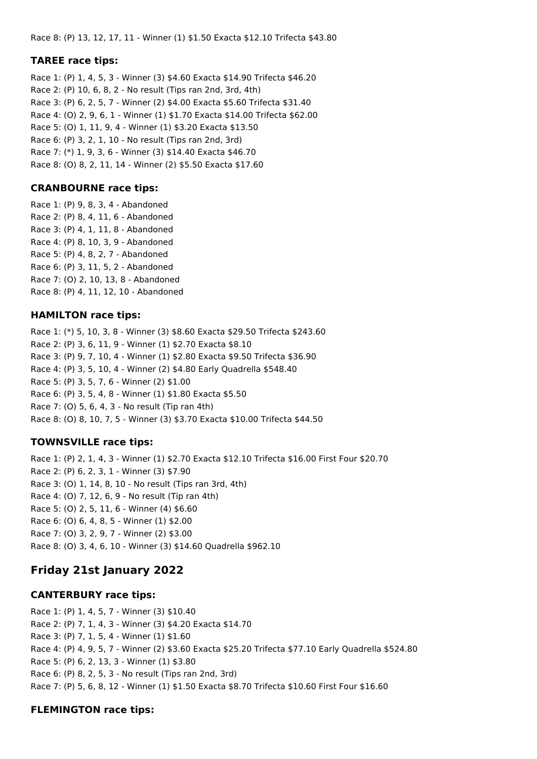Race 8: (P) 13, 12, 17, 11 - Winner (1) $1.50 Exacta $12.10 Trifecta $43.80

### TAREE race tips:

Race 1: (P) 1, 4, 5, 3 - Winner (3) $4.60 Exacta $14.90 Trifecta $46.20
Race 2: (P) 10, 6, 8, 2 - No result (Tips ran 2nd, 3rd, 4th)
Race 3: (P) 6, 2, 5, 7 - Winner (2) $4.00 Exacta $5.60 Trifecta $31.40
Race 4: (O) 2, 9, 6, 1 - Winner (1) $1.70 Exacta $14.00 Trifecta $62.00
Race 5: (O) 1, 11, 9, 4 - Winner (1) $3.20 Exacta $13.50
Race 6: (P) 3, 2, 1, 10 - No result (Tips ran 2nd, 3rd)
Race 7: (*) 1, 9, 3, 6 - Winner (3) $14.40 Exacta $46.70
Race 8: (O) 8, 2, 11, 14 - Winner (2) $5.50 Exacta $17.60

### CRANBOURNE race tips:

Race 1: (P) 9, 8, 3, 4 - Abandoned
Race 2: (P) 8, 4, 11, 6 - Abandoned
Race 3: (P) 4, 1, 11, 8 - Abandoned
Race 4: (P) 8, 10, 3, 9 - Abandoned
Race 5: (P) 4, 8, 2, 7 - Abandoned
Race 6: (P) 3, 11, 5, 2 - Abandoned
Race 7: (O) 2, 10, 13, 8 - Abandoned
Race 8: (P) 4, 11, 12, 10 - Abandoned

### HAMILTON race tips:

Race 1: (*) 5, 10, 3, 8 - Winner (3) $8.60 Exacta $29.50 Trifecta $243.60
Race 2: (P) 3, 6, 11, 9 - Winner (1) $2.70 Exacta $8.10
Race 3: (P) 9, 7, 10, 4 - Winner (1) $2.80 Exacta $9.50 Trifecta $36.90
Race 4: (P) 3, 5, 10, 4 - Winner (2) $4.80 Early Quadrella $548.40
Race 5: (P) 3, 5, 7, 6 - Winner (2) $1.00
Race 6: (P) 3, 5, 4, 8 - Winner (1) $1.80 Exacta $5.50
Race 7: (O) 5, 6, 4, 3 - No result (Tip ran 4th)
Race 8: (O) 8, 10, 7, 5 - Winner (3) $3.70 Exacta $10.00 Trifecta $44.50

### TOWNSVILLE race tips:

Race 1: (P) 2, 1, 4, 3 - Winner (1) $2.70 Exacta $12.10 Trifecta $16.00 First Four $20.70
Race 2: (P) 6, 2, 3, 1 - Winner (3) $7.90
Race 3: (O) 1, 14, 8, 10 - No result (Tips ran 3rd, 4th)
Race 4: (O) 7, 12, 6, 9 - No result (Tip ran 4th)
Race 5: (O) 2, 5, 11, 6 - Winner (4) $6.60
Race 6: (O) 6, 4, 8, 5 - Winner (1) $2.00
Race 7: (O) 3, 2, 9, 7 - Winner (2) $3.00
Race 8: (O) 3, 4, 6, 10 - Winner (3) $14.60 Quadrella $962.10

## Friday 21st January 2022

### CANTERBURY race tips:

Race 1: (P) 1, 4, 5, 7 - Winner (3) $10.40
Race 2: (P) 7, 1, 4, 3 - Winner (3) $4.20 Exacta $14.70
Race 3: (P) 7, 1, 5, 4 - Winner (1) $1.60
Race 4: (P) 4, 9, 5, 7 - Winner (2) $3.60 Exacta $25.20 Trifecta $77.10 Early Quadrella $524.80
Race 5: (P) 6, 2, 13, 3 - Winner (1) $3.80
Race 6: (P) 8, 2, 5, 3 - No result (Tips ran 2nd, 3rd)
Race 7: (P) 5, 6, 8, 12 - Winner (1) $1.50 Exacta $8.70 Trifecta $10.60 First Four $16.60

### FLEMINGTON race tips: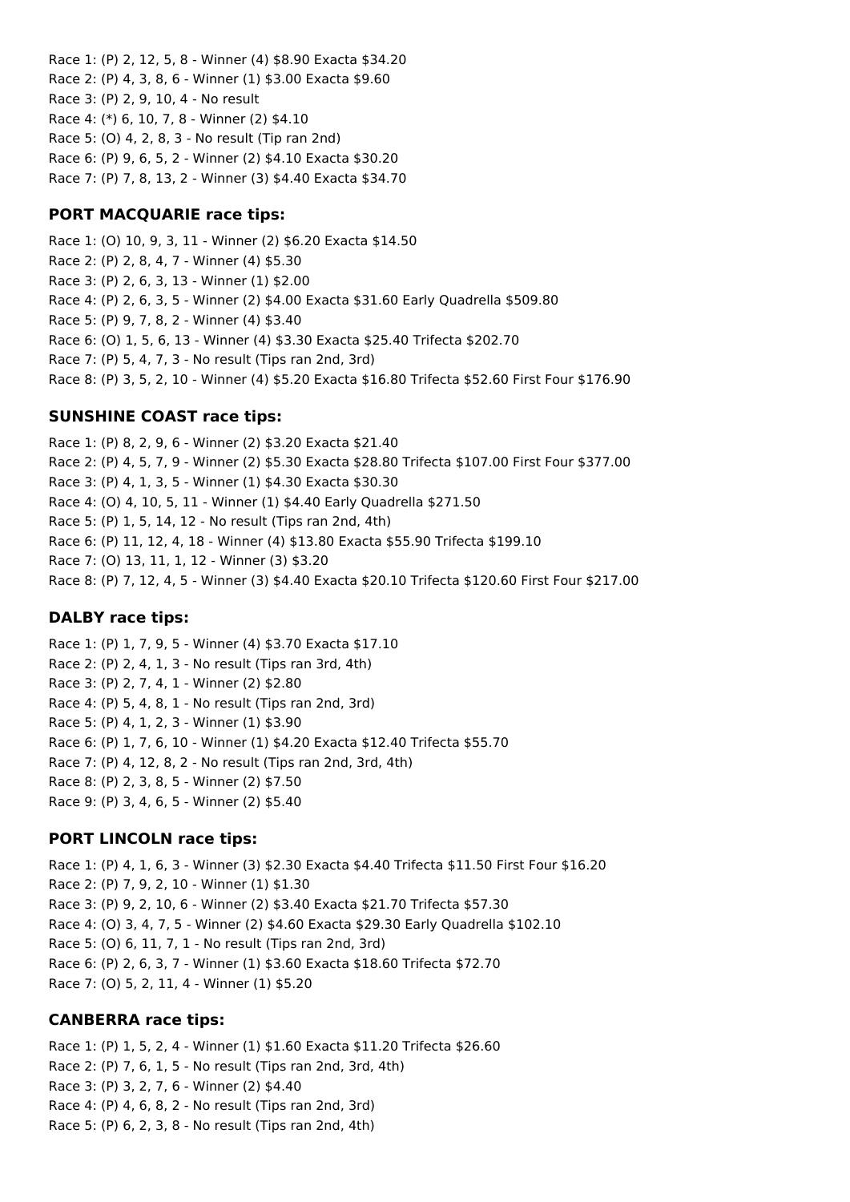Race 1: (P) 2, 12, 5, 8 - Winner (4) $8.90 Exacta $34.20
Race 2: (P) 4, 3, 8, 6 - Winner (1) $3.00 Exacta $9.60
Race 3: (P) 2, 9, 10, 4 - No result
Race 4: (*) 6, 10, 7, 8 - Winner (2) $4.10
Race 5: (O) 4, 2, 8, 3 - No result (Tip ran 2nd)
Race 6: (P) 9, 6, 5, 2 - Winner (2) $4.10 Exacta $30.20
Race 7: (P) 7, 8, 13, 2 - Winner (3) $4.40 Exacta $34.70

### PORT MACQUARIE race tips:

Race 1: (O) 10, 9, 3, 11 - Winner (2) $6.20 Exacta $14.50
Race 2: (P) 2, 8, 4, 7 - Winner (4) $5.30
Race 3: (P) 2, 6, 3, 13 - Winner (1) $2.00
Race 4: (P) 2, 6, 3, 5 - Winner (2) $4.00 Exacta $31.60 Early Quadrella $509.80
Race 5: (P) 9, 7, 8, 2 - Winner (4) $3.40
Race 6: (O) 1, 5, 6, 13 - Winner (4) $3.30 Exacta $25.40 Trifecta $202.70
Race 7: (P) 5, 4, 7, 3 - No result (Tips ran 2nd, 3rd)
Race 8: (P) 3, 5, 2, 10 - Winner (4) $5.20 Exacta $16.80 Trifecta $52.60 First Four $176.90

### SUNSHINE COAST race tips:

Race 1: (P) 8, 2, 9, 6 - Winner (2) $3.20 Exacta $21.40
Race 2: (P) 4, 5, 7, 9 - Winner (2) $5.30 Exacta $28.80 Trifecta $107.00 First Four $377.00
Race 3: (P) 4, 1, 3, 5 - Winner (1) $4.30 Exacta $30.30
Race 4: (O) 4, 10, 5, 11 - Winner (1) $4.40 Early Quadrella $271.50
Race 5: (P) 1, 5, 14, 12 - No result (Tips ran 2nd, 4th)
Race 6: (P) 11, 12, 4, 18 - Winner (4) $13.80 Exacta $55.90 Trifecta $199.10
Race 7: (O) 13, 11, 1, 12 - Winner (3) $3.20
Race 8: (P) 7, 12, 4, 5 - Winner (3) $4.40 Exacta $20.10 Trifecta $120.60 First Four $217.00

### DALBY race tips:

Race 1: (P) 1, 7, 9, 5 - Winner (4) $3.70 Exacta $17.10
Race 2: (P) 2, 4, 1, 3 - No result (Tips ran 3rd, 4th)
Race 3: (P) 2, 7, 4, 1 - Winner (2) $2.80
Race 4: (P) 5, 4, 8, 1 - No result (Tips ran 2nd, 3rd)
Race 5: (P) 4, 1, 2, 3 - Winner (1) $3.90
Race 6: (P) 1, 7, 6, 10 - Winner (1) $4.20 Exacta $12.40 Trifecta $55.70
Race 7: (P) 4, 12, 8, 2 - No result (Tips ran 2nd, 3rd, 4th)
Race 8: (P) 2, 3, 8, 5 - Winner (2) $7.50
Race 9: (P) 3, 4, 6, 5 - Winner (2) $5.40

### PORT LINCOLN race tips:

Race 1: (P) 4, 1, 6, 3 - Winner (3) $2.30 Exacta $4.40 Trifecta $11.50 First Four $16.20
Race 2: (P) 7, 9, 2, 10 - Winner (1) $1.30
Race 3: (P) 9, 2, 10, 6 - Winner (2) $3.40 Exacta $21.70 Trifecta $57.30
Race 4: (O) 3, 4, 7, 5 - Winner (2) $4.60 Exacta $29.30 Early Quadrella $102.10
Race 5: (O) 6, 11, 7, 1 - No result (Tips ran 2nd, 3rd)
Race 6: (P) 2, 6, 3, 7 - Winner (1) $3.60 Exacta $18.60 Trifecta $72.70
Race 7: (O) 5, 2, 11, 4 - Winner (1) $5.20

### CANBERRA race tips:

Race 1: (P) 1, 5, 2, 4 - Winner (1) $1.60 Exacta $11.20 Trifecta $26.60
Race 2: (P) 7, 6, 1, 5 - No result (Tips ran 2nd, 3rd, 4th)
Race 3: (P) 3, 2, 7, 6 - Winner (2) $4.40
Race 4: (P) 4, 6, 8, 2 - No result (Tips ran 2nd, 3rd)
Race 5: (P) 6, 2, 3, 8 - No result (Tips ran 2nd, 4th)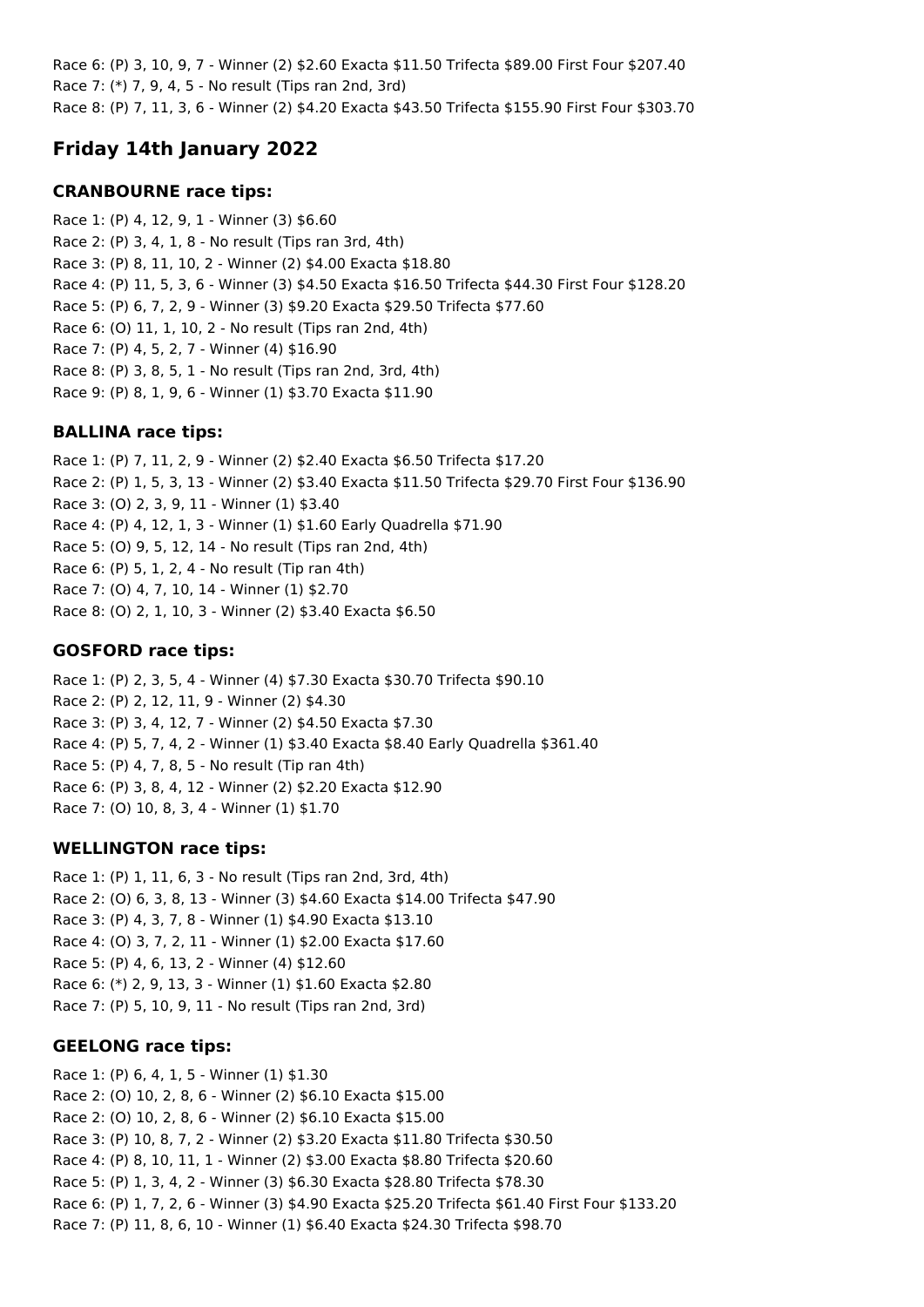Race 6: (P) 3, 10, 9, 7 - Winner (2) $2.60 Exacta $11.50 Trifecta $89.00 First Four $207.40
Race 7: (*) 7, 9, 4, 5 - No result (Tips ran 2nd, 3rd)
Race 8: (P) 7, 11, 3, 6 - Winner (2) $4.20 Exacta $43.50 Trifecta $155.90 First Four $303.70

## Friday 14th January 2022

### CRANBOURNE race tips:

Race 1: (P) 4, 12, 9, 1 - Winner (3) $6.60
Race 2: (P) 3, 4, 1, 8 - No result (Tips ran 3rd, 4th)
Race 3: (P) 8, 11, 10, 2 - Winner (2) $4.00 Exacta $18.80
Race 4: (P) 11, 5, 3, 6 - Winner (3) $4.50 Exacta $16.50 Trifecta $44.30 First Four $128.20
Race 5: (P) 6, 7, 2, 9 - Winner (3) $9.20 Exacta $29.50 Trifecta $77.60
Race 6: (O) 11, 1, 10, 2 - No result (Tips ran 2nd, 4th)
Race 7: (P) 4, 5, 2, 7 - Winner (4) $16.90
Race 8: (P) 3, 8, 5, 1 - No result (Tips ran 2nd, 3rd, 4th)
Race 9: (P) 8, 1, 9, 6 - Winner (1) $3.70 Exacta $11.90

### BALLINA race tips:

Race 1: (P) 7, 11, 2, 9 - Winner (2) $2.40 Exacta $6.50 Trifecta $17.20
Race 2: (P) 1, 5, 3, 13 - Winner (2) $3.40 Exacta $11.50 Trifecta $29.70 First Four $136.90
Race 3: (O) 2, 3, 9, 11 - Winner (1) $3.40
Race 4: (P) 4, 12, 1, 3 - Winner (1) $1.60 Early Quadrella $71.90
Race 5: (O) 9, 5, 12, 14 - No result (Tips ran 2nd, 4th)
Race 6: (P) 5, 1, 2, 4 - No result (Tip ran 4th)
Race 7: (O) 4, 7, 10, 14 - Winner (1) $2.70
Race 8: (O) 2, 1, 10, 3 - Winner (2) $3.40 Exacta $6.50

### GOSFORD race tips:

Race 1: (P) 2, 3, 5, 4 - Winner (4) $7.30 Exacta $30.70 Trifecta $90.10
Race 2: (P) 2, 12, 11, 9 - Winner (2) $4.30
Race 3: (P) 3, 4, 12, 7 - Winner (2) $4.50 Exacta $7.30
Race 4: (P) 5, 7, 4, 2 - Winner (1) $3.40 Exacta $8.40 Early Quadrella $361.40
Race 5: (P) 4, 7, 8, 5 - No result (Tip ran 4th)
Race 6: (P) 3, 8, 4, 12 - Winner (2) $2.20 Exacta $12.90
Race 7: (O) 10, 8, 3, 4 - Winner (1) $1.70

### WELLINGTON race tips:

Race 1: (P) 1, 11, 6, 3 - No result (Tips ran 2nd, 3rd, 4th)
Race 2: (O) 6, 3, 8, 13 - Winner (3) $4.60 Exacta $14.00 Trifecta $47.90
Race 3: (P) 4, 3, 7, 8 - Winner (1) $4.90 Exacta $13.10
Race 4: (O) 3, 7, 2, 11 - Winner (1) $2.00 Exacta $17.60
Race 5: (P) 4, 6, 13, 2 - Winner (4) $12.60
Race 6: (*) 2, 9, 13, 3 - Winner (1) $1.60 Exacta $2.80
Race 7: (P) 5, 10, 9, 11 - No result (Tips ran 2nd, 3rd)

### GEELONG race tips:

Race 1: (P) 6, 4, 1, 5 - Winner (1) $1.30
Race 2: (O) 10, 2, 8, 6 - Winner (2) $6.10 Exacta $15.00
Race 2: (O) 10, 2, 8, 6 - Winner (2) $6.10 Exacta $15.00
Race 3: (P) 10, 8, 7, 2 - Winner (2) $3.20 Exacta $11.80 Trifecta $30.50
Race 4: (P) 8, 10, 11, 1 - Winner (2) $3.00 Exacta $8.80 Trifecta $20.60
Race 5: (P) 1, 3, 4, 2 - Winner (3) $6.30 Exacta $28.80 Trifecta $78.30
Race 6: (P) 1, 7, 2, 6 - Winner (3) $4.90 Exacta $25.20 Trifecta $61.40 First Four $133.20
Race 7: (P) 11, 8, 6, 10 - Winner (1) $6.40 Exacta $24.30 Trifecta $98.70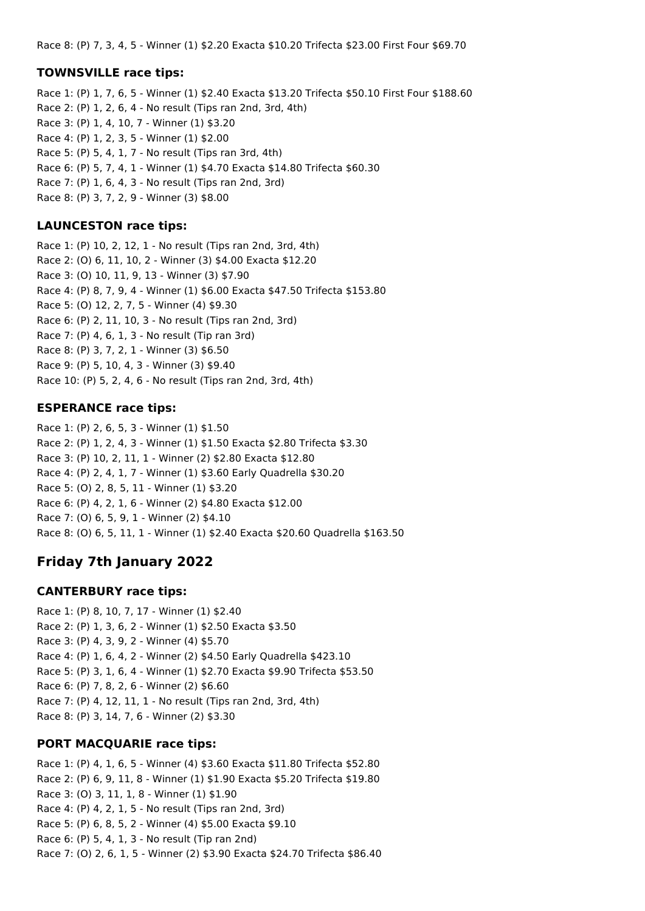Race 8: (P) 7, 3, 4, 5 - Winner (1) $2.20 Exacta $10.20 Trifecta $23.00 First Four $69.70

### TOWNSVILLE race tips:

Race 1: (P) 1, 7, 6, 5 - Winner (1) $2.40 Exacta $13.20 Trifecta $50.10 First Four $188.60
Race 2: (P) 1, 2, 6, 4 - No result (Tips ran 2nd, 3rd, 4th)
Race 3: (P) 1, 4, 10, 7 - Winner (1) $3.20
Race 4: (P) 1, 2, 3, 5 - Winner (1) $2.00
Race 5: (P) 5, 4, 1, 7 - No result (Tips ran 3rd, 4th)
Race 6: (P) 5, 7, 4, 1 - Winner (1) $4.70 Exacta $14.80 Trifecta $60.30
Race 7: (P) 1, 6, 4, 3 - No result (Tips ran 2nd, 3rd)
Race 8: (P) 3, 7, 2, 9 - Winner (3) $8.00

### LAUNCESTON race tips:

Race 1: (P) 10, 2, 12, 1 - No result (Tips ran 2nd, 3rd, 4th)
Race 2: (O) 6, 11, 10, 2 - Winner (3) $4.00 Exacta $12.20
Race 3: (O) 10, 11, 9, 13 - Winner (3) $7.90
Race 4: (P) 8, 7, 9, 4 - Winner (1) $6.00 Exacta $47.50 Trifecta $153.80
Race 5: (O) 12, 2, 7, 5 - Winner (4) $9.30
Race 6: (P) 2, 11, 10, 3 - No result (Tips ran 2nd, 3rd)
Race 7: (P) 4, 6, 1, 3 - No result (Tip ran 3rd)
Race 8: (P) 3, 7, 2, 1 - Winner (3) $6.50
Race 9: (P) 5, 10, 4, 3 - Winner (3) $9.40
Race 10: (P) 5, 2, 4, 6 - No result (Tips ran 2nd, 3rd, 4th)

### ESPERANCE race tips:

Race 1: (P) 2, 6, 5, 3 - Winner (1) $1.50
Race 2: (P) 1, 2, 4, 3 - Winner (1) $1.50 Exacta $2.80 Trifecta $3.30
Race 3: (P) 10, 2, 11, 1 - Winner (2) $2.80 Exacta $12.80
Race 4: (P) 2, 4, 1, 7 - Winner (1) $3.60 Early Quadrella $30.20
Race 5: (O) 2, 8, 5, 11 - Winner (1) $3.20
Race 6: (P) 4, 2, 1, 6 - Winner (2) $4.80 Exacta $12.00
Race 7: (O) 6, 5, 9, 1 - Winner (2) $4.10
Race 8: (O) 6, 5, 11, 1 - Winner (1) $2.40 Exacta $20.60 Quadrella $163.50

## Friday 7th January 2022

### CANTERBURY race tips:

Race 1: (P) 8, 10, 7, 17 - Winner (1) $2.40
Race 2: (P) 1, 3, 6, 2 - Winner (1) $2.50 Exacta $3.50
Race 3: (P) 4, 3, 9, 2 - Winner (4) $5.70
Race 4: (P) 1, 6, 4, 2 - Winner (2) $4.50 Early Quadrella $423.10
Race 5: (P) 3, 1, 6, 4 - Winner (1) $2.70 Exacta $9.90 Trifecta $53.50
Race 6: (P) 7, 8, 2, 6 - Winner (2) $6.60
Race 7: (P) 4, 12, 11, 1 - No result (Tips ran 2nd, 3rd, 4th)
Race 8: (P) 3, 14, 7, 6 - Winner (2) $3.30

### PORT MACQUARIE race tips:

Race 1: (P) 4, 1, 6, 5 - Winner (4) $3.60 Exacta $11.80 Trifecta $52.80
Race 2: (P) 6, 9, 11, 8 - Winner (1) $1.90 Exacta $5.20 Trifecta $19.80
Race 3: (O) 3, 11, 1, 8 - Winner (1) $1.90
Race 4: (P) 4, 2, 1, 5 - No result (Tips ran 2nd, 3rd)
Race 5: (P) 6, 8, 5, 2 - Winner (4) $5.00 Exacta $9.10
Race 6: (P) 5, 4, 1, 3 - No result (Tip ran 2nd)
Race 7: (O) 2, 6, 1, 5 - Winner (2) $3.90 Exacta $24.70 Trifecta $86.40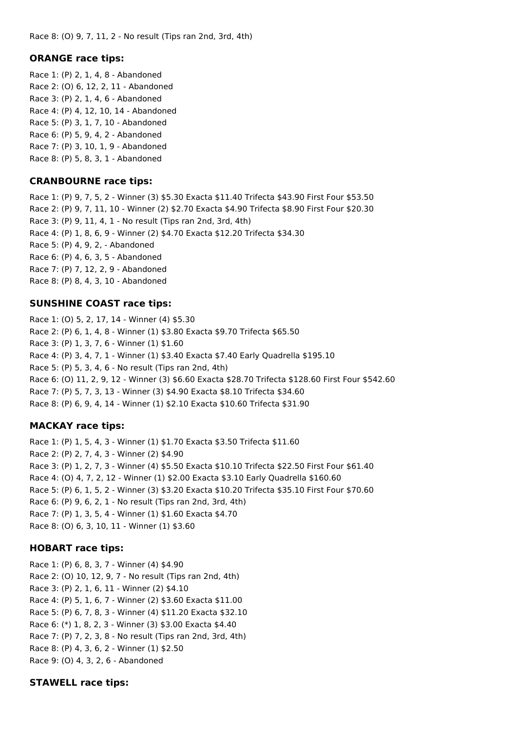Race 8: (O) 9, 7, 11, 2 - No result (Tips ran 2nd, 3rd, 4th)

### ORANGE race tips:

Race 1: (P) 2, 1, 4, 8 - Abandoned
Race 2: (O) 6, 12, 2, 11 - Abandoned
Race 3: (P) 2, 1, 4, 6 - Abandoned
Race 4: (P) 4, 12, 10, 14 - Abandoned
Race 5: (P) 3, 1, 7, 10 - Abandoned
Race 6: (P) 5, 9, 4, 2 - Abandoned
Race 7: (P) 3, 10, 1, 9 - Abandoned
Race 8: (P) 5, 8, 3, 1 - Abandoned

### CRANBOURNE race tips:

Race 1: (P) 9, 7, 5, 2 - Winner (3) $5.30 Exacta $11.40 Trifecta $43.90 First Four $53.50
Race 2: (P) 9, 7, 11, 10 - Winner (2) $2.70 Exacta $4.90 Trifecta $8.90 First Four $20.30
Race 3: (P) 9, 11, 4, 1 - No result (Tips ran 2nd, 3rd, 4th)
Race 4: (P) 1, 8, 6, 9 - Winner (2) $4.70 Exacta $12.20 Trifecta $34.30
Race 5: (P) 4, 9, 2, - Abandoned
Race 6: (P) 4, 6, 3, 5 - Abandoned
Race 7: (P) 7, 12, 2, 9 - Abandoned
Race 8: (P) 8, 4, 3, 10 - Abandoned

### SUNSHINE COAST race tips:

Race 1: (O) 5, 2, 17, 14 - Winner (4) $5.30
Race 2: (P) 6, 1, 4, 8 - Winner (1) $3.80 Exacta $9.70 Trifecta $65.50
Race 3: (P) 1, 3, 7, 6 - Winner (1) $1.60
Race 4: (P) 3, 4, 7, 1 - Winner (1) $3.40 Exacta $7.40 Early Quadrella $195.10
Race 5: (P) 5, 3, 4, 6 - No result (Tips ran 2nd, 4th)
Race 6: (O) 11, 2, 9, 12 - Winner (3) $6.60 Exacta $28.70 Trifecta $128.60 First Four $542.60
Race 7: (P) 5, 7, 3, 13 - Winner (3) $4.90 Exacta $8.10 Trifecta $34.60
Race 8: (P) 6, 9, 4, 14 - Winner (1) $2.10 Exacta $10.60 Trifecta $31.90

### MACKAY race tips:

Race 1: (P) 1, 5, 4, 3 - Winner (1) $1.70 Exacta $3.50 Trifecta $11.60
Race 2: (P) 2, 7, 4, 3 - Winner (2) $4.90
Race 3: (P) 1, 2, 7, 3 - Winner (4) $5.50 Exacta $10.10 Trifecta $22.50 First Four $61.40
Race 4: (O) 4, 7, 2, 12 - Winner (1) $2.00 Exacta $3.10 Early Quadrella $160.60
Race 5: (P) 6, 1, 5, 2 - Winner (3) $3.20 Exacta $10.20 Trifecta $35.10 First Four $70.60
Race 6: (P) 9, 6, 2, 1 - No result (Tips ran 2nd, 3rd, 4th)
Race 7: (P) 1, 3, 5, 4 - Winner (1) $1.60 Exacta $4.70
Race 8: (O) 6, 3, 10, 11 - Winner (1) $3.60

### HOBART race tips:

Race 1: (P) 6, 8, 3, 7 - Winner (4) $4.90
Race 2: (O) 10, 12, 9, 7 - No result (Tips ran 2nd, 4th)
Race 3: (P) 2, 1, 6, 11 - Winner (2) $4.10
Race 4: (P) 5, 1, 6, 7 - Winner (2) $3.60 Exacta $11.00
Race 5: (P) 6, 7, 8, 3 - Winner (4) $11.20 Exacta $32.10
Race 6: (*) 1, 8, 2, 3 - Winner (3) $3.00 Exacta $4.40
Race 7: (P) 7, 2, 3, 8 - No result (Tips ran 2nd, 3rd, 4th)
Race 8: (P) 4, 3, 6, 2 - Winner (1) $2.50
Race 9: (O) 4, 3, 2, 6 - Abandoned

### STAWELL race tips: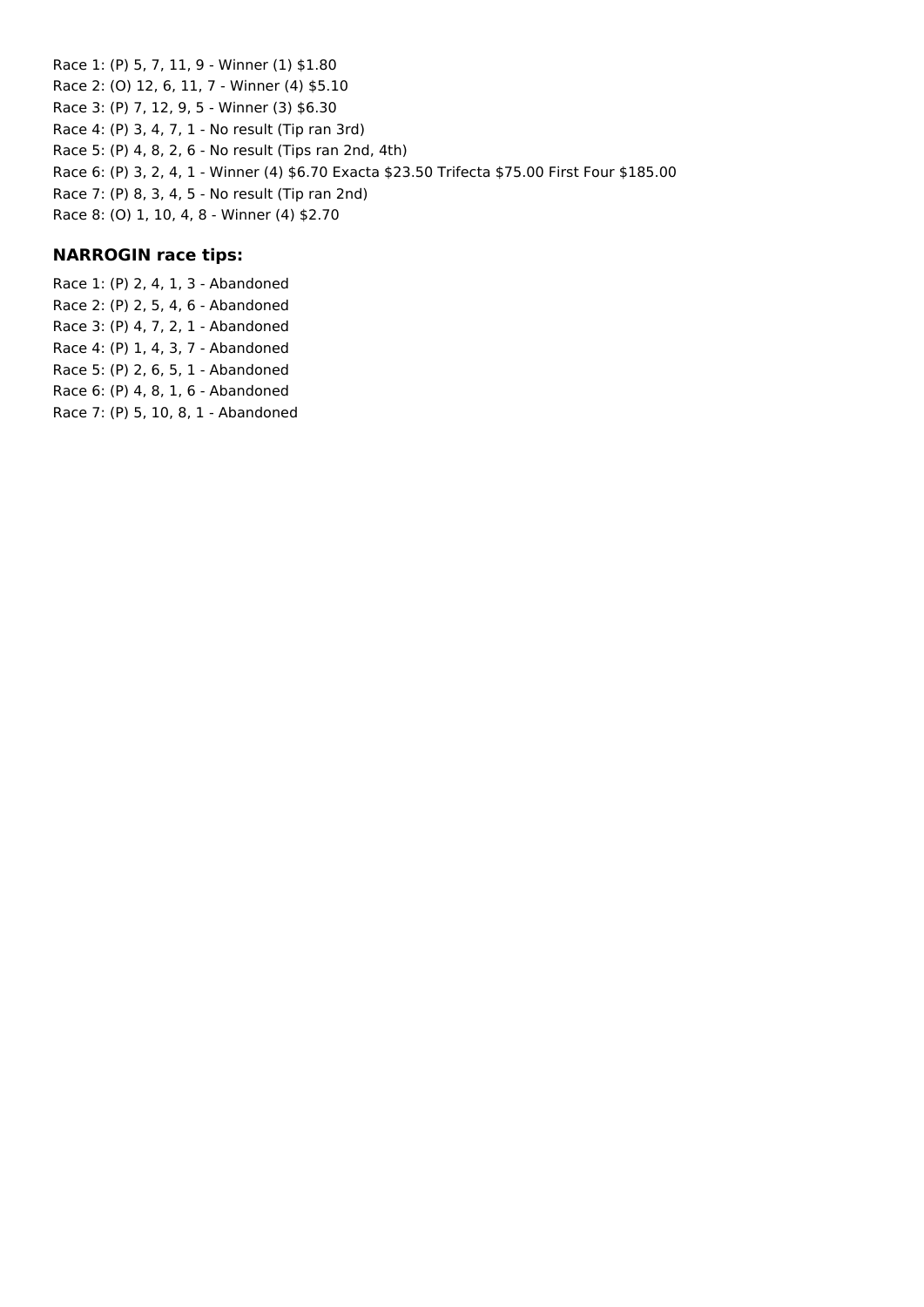Race 1: (P) 5, 7, 11, 9 - Winner (1) $1.80
Race 2: (O) 12, 6, 11, 7 - Winner (4) $5.10
Race 3: (P) 7, 12, 9, 5 - Winner (3) $6.30
Race 4: (P) 3, 4, 7, 1 - No result (Tip ran 3rd)
Race 5: (P) 4, 8, 2, 6 - No result (Tips ran 2nd, 4th)
Race 6: (P) 3, 2, 4, 1 - Winner (4) $6.70 Exacta $23.50 Trifecta $75.00 First Four $185.00
Race 7: (P) 8, 3, 4, 5 - No result (Tip ran 2nd)
Race 8: (O) 1, 10, 4, 8 - Winner (4) $2.70

### NARROGIN race tips:

Race 1: (P) 2, 4, 1, 3 - Abandoned
Race 2: (P) 2, 5, 4, 6 - Abandoned
Race 3: (P) 4, 7, 2, 1 - Abandoned
Race 4: (P) 1, 4, 3, 7 - Abandoned
Race 5: (P) 2, 6, 5, 1 - Abandoned
Race 6: (P) 4, 8, 1, 6 - Abandoned
Race 7: (P) 5, 10, 8, 1 - Abandoned